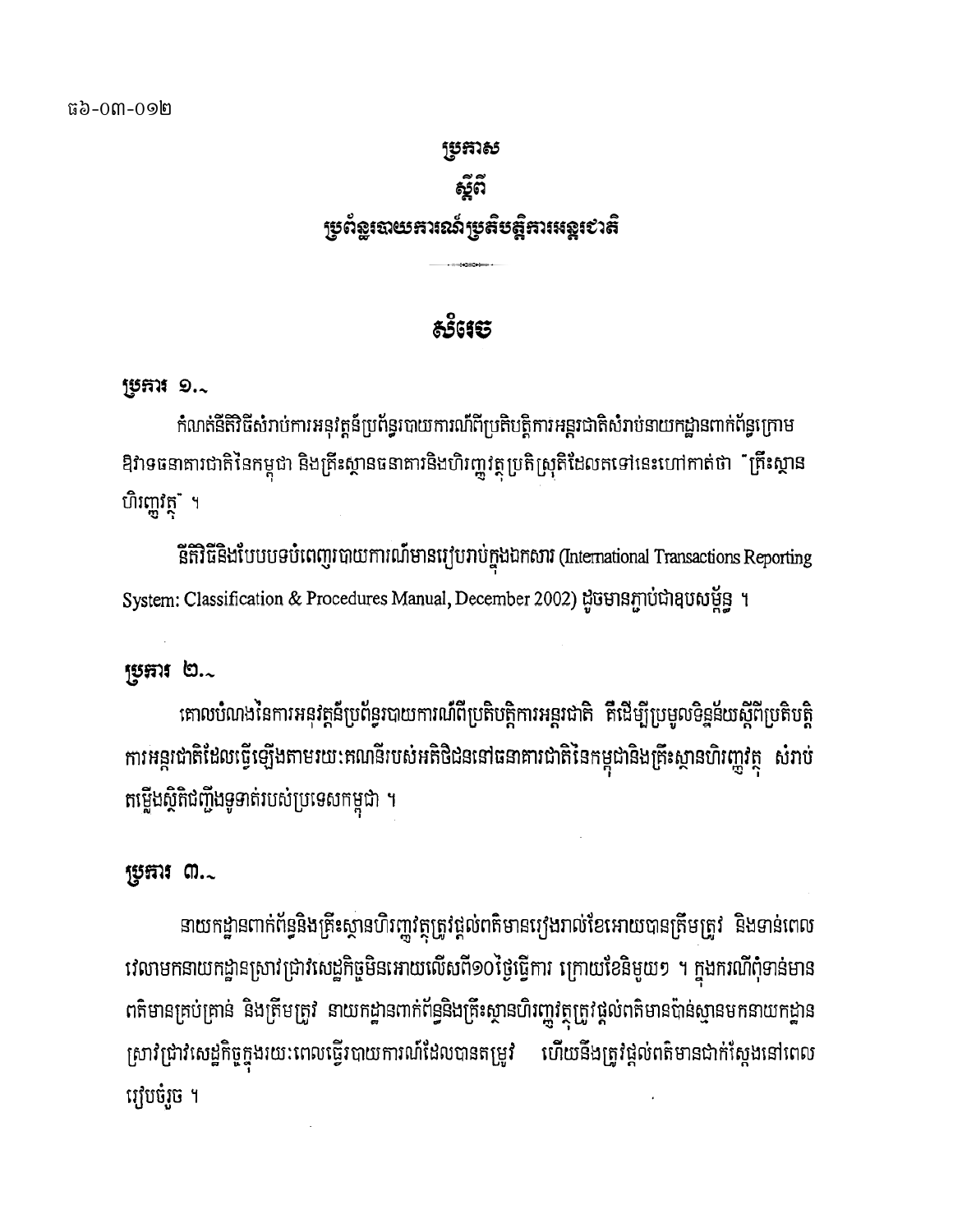ធ៦-០៣-០១២

# ប្រកាស

# ស្តីពី

# ប្រព័ន្ធរបាយការណ៍ប្រតិបត្តិការអន្តរជាតិ

## សំរេច

### ប្រការ ១.-

កំណត់នីតិវិធីសំរាប់ការអនុវត្តន៍ប្រព័ន្ធរបាយការណ៍ពីប្រតិបត្តិការអន្តរជាតិសំរាប់នាយកដ្ឋានពាក់ព័ន្ធក្រោមឱវាទធនាគារជាតិនៃកម្ពុជា និងគ្រឹះស្ថានធនាគារនិងហិរញ្ញវត្ថុប្រតិស្រុតិដែលតទៅនេះហៅកាត់ថា "គ្រឹះស្ថានហិរញ្ញវត្ថុ" ។

នីតិវិធីនិងបែបបទបំពេញរបាយការណ៍មានរៀបរាប់ក្នុងឯកសារ (International Transactions Reporting System: Classification & Procedures Manual, December 2002) ដូចមានភ្ជាប់ជាឧបសម្ព័ន្ធ ។

### ប្រការ ២.-

គោលបំណងនៃការអនុវត្តន៍ប្រព័ន្ធរបាយការណ៍ពីប្រតិបត្តិការអន្តរជាតិ គឺដើម្បីប្រមូលទិន្នន័យស្តីពីប្រតិបត្តិការអន្តរជាតិដែលធ្វើឡើងតាមរយៈគណនីរបស់អតិថិជននៅធនាគារជាតិនៃកម្ពុជានិងគ្រឹះស្ថានហិរញ្ញវត្ថុ សំរាប់តម្លើងស្ថិតិជញ្ជីងទូទាត់របស់ប្រទេសកម្ពុជា ។

### ប្រការ ៣.-

នាយកដ្ឋានពាក់ព័ន្ធនិងគ្រឹះស្ថានហិរញ្ញវត្ថុត្រូវផ្តល់ពត៌មានរៀងរាល់ខែអោយបានត្រឹមត្រូវ និងទាន់ពេលវេលាមកនាយកដ្ឋានស្រាវជ្រាវសេដ្ឋកិច្ចមិនអោយលើសពី១០ថ្ងៃធ្វើការ ក្រោយខែនិមួយៗ ។ ក្នុងករណីពុំទាន់មានពត៌មានគ្រប់គ្រាន់ និងត្រឹមត្រូវ នាយកដ្ឋានពាក់ព័ន្ធនិងគ្រឹះស្ថានហិរញ្ញវត្ថុត្រូវផ្តល់ពត៌មានប៉ាន់ស្មានមកនាយកដ្ឋានស្រាវជ្រាវសេដ្ឋកិច្ចក្នុងរយៈពេលធ្វើរបាយការណ៍ដែលបានតម្រូវ ហើយនឹងត្រូវផ្តល់ពត៌មានជាក់ស្តែងនៅពេលរៀបចំរួច ។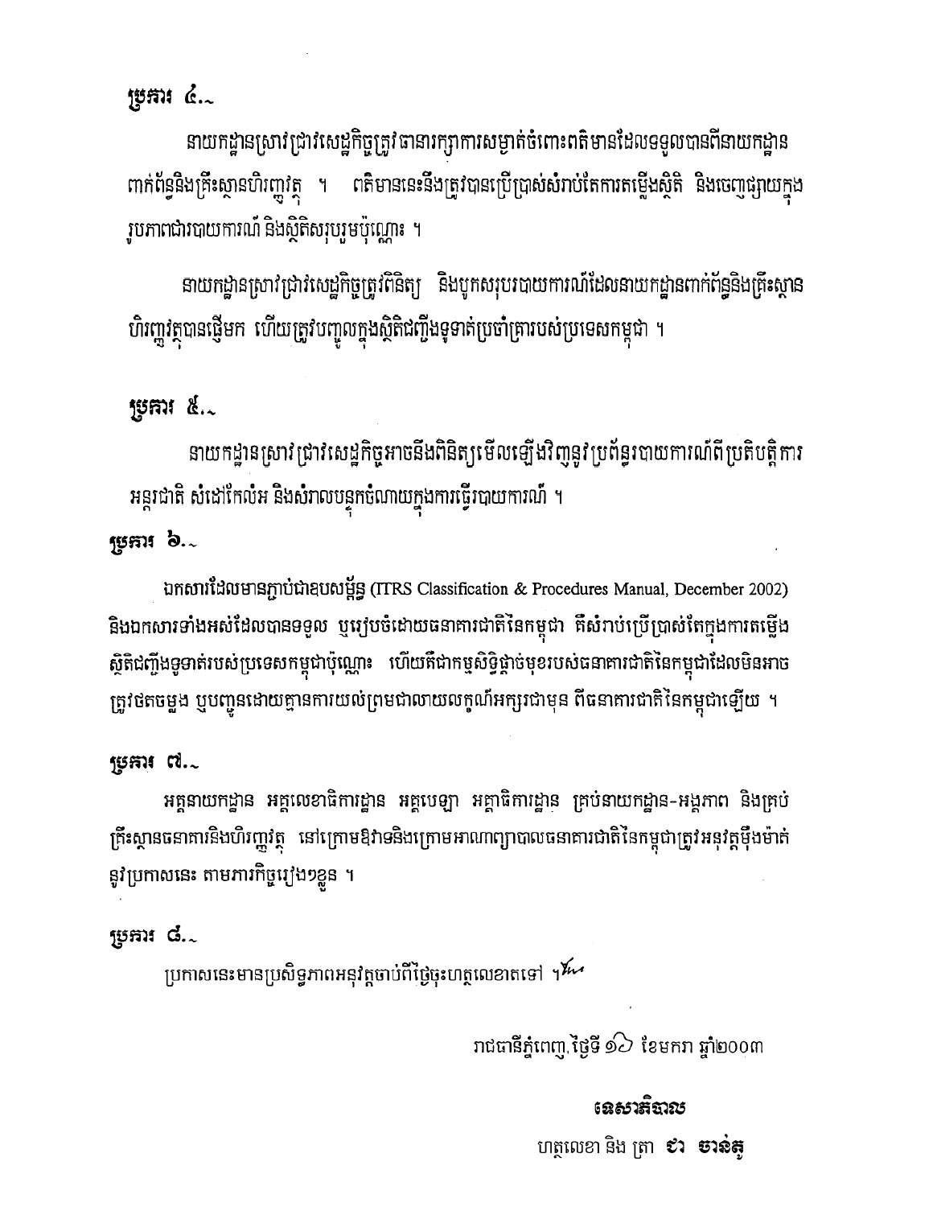**ប្រការ ៤.-**

នាយកដ្ឋានស្រាវជ្រាវសេដ្ឋកិច្ចត្រូវធានារក្សាការសម្ងាត់ចំពោះពត៌មានដែលទទួលបានពីនាយកដ្ឋានពាក់ព័ន្ធនិងគ្រឹះស្ថានហិរញ្ញវត្ថុ ។ ពត៌មាននេះនឹងត្រូវបានប្រើប្រាស់សំរាប់តែការតម្លើងស្ថិតិ និងចេញផ្សាយក្នុងរូបភាពជារបាយការណ៍ និងស្ថិតិសរុបរួមប៉ុណ្ណោះ ។

នាយកដ្ឋានស្រាវជ្រាវសេដ្ឋកិច្ចត្រូវពិនិត្យ និងបូកសរុបរបាយការណ៍ដែលនាយកដ្ឋានពាក់ព័ន្ធនិងគ្រឹះស្ថានហិរញ្ញវត្ថុបានផ្ញើមក ហើយត្រូវបញ្ចូលក្នុងស្ថិតិជញ្ជីងទូទាត់ប្រចាំគ្រារបស់ប្រទេសកម្ពុជា ។

**ប្រការ ៥.-**

នាយកដ្ឋានស្រាវជ្រាវសេដ្ឋកិច្ចអាចនឹងពិនិត្យមើលឡើងវិញនូវប្រព័ន្ធរបាយការណ៍ពីប្រតិបត្តិការអន្តរជាតិ សំដៅកែលំអ និងសំរាលបន្ទុកចំណាយក្នុងការធ្វើរបាយការណ៍ ។

**ប្រការ ៦.-**

ឯកសារដែលមានភ្ជាប់ជាឧបសម្ព័ន្ធ (ITRS Classification & Procedures Manual, December 2002) និងឯកសារទាំងអស់ដែលបានទទួល ឬរៀបចំដោយធនាគារជាតិនៃកម្ពុជា គឺសំរាប់ប្រើប្រាស់តែក្នុងការតម្លើងស្ថិតិជញ្ជីងទូទាត់របស់ប្រទេសកម្ពុជាប៉ុណ្ណោះ ហើយគឺជាកម្មសិទ្ធិផ្តាច់មុខរបស់ធនាគារជាតិនៃកម្ពុជាដែលមិនអាចត្រូវថតចម្លង ឬបញ្ជូនដោយគ្មានការយល់ព្រមជាលាយលក្ខណ៍អក្សរជាមុន ពីធនាគារជាតិនៃកម្ពុជាឡើយ ។

**ប្រការ ៧.-**

អគ្គនាយកដ្ឋាន អគ្គលេខាធិការដ្ឋាន អគ្គបេឡា អគ្គាធិការដ្ឋាន គ្រប់នាយកដ្ឋាន-អង្គភាព និងគ្រប់គ្រឹះស្ថានធនាគារនិងហិរញ្ញវត្ថុ នៅក្រោមឱវាទនិងក្រោមអាណាព្យាបាលធនាគារជាតិនៃកម្ពុជាត្រូវអនុវត្តម៉ឺងម៉ាត់នូវប្រកាសនេះ តាមភារកិច្ចរៀងៗខ្លួន ។

**ប្រការ ៨.-**

ប្រកាសនេះមានប្រសិទ្ធភាពអនុវត្តចាប់ពីថ្ងៃចុះហត្ថលេខាតទៅ ។

រាជធានីភ្នំពេញ ថ្ងៃទី ១៦ ខែមករា ឆ្នាំ២០០៣

**ទេសាភិបាល**

ហត្ថលេខា និង ត្រា **ជា ចាន់តូ**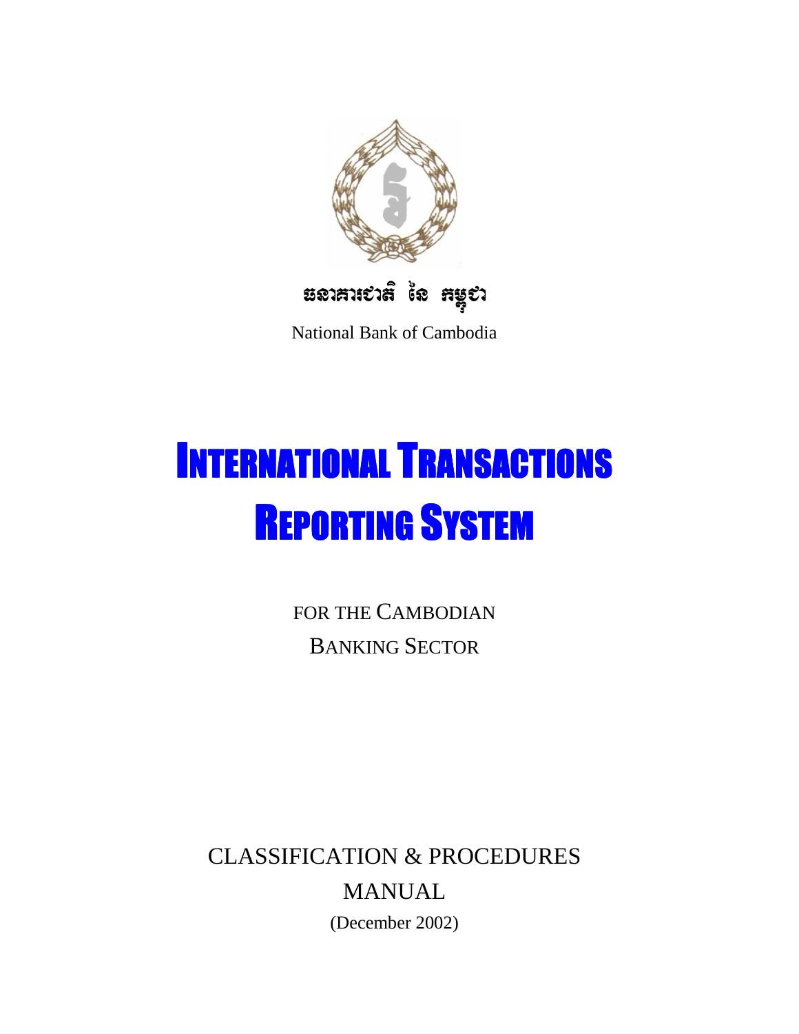ធនាគារជាតិ នៃ កម្ពុជា

National Bank of Cambodia

# INTERNATIONAL TRANSACTIONS REPORTING SYSTEM

FOR THE CAMBODIAN BANKING SECTOR

CLASSIFICATION & PROCEDURES MANUAL

(December 2002)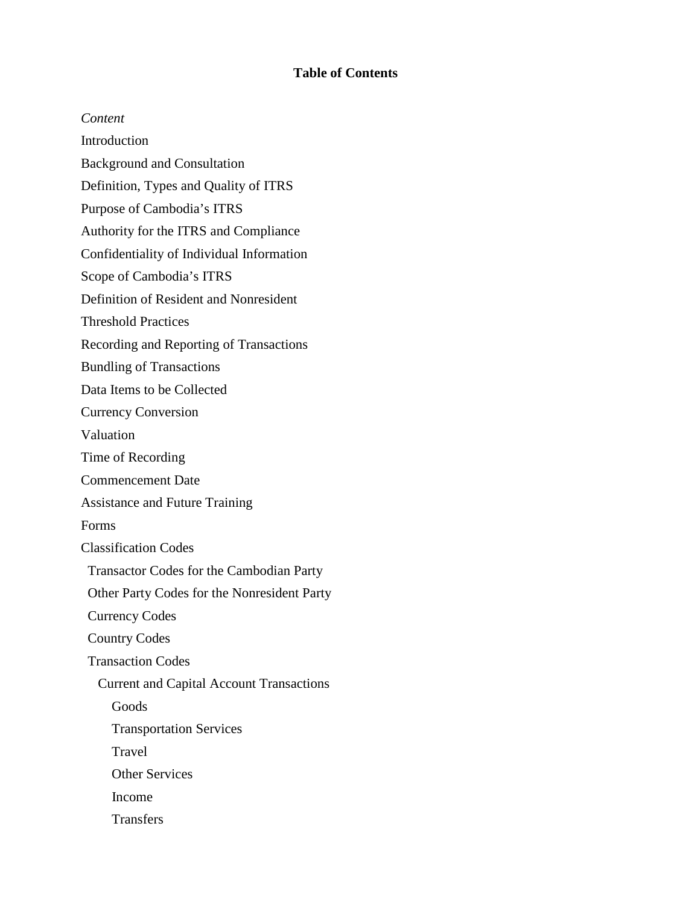# Table of Contents

*Content*

Introduction

Background and Consultation

Definition, Types and Quality of ITRS

Purpose of Cambodia's ITRS

Authority for the ITRS and Compliance

Confidentiality of Individual Information

Scope of Cambodia's ITRS

Definition of Resident and Nonresident

Threshold Practices

Recording and Reporting of Transactions

Bundling of Transactions

Data Items to be Collected

Currency Conversion

Valuation

Time of Recording

Commencement Date

Assistance and Future Training

Forms

Classification Codes

- Transactor Codes for the Cambodian Party
- Other Party Codes for the Nonresident Party
- Currency Codes
- Country Codes
- Transaction Codes
    - Current and Capital Account Transactions
        - Goods
        - Transportation Services
        - Travel
        - Other Services
        - Income
        - Transfers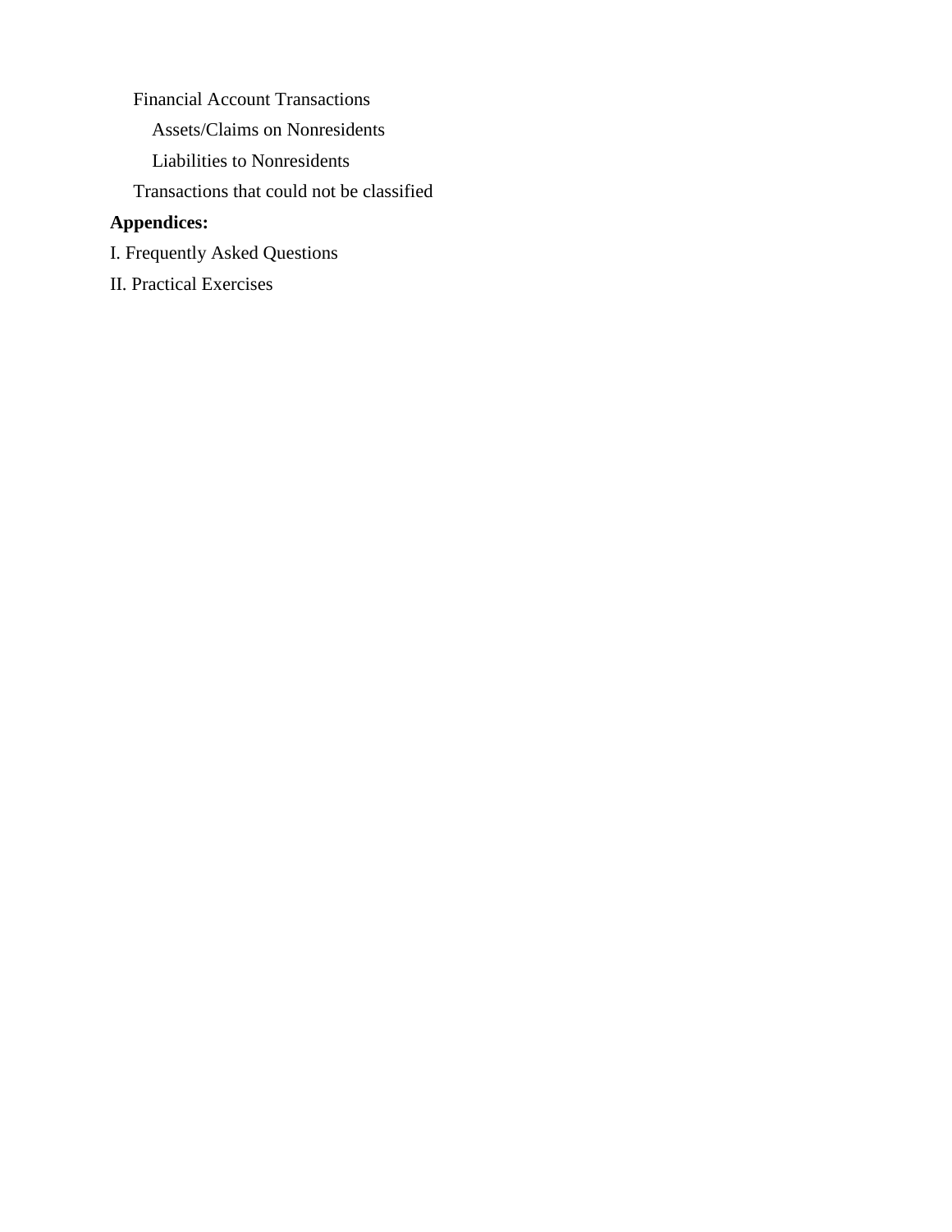- Financial Account Transactions
    - Assets/Claims on Nonresidents
    - Liabilities to Nonresidents
- Transactions that could not be classified

**Appendices:**

I. Frequently Asked Questions

II. Practical Exercises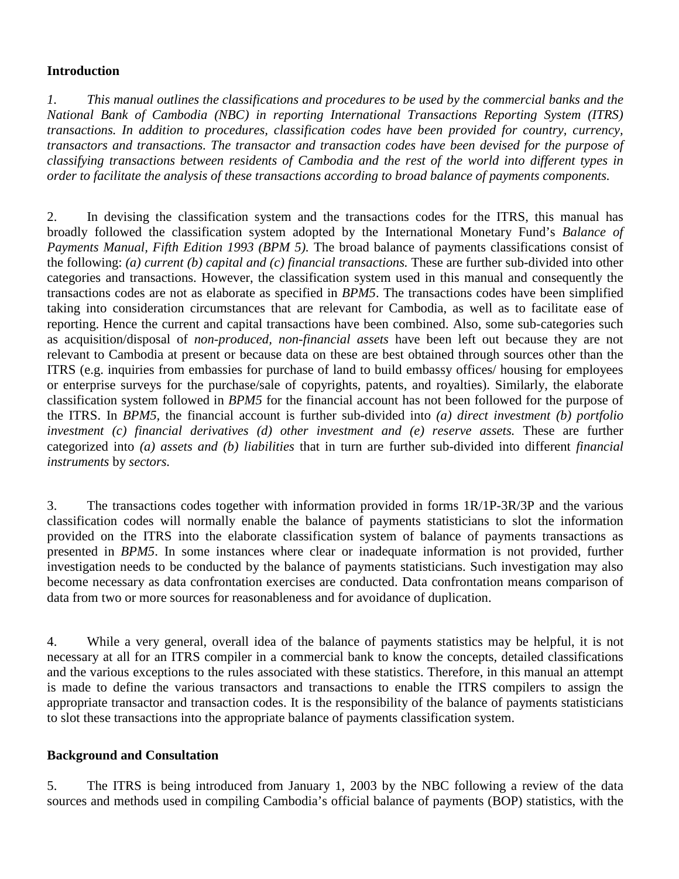**Introduction**

*1. This manual outlines the classifications and procedures to be used by the commercial banks and the National Bank of Cambodia (NBC) in reporting International Transactions Reporting System (ITRS) transactions. In addition to procedures, classification codes have been provided for country, currency, transactors and transactions. The transactor and transaction codes have been devised for the purpose of classifying transactions between residents of Cambodia and the rest of the world into different types in order to facilitate the analysis of these transactions according to broad balance of payments components.*

2. In devising the classification system and the transactions codes for the ITRS, this manual has broadly followed the classification system adopted by the International Monetary Fund's *Balance of Payments Manual, Fifth Edition 1993 (BPM 5).* The broad balance of payments classifications consist of the following: *(a) current (b) capital and (c) financial transactions.* These are further sub-divided into other categories and transactions. However, the classification system used in this manual and consequently the transactions codes are not as elaborate as specified in *BPM5*. The transactions codes have been simplified taking into consideration circumstances that are relevant for Cambodia, as well as to facilitate ease of reporting. Hence the current and capital transactions have been combined. Also, some sub-categories such as acquisition/disposal of *non-produced, non-financial assets* have been left out because they are not relevant to Cambodia at present or because data on these are best obtained through sources other than the ITRS (e.g. inquiries from embassies for purchase of land to build embassy offices/ housing for employees or enterprise surveys for the purchase/sale of copyrights, patents, and royalties). Similarly, the elaborate classification system followed in *BPM5* for the financial account has not been followed for the purpose of the ITRS. In *BPM5,* the financial account is further sub-divided into *(a) direct investment (b) portfolio investment (c) financial derivatives (d) other investment and (e) reserve assets.* These are further categorized into *(a) assets and (b) liabilities* that in turn are further sub-divided into different *financial instruments* by *sectors.*

3. The transactions codes together with information provided in forms 1R/1P-3R/3P and the various classification codes will normally enable the balance of payments statisticians to slot the information provided on the ITRS into the elaborate classification system of balance of payments transactions as presented in *BPM5*. In some instances where clear or inadequate information is not provided, further investigation needs to be conducted by the balance of payments statisticians. Such investigation may also become necessary as data confrontation exercises are conducted. Data confrontation means comparison of data from two or more sources for reasonableness and for avoidance of duplication.

4. While a very general, overall idea of the balance of payments statistics may be helpful, it is not necessary at all for an ITRS compiler in a commercial bank to know the concepts, detailed classifications and the various exceptions to the rules associated with these statistics. Therefore, in this manual an attempt is made to define the various transactors and transactions to enable the ITRS compilers to assign the appropriate transactor and transaction codes. It is the responsibility of the balance of payments statisticians to slot these transactions into the appropriate balance of payments classification system.

**Background and Consultation**

5. The ITRS is being introduced from January 1, 2003 by the NBC following a review of the data sources and methods used in compiling Cambodia's official balance of payments (BOP) statistics, with the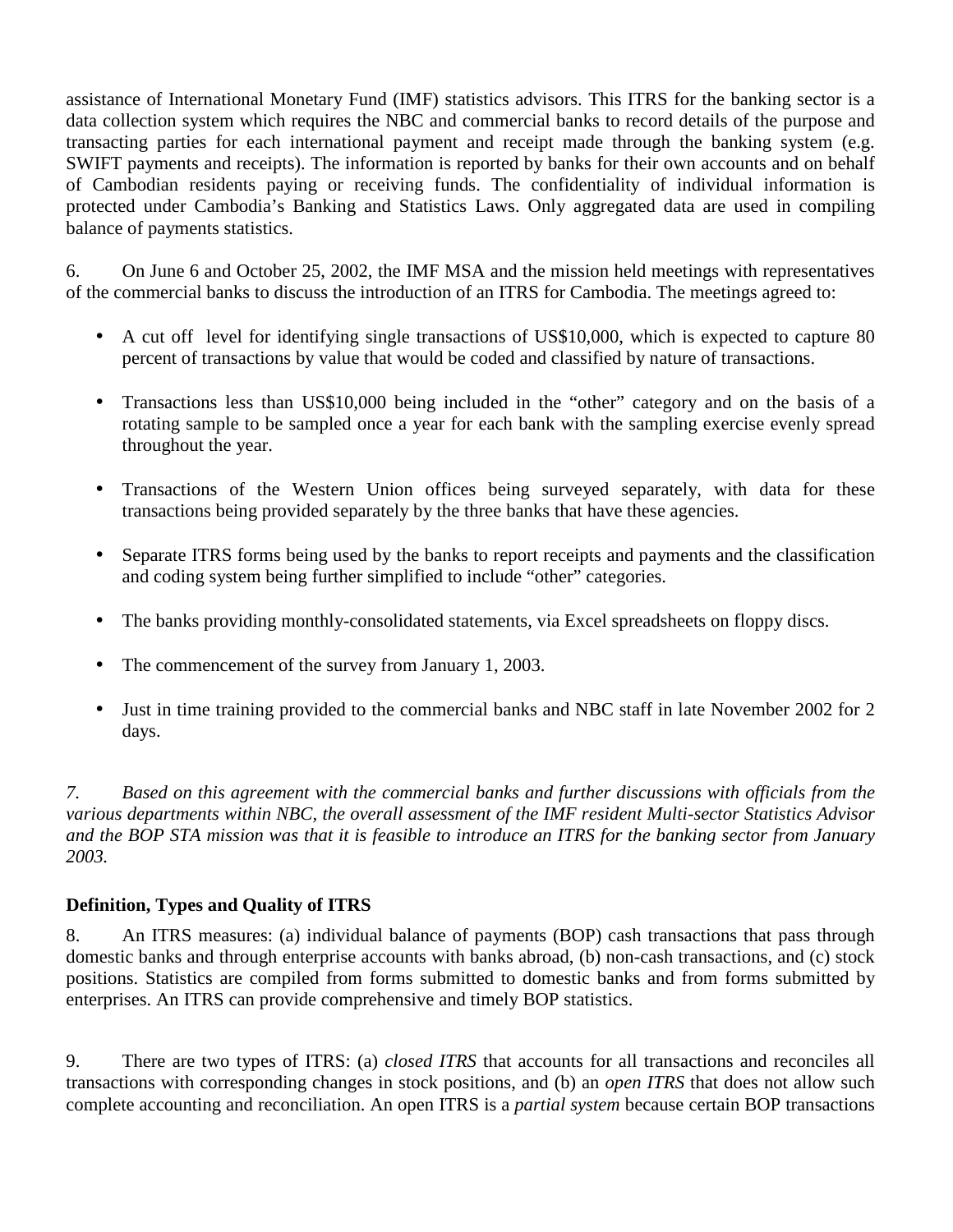assistance of International Monetary Fund (IMF) statistics advisors. This ITRS for the banking sector is a data collection system which requires the NBC and commercial banks to record details of the purpose and transacting parties for each international payment and receipt made through the banking system (e.g. SWIFT payments and receipts). The information is reported by banks for their own accounts and on behalf of Cambodian residents paying or receiving funds. The confidentiality of individual information is protected under Cambodia's Banking and Statistics Laws. Only aggregated data are used in compiling balance of payments statistics.

6. On June 6 and October 25, 2002, the IMF MSA and the mission held meetings with representatives of the commercial banks to discuss the introduction of an ITRS for Cambodia. The meetings agreed to:

- A cut off level for identifying single transactions of US$10,000, which is expected to capture 80 percent of transactions by value that would be coded and classified by nature of transactions.
- Transactions less than US$10,000 being included in the "other" category and on the basis of a rotating sample to be sampled once a year for each bank with the sampling exercise evenly spread throughout the year.
- Transactions of the Western Union offices being surveyed separately, with data for these transactions being provided separately by the three banks that have these agencies.
- Separate ITRS forms being used by the banks to report receipts and payments and the classification and coding system being further simplified to include "other" categories.
- The banks providing monthly-consolidated statements, via Excel spreadsheets on floppy discs.
- The commencement of the survey from January 1, 2003.
- Just in time training provided to the commercial banks and NBC staff in late November 2002 for 2 days.

*7. Based on this agreement with the commercial banks and further discussions with officials from the various departments within NBC, the overall assessment of the IMF resident Multi-sector Statistics Advisor and the BOP STA mission was that it is feasible to introduce an ITRS for the banking sector from January 2003.*

**Definition, Types and Quality of ITRS**

8. An ITRS measures: (a) individual balance of payments (BOP) cash transactions that pass through domestic banks and through enterprise accounts with banks abroad, (b) non-cash transactions, and (c) stock positions. Statistics are compiled from forms submitted to domestic banks and from forms submitted by enterprises. An ITRS can provide comprehensive and timely BOP statistics.

9. There are two types of ITRS: (a) *closed ITRS* that accounts for all transactions and reconciles all transactions with corresponding changes in stock positions, and (b) an *open ITRS* that does not allow such complete accounting and reconciliation. An open ITRS is a *partial system* because certain BOP transactions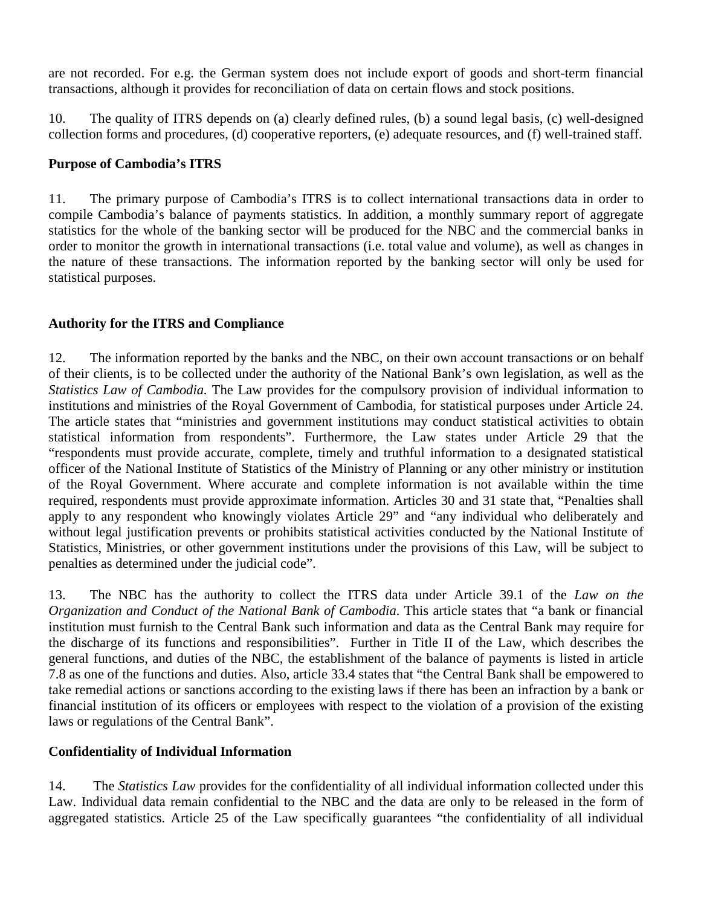are not recorded. For e.g. the German system does not include export of goods and short-term financial transactions, although it provides for reconciliation of data on certain flows and stock positions.

10. The quality of ITRS depends on (a) clearly defined rules, (b) a sound legal basis, (c) well-designed collection forms and procedures, (d) cooperative reporters, (e) adequate resources, and (f) well-trained staff.

**Purpose of Cambodia's ITRS**

11. The primary purpose of Cambodia's ITRS is to collect international transactions data in order to compile Cambodia's balance of payments statistics. In addition, a monthly summary report of aggregate statistics for the whole of the banking sector will be produced for the NBC and the commercial banks in order to monitor the growth in international transactions (i.e. total value and volume), as well as changes in the nature of these transactions. The information reported by the banking sector will only be used for statistical purposes.

**Authority for the ITRS and Compliance**

12. The information reported by the banks and the NBC, on their own account transactions or on behalf of their clients, is to be collected under the authority of the National Bank's own legislation, as well as the *Statistics Law of Cambodia.* The Law provides for the compulsory provision of individual information to institutions and ministries of the Royal Government of Cambodia, for statistical purposes under Article 24. The article states that "ministries and government institutions may conduct statistical activities to obtain statistical information from respondents". Furthermore, the Law states under Article 29 that the "respondents must provide accurate, complete, timely and truthful information to a designated statistical officer of the National Institute of Statistics of the Ministry of Planning or any other ministry or institution of the Royal Government. Where accurate and complete information is not available within the time required, respondents must provide approximate information. Articles 30 and 31 state that, "Penalties shall apply to any respondent who knowingly violates Article 29" and "any individual who deliberately and without legal justification prevents or prohibits statistical activities conducted by the National Institute of Statistics, Ministries, or other government institutions under the provisions of this Law, will be subject to penalties as determined under the judicial code".

13. The NBC has the authority to collect the ITRS data under Article 39.1 of the *Law on the Organization and Conduct of the National Bank of Cambodia*. This article states that "a bank or financial institution must furnish to the Central Bank such information and data as the Central Bank may require for the discharge of its functions and responsibilities". Further in Title II of the Law, which describes the general functions, and duties of the NBC, the establishment of the balance of payments is listed in article 7.8 as one of the functions and duties. Also, article 33.4 states that "the Central Bank shall be empowered to take remedial actions or sanctions according to the existing laws if there has been an infraction by a bank or financial institution of its officers or employees with respect to the violation of a provision of the existing laws or regulations of the Central Bank".

**Confidentiality of Individual Information**

14. The *Statistics Law* provides for the confidentiality of all individual information collected under this Law. Individual data remain confidential to the NBC and the data are only to be released in the form of aggregated statistics. Article 25 of the Law specifically guarantees "the confidentiality of all individual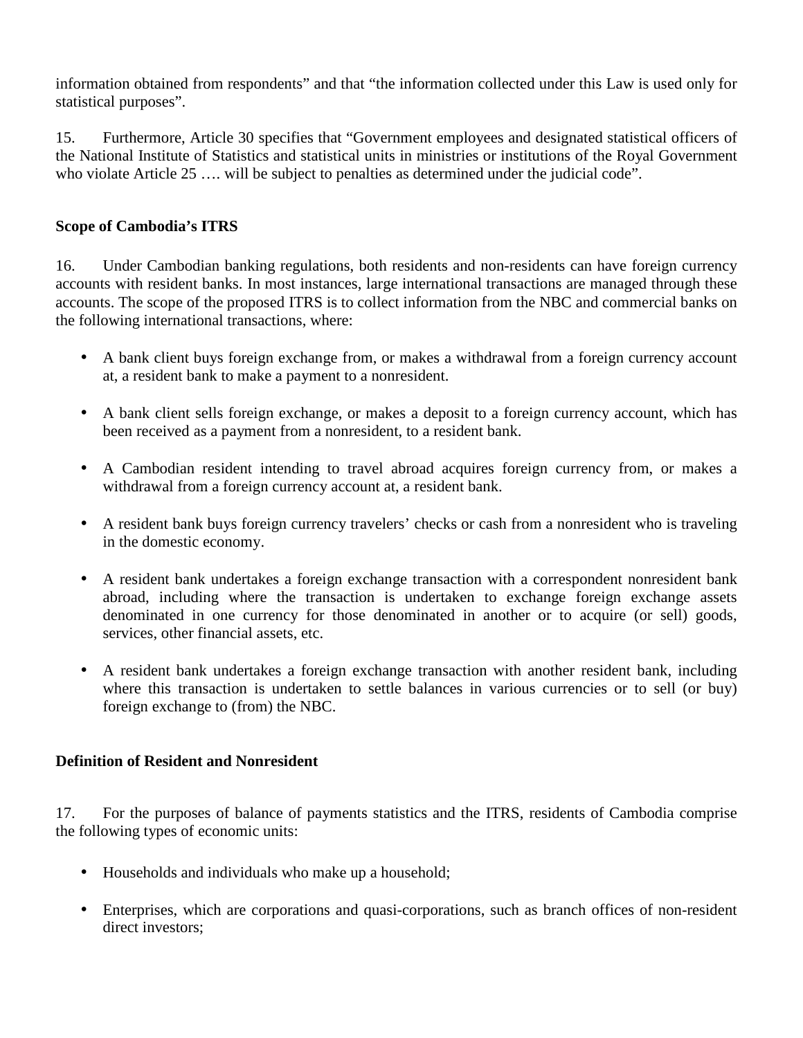information obtained from respondents" and that "the information collected under this Law is used only for statistical purposes".

15. Furthermore, Article 30 specifies that "Government employees and designated statistical officers of the National Institute of Statistics and statistical units in ministries or institutions of the Royal Government who violate Article 25 …. will be subject to penalties as determined under the judicial code".

**Scope of Cambodia's ITRS**

16. Under Cambodian banking regulations, both residents and non-residents can have foreign currency accounts with resident banks. In most instances, large international transactions are managed through these accounts. The scope of the proposed ITRS is to collect information from the NBC and commercial banks on the following international transactions, where:

- A bank client buys foreign exchange from, or makes a withdrawal from a foreign currency account at, a resident bank to make a payment to a nonresident.
- A bank client sells foreign exchange, or makes a deposit to a foreign currency account, which has been received as a payment from a nonresident, to a resident bank.
- A Cambodian resident intending to travel abroad acquires foreign currency from, or makes a withdrawal from a foreign currency account at, a resident bank.
- A resident bank buys foreign currency travelers' checks or cash from a nonresident who is traveling in the domestic economy.
- A resident bank undertakes a foreign exchange transaction with a correspondent nonresident bank abroad, including where the transaction is undertaken to exchange foreign exchange assets denominated in one currency for those denominated in another or to acquire (or sell) goods, services, other financial assets, etc.
- A resident bank undertakes a foreign exchange transaction with another resident bank, including where this transaction is undertaken to settle balances in various currencies or to sell (or buy) foreign exchange to (from) the NBC.

**Definition of Resident and Nonresident**

17. For the purposes of balance of payments statistics and the ITRS, residents of Cambodia comprise the following types of economic units:

- Households and individuals who make up a household;
- Enterprises, which are corporations and quasi-corporations, such as branch offices of non-resident direct investors;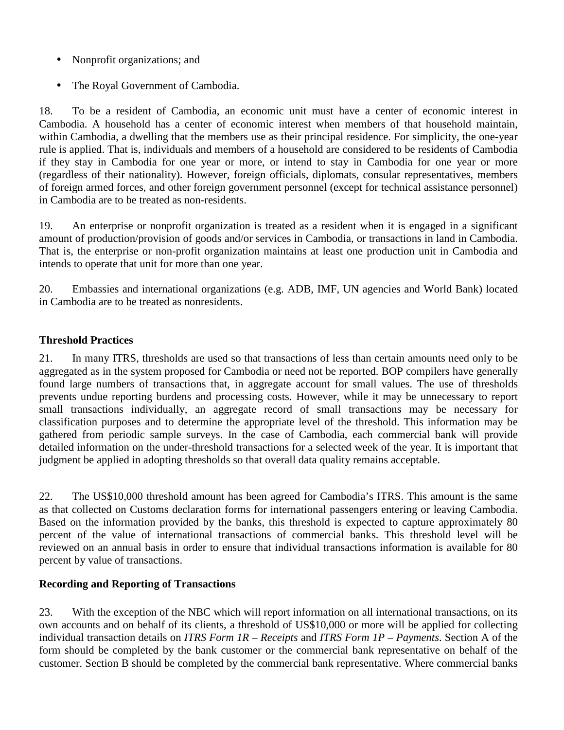- Nonprofit organizations; and
- The Royal Government of Cambodia.

18. To be a resident of Cambodia, an economic unit must have a center of economic interest in Cambodia. A household has a center of economic interest when members of that household maintain, within Cambodia, a dwelling that the members use as their principal residence. For simplicity, the one-year rule is applied. That is, individuals and members of a household are considered to be residents of Cambodia if they stay in Cambodia for one year or more, or intend to stay in Cambodia for one year or more (regardless of their nationality). However, foreign officials, diplomats, consular representatives, members of foreign armed forces, and other foreign government personnel (except for technical assistance personnel) in Cambodia are to be treated as non-residents.

19. An enterprise or nonprofit organization is treated as a resident when it is engaged in a significant amount of production/provision of goods and/or services in Cambodia, or transactions in land in Cambodia. That is, the enterprise or non-profit organization maintains at least one production unit in Cambodia and intends to operate that unit for more than one year.

20. Embassies and international organizations (e.g. ADB, IMF, UN agencies and World Bank) located in Cambodia are to be treated as nonresidents.

**Threshold Practices**

21. In many ITRS, thresholds are used so that transactions of less than certain amounts need only to be aggregated as in the system proposed for Cambodia or need not be reported. BOP compilers have generally found large numbers of transactions that, in aggregate account for small values. The use of thresholds prevents undue reporting burdens and processing costs. However, while it may be unnecessary to report small transactions individually, an aggregate record of small transactions may be necessary for classification purposes and to determine the appropriate level of the threshold. This information may be gathered from periodic sample surveys. In the case of Cambodia, each commercial bank will provide detailed information on the under-threshold transactions for a selected week of the year. It is important that judgment be applied in adopting thresholds so that overall data quality remains acceptable.

22. The US$10,000 threshold amount has been agreed for Cambodia's ITRS. This amount is the same as that collected on Customs declaration forms for international passengers entering or leaving Cambodia. Based on the information provided by the banks, this threshold is expected to capture approximately 80 percent of the value of international transactions of commercial banks. This threshold level will be reviewed on an annual basis in order to ensure that individual transactions information is available for 80 percent by value of transactions.

**Recording and Reporting of Transactions**

23. With the exception of the NBC which will report information on all international transactions, on its own accounts and on behalf of its clients, a threshold of US$10,000 or more will be applied for collecting individual transaction details on *ITRS Form 1R – Receipts* and *ITRS Form 1P – Payments*. Section A of the form should be completed by the bank customer or the commercial bank representative on behalf of the customer. Section B should be completed by the commercial bank representative. Where commercial banks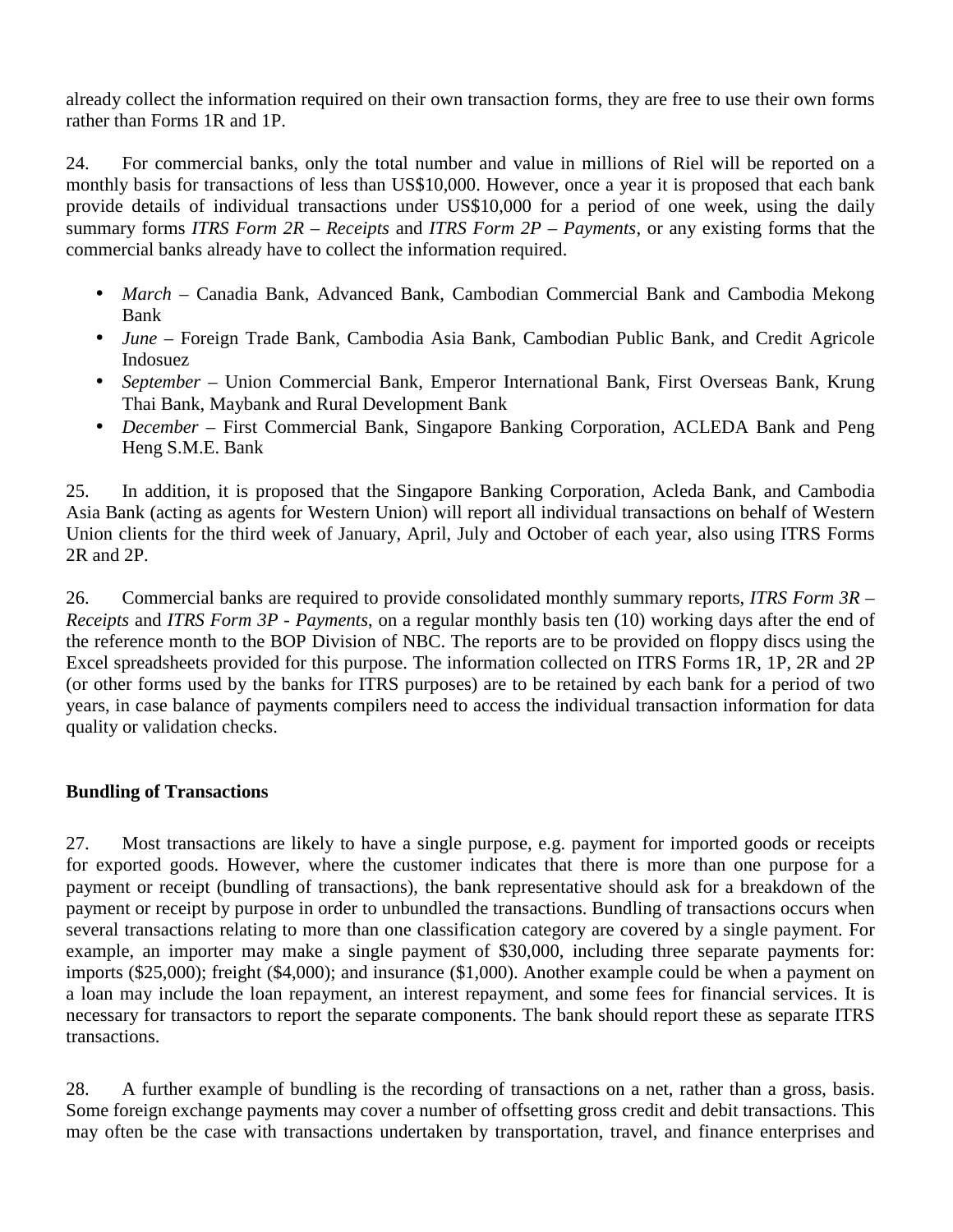already collect the information required on their own transaction forms, they are free to use their own forms rather than Forms 1R and 1P.

24. For commercial banks, only the total number and value in millions of Riel will be reported on a monthly basis for transactions of less than US$10,000. However, once a year it is proposed that each bank provide details of individual transactions under US$10,000 for a period of one week, using the daily summary forms *ITRS Form 2R – Receipts* and *ITRS Form 2P – Payments*, or any existing forms that the commercial banks already have to collect the information required.

- *March* – Canadia Bank, Advanced Bank, Cambodian Commercial Bank and Cambodia Mekong Bank
- *June* – Foreign Trade Bank, Cambodia Asia Bank, Cambodian Public Bank, and Credit Agricole Indosuez
- *September* – Union Commercial Bank, Emperor International Bank, First Overseas Bank, Krung Thai Bank, Maybank and Rural Development Bank
- *December* – First Commercial Bank, Singapore Banking Corporation, ACLEDA Bank and Peng Heng S.M.E. Bank

25. In addition, it is proposed that the Singapore Banking Corporation, Acleda Bank, and Cambodia Asia Bank (acting as agents for Western Union) will report all individual transactions on behalf of Western Union clients for the third week of January, April, July and October of each year, also using ITRS Forms 2R and 2P.

26. Commercial banks are required to provide consolidated monthly summary reports, *ITRS Form 3R – Receipts* and *ITRS Form 3P - Payments*, on a regular monthly basis ten (10) working days after the end of the reference month to the BOP Division of NBC. The reports are to be provided on floppy discs using the Excel spreadsheets provided for this purpose. The information collected on ITRS Forms 1R, 1P, 2R and 2P (or other forms used by the banks for ITRS purposes) are to be retained by each bank for a period of two years, in case balance of payments compilers need to access the individual transaction information for data quality or validation checks.

**Bundling of Transactions**

27. Most transactions are likely to have a single purpose, e.g. payment for imported goods or receipts for exported goods. However, where the customer indicates that there is more than one purpose for a payment or receipt (bundling of transactions), the bank representative should ask for a breakdown of the payment or receipt by purpose in order to unbundled the transactions. Bundling of transactions occurs when several transactions relating to more than one classification category are covered by a single payment. For example, an importer may make a single payment of $30,000, including three separate payments for: imports ($25,000); freight ($4,000); and insurance ($1,000). Another example could be when a payment on a loan may include the loan repayment, an interest repayment, and some fees for financial services. It is necessary for transactors to report the separate components. The bank should report these as separate ITRS transactions.

28. A further example of bundling is the recording of transactions on a net, rather than a gross, basis. Some foreign exchange payments may cover a number of offsetting gross credit and debit transactions. This may often be the case with transactions undertaken by transportation, travel, and finance enterprises and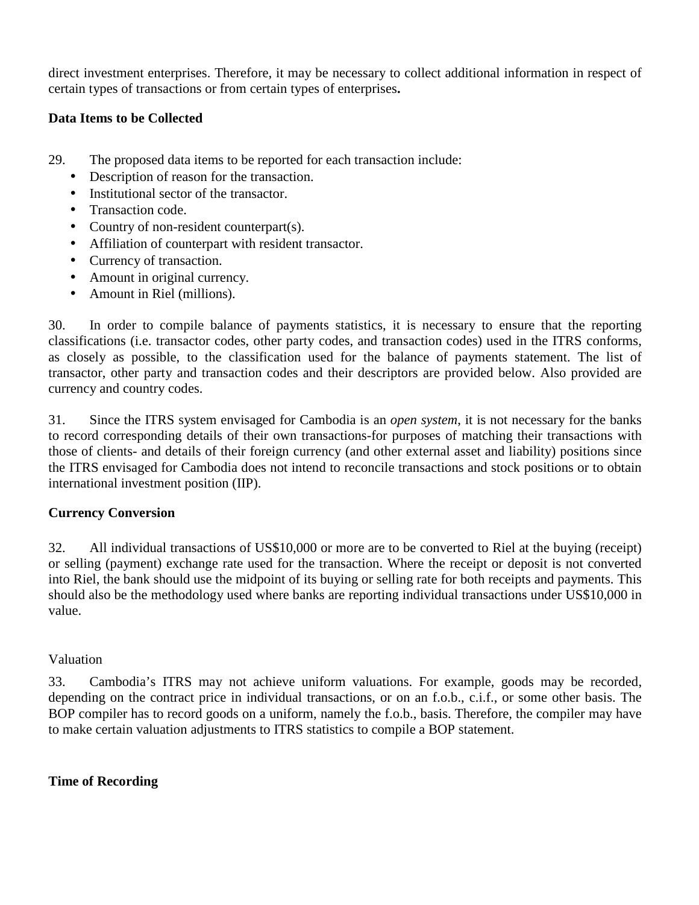direct investment enterprises. Therefore, it may be necessary to collect additional information in respect of certain types of transactions or from certain types of enterprises**.**

**Data Items to be Collected**

29. The proposed data items to be reported for each transaction include:

- Description of reason for the transaction.
- Institutional sector of the transactor.
- Transaction code.
- Country of non-resident counterpart(s).
- Affiliation of counterpart with resident transactor.
- Currency of transaction.
- Amount in original currency.
- Amount in Riel (millions).

30. In order to compile balance of payments statistics, it is necessary to ensure that the reporting classifications (i.e. transactor codes, other party codes, and transaction codes) used in the ITRS conforms, as closely as possible, to the classification used for the balance of payments statement. The list of transactor, other party and transaction codes and their descriptors are provided below. Also provided are currency and country codes.

31. Since the ITRS system envisaged for Cambodia is an *open system*, it is not necessary for the banks to record corresponding details of their own transactions-for purposes of matching their transactions with those of clients- and details of their foreign currency (and other external asset and liability) positions since the ITRS envisaged for Cambodia does not intend to reconcile transactions and stock positions or to obtain international investment position (IIP).

**Currency Conversion**

32. All individual transactions of US$10,000 or more are to be converted to Riel at the buying (receipt) or selling (payment) exchange rate used for the transaction. Where the receipt or deposit is not converted into Riel, the bank should use the midpoint of its buying or selling rate for both receipts and payments. This should also be the methodology used where banks are reporting individual transactions under US$10,000 in value.

Valuation

33. Cambodia's ITRS may not achieve uniform valuations. For example, goods may be recorded, depending on the contract price in individual transactions, or on an f.o.b., c.i.f., or some other basis. The BOP compiler has to record goods on a uniform, namely the f.o.b., basis. Therefore, the compiler may have to make certain valuation adjustments to ITRS statistics to compile a BOP statement.

**Time of Recording**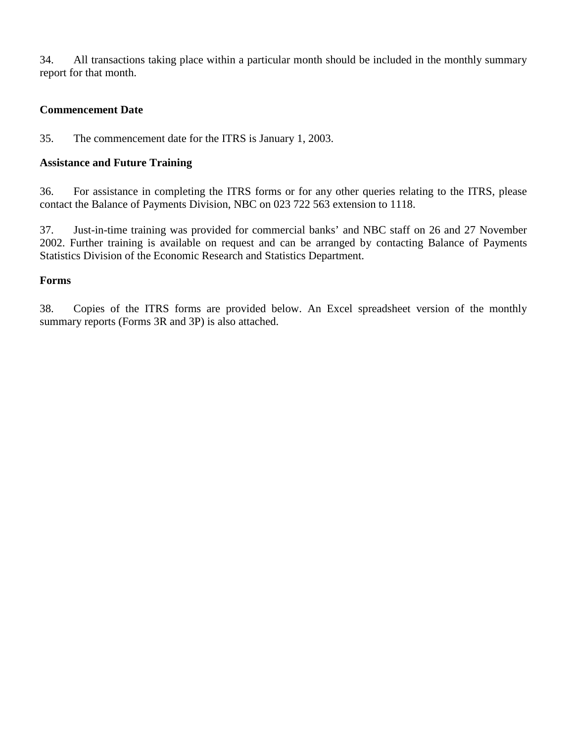34. All transactions taking place within a particular month should be included in the monthly summary report for that month.

**Commencement Date**

35. The commencement date for the ITRS is January 1, 2003.

**Assistance and Future Training**

36. For assistance in completing the ITRS forms or for any other queries relating to the ITRS, please contact the Balance of Payments Division, NBC on 023 722 563 extension to 1118.

37. Just-in-time training was provided for commercial banks' and NBC staff on 26 and 27 November 2002. Further training is available on request and can be arranged by contacting Balance of Payments Statistics Division of the Economic Research and Statistics Department.

**Forms**

38. Copies of the ITRS forms are provided below. An Excel spreadsheet version of the monthly summary reports (Forms 3R and 3P) is also attached.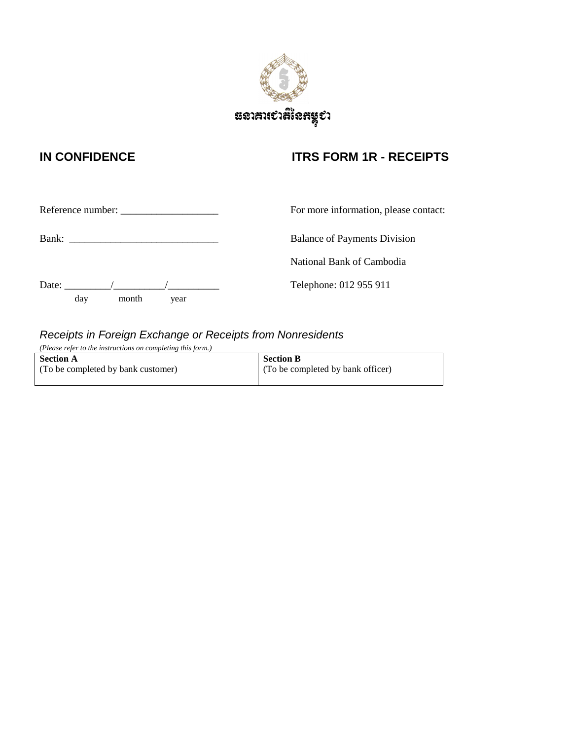ធនាគារជាតិនៃកម្ពុជា

**IN CONFIDENCE** **ITRS FORM 1R - RECEIPTS**

Reference number: ___________________

Bank: ______________________________

Date: _________/__________/__________
day month year

For more information, please contact:

Balance of Payments Division

National Bank of Cambodia

Telephone: 012 955 911

## *Receipts in Foreign Exchange or Receipts from Nonresidents*

*(Please refer to the instructions on completing this form.)*

| **Section A** (To be completed by bank customer) | **Section B** (To be completed by bank officer) |
|---|---|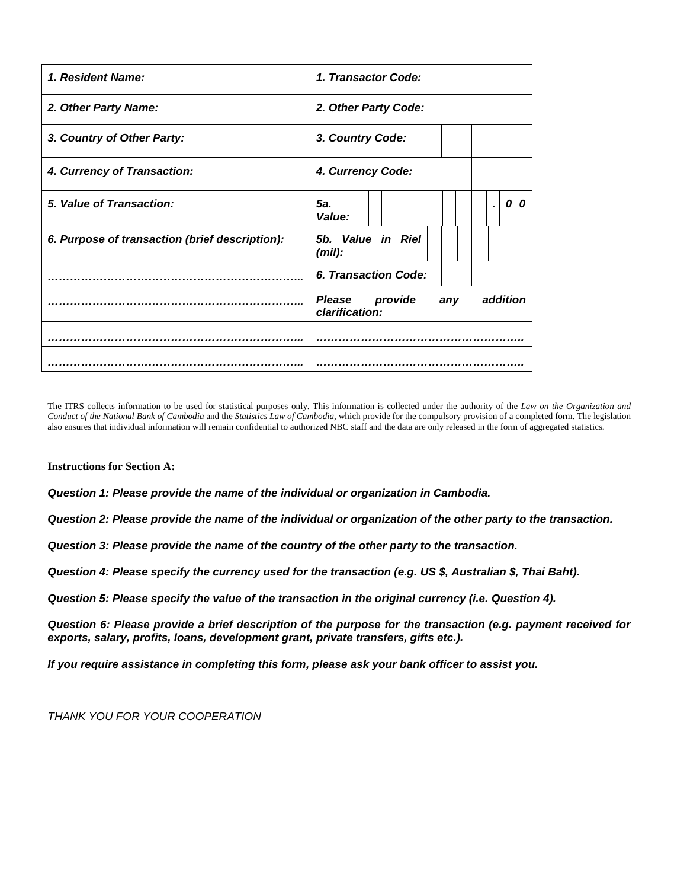| *1. Resident Name:* | *1. Transactor Code:* |
|---|---|
| *2. Other Party Name:* | *2. Other Party Code:* |
| *3. Country of Other Party:* | *3. Country Code:* |
| *4. Currency of Transaction:* | *4. Currency Code:* |
| *5. Value of Transaction:* | *5a. Value:* . *0 0* |
| *6. Purpose of transaction (brief description):* | *5b. Value in Riel (mil):* |
| *…………………………………………………………..* | *6. Transaction Code:* |
| *…………………………………………………………..* | *Please provide any addition clarification:* |
| *…………………………………………………………..* | *……………………………………………….* |
| *…………………………………………………………..* | *……………………………………………….* |

The ITRS collects information to be used for statistical purposes only. This information is collected under the authority of the *Law on the Organization and Conduct of the National Bank of Cambodia* and the *Statistics Law of Cambodia*, which provide for the compulsory provision of a completed form. The legislation also ensures that individual information will remain confidential to authorized NBC staff and the data are only released in the form of aggregated statistics.

**Instructions for Section A:**

***Question 1: Please provide the name of the individual or organization in Cambodia.***

***Question 2: Please provide the name of the individual or organization of the other party to the transaction.***

***Question 3: Please provide the name of the country of the other party to the transaction.***

***Question 4: Please specify the currency used for the transaction (e.g. US $, Australian $, Thai Baht).***

***Question 5: Please specify the value of the transaction in the original currency (i.e. Question 4).***

***Question 6: Please provide a brief description of the purpose for the transaction (e.g. payment received for exports, salary, profits, loans, development grant, private transfers, gifts etc.).***

***If you require assistance in completing this form, please ask your bank officer to assist you.***

*THANK YOU FOR YOUR COOPERATION*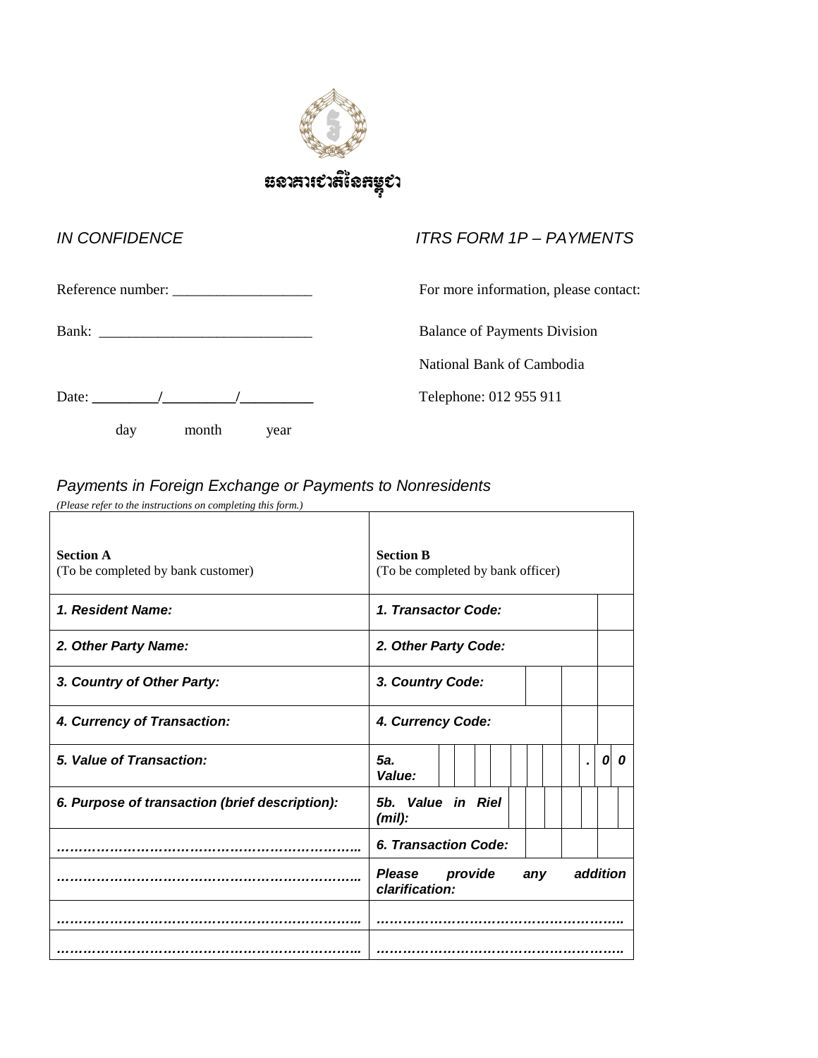ធនាគារជាតិនៃកម្ពុជា

*IN CONFIDENCE* *ITRS FORM 1P – PAYMENTS*

Reference number: ___________________

Bank: _____________________________

Date: _________/__________/__________
day month year

For more information, please contact:

Balance of Payments Division

National Bank of Cambodia

Telephone: 012 955 911

## *Payments in Foreign Exchange or Payments to Nonresidents*

*(Please refer to the instructions on completing this form.)*

| **Section A** (To be completed by bank customer) | **Section B** (To be completed by bank officer) |
|---|---|
| ***1. Resident Name:*** | ***1. Transactor Code:*** |
| ***2. Other Party Name:*** | ***2. Other Party Code:*** |
| ***3. Country of Other Party:*** | ***3. Country Code:*** |
| ***4. Currency of Transaction:*** | ***4. Currency Code:*** |
| ***5. Value of Transaction:*** | ***5a. Value:*** . 0 0 |
| ***6. Purpose of transaction (brief description):*** | ***5b. Value in Riel (mil):*** |
| ***…………………………………………………………..*** | ***6. Transaction Code:*** |
| ***…………………………………………………………..*** | ***Please provide any addition clarification:*** |
| ***…………………………………………………………..*** | ***……………………………………………….*** |
| ***…………………………………………………………..*** | ***……………………………………………….*** |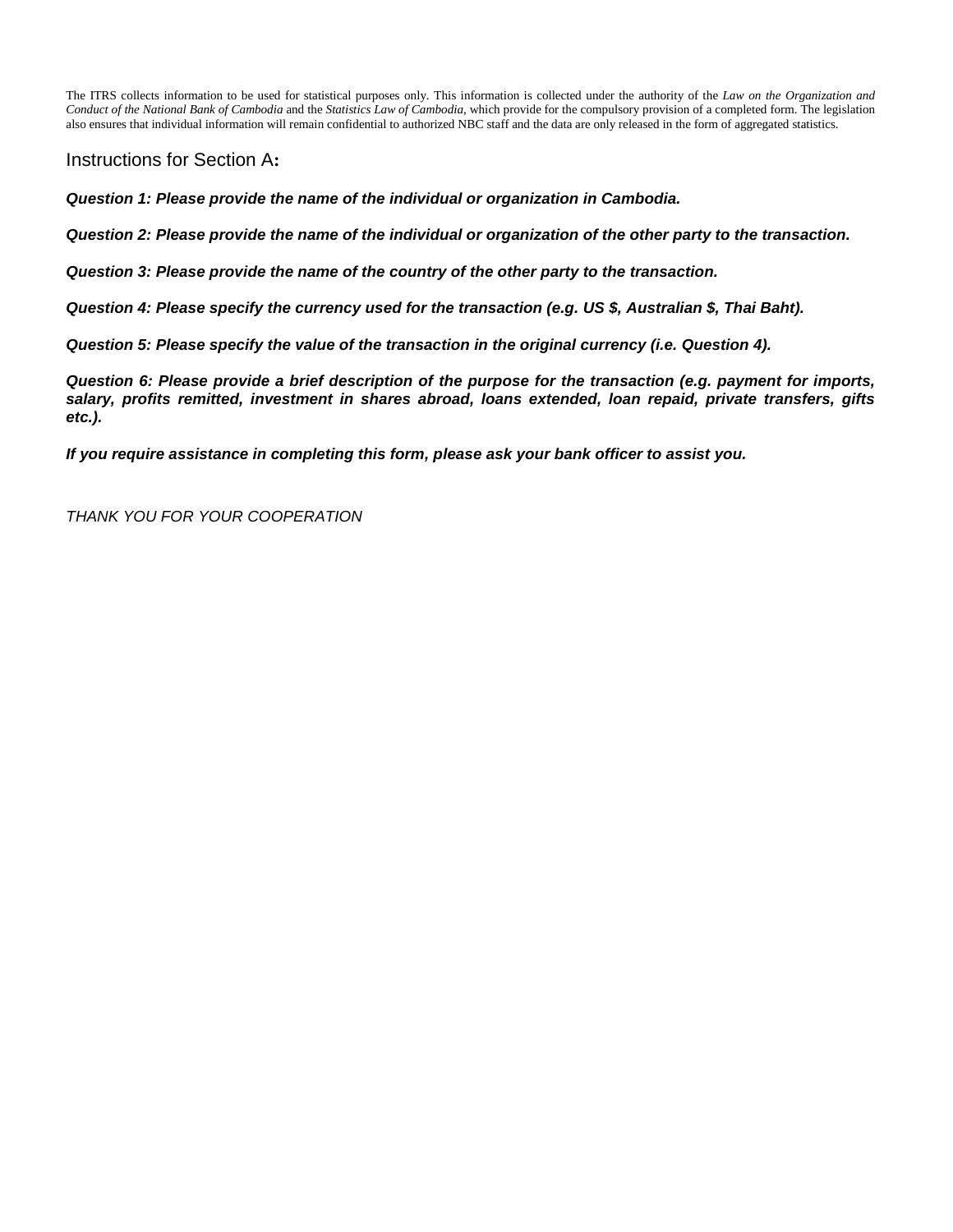The ITRS collects information to be used for statistical purposes only. This information is collected under the authority of the *Law on the Organization and Conduct of the National Bank of Cambodia* and the *Statistics Law of Cambodia*, which provide for the compulsory provision of a completed form. The legislation also ensures that individual information will remain confidential to authorized NBC staff and the data are only released in the form of aggregated statistics.

## Instructions for Section A**:**

***Question 1: Please provide the name of the individual or organization in Cambodia.***

***Question 2: Please provide the name of the individual or organization of the other party to the transaction.***

***Question 3: Please provide the name of the country of the other party to the transaction.***

***Question 4: Please specify the currency used for the transaction (e.g. US $, Australian $, Thai Baht).***

***Question 5: Please specify the value of the transaction in the original currency (i.e. Question 4).***

***Question 6: Please provide a brief description of the purpose for the transaction (e.g. payment for imports, salary, profits remitted, investment in shares abroad, loans extended, loan repaid, private transfers, gifts etc.).***

***If you require assistance in completing this form, please ask your bank officer to assist you.***

*THANK YOU FOR YOUR COOPERATION*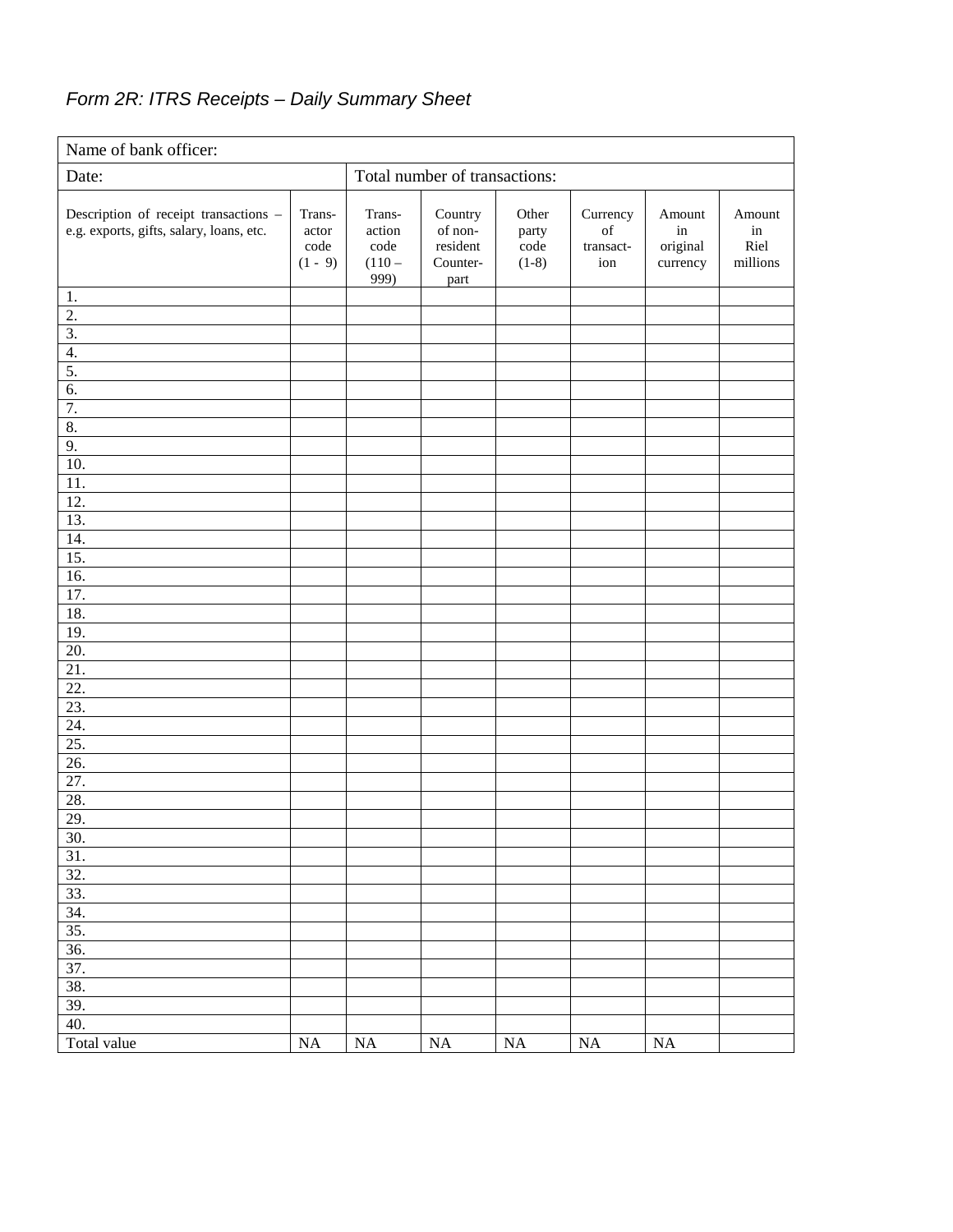*Form 2R: ITRS Receipts – Daily Summary Sheet*

| Name of bank officer: | | | | | | | |
|---|---|---|---|---|---|---|---|
| Date: | | Total number of transactions: | | | | | |
| Description of receipt transactions – e.g. exports, gifts, salary, loans, etc. | Trans-actor code (1 - 9) | Trans-action code (110 – 999) | Country of non-resident Counter-part | Other party code (1-8) | Currency of transact-ion | Amount in original currency | Amount in Riel millions |
| 1. | | | | | | | |
| 2. | | | | | | | |
| 3. | | | | | | | |
| 4. | | | | | | | |
| 5. | | | | | | | |
| 6. | | | | | | | |
| 7. | | | | | | | |
| 8. | | | | | | | |
| 9. | | | | | | | |
| 10. | | | | | | | |
| 11. | | | | | | | |
| 12. | | | | | | | |
| 13. | | | | | | | |
| 14. | | | | | | | |
| 15. | | | | | | | |
| 16. | | | | | | | |
| 17. | | | | | | | |
| 18. | | | | | | | |
| 19. | | | | | | | |
| 20. | | | | | | | |
| 21. | | | | | | | |
| 22. | | | | | | | |
| 23. | | | | | | | |
| 24. | | | | | | | |
| 25. | | | | | | | |
| 26. | | | | | | | |
| 27. | | | | | | | |
| 28. | | | | | | | |
| 29. | | | | | | | |
| 30. | | | | | | | |
| 31. | | | | | | | |
| 32. | | | | | | | |
| 33. | | | | | | | |
| 34. | | | | | | | |
| 35. | | | | | | | |
| 36. | | | | | | | |
| 37. | | | | | | | |
| 38. | | | | | | | |
| 39. | | | | | | | |
| 40. | | | | | | | |
| Total value | NA | NA | NA | NA | NA | NA | |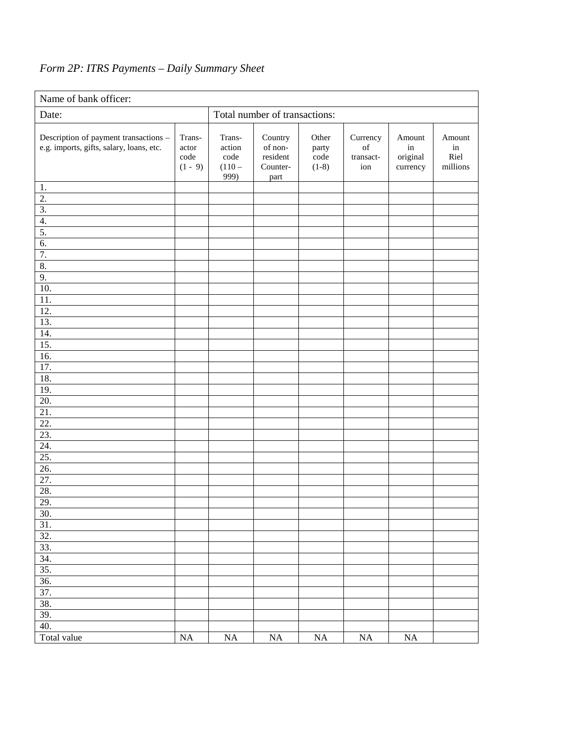*Form 2P: ITRS Payments – Daily Summary Sheet*

| Name of bank officer: | | | | | | | |
|---|---|---|---|---|---|---|---|
| Date: | | Total number of transactions: | | | | | |
| Description of payment transactions – e.g. imports, gifts, salary, loans, etc. | Trans-actor code (1 - 9) | Trans-action code (110 – 999) | Country of non-resident Counter-part | Other party code (1-8) | Currency of transact-ion | Amount in original currency | Amount in Riel millions |
| 1. | | | | | | | |
| 2. | | | | | | | |
| 3. | | | | | | | |
| 4. | | | | | | | |
| 5. | | | | | | | |
| 6. | | | | | | | |
| 7. | | | | | | | |
| 8. | | | | | | | |
| 9. | | | | | | | |
| 10. | | | | | | | |
| 11. | | | | | | | |
| 12. | | | | | | | |
| 13. | | | | | | | |
| 14. | | | | | | | |
| 15. | | | | | | | |
| 16. | | | | | | | |
| 17. | | | | | | | |
| 18. | | | | | | | |
| 19. | | | | | | | |
| 20. | | | | | | | |
| 21. | | | | | | | |
| 22. | | | | | | | |
| 23. | | | | | | | |
| 24. | | | | | | | |
| 25. | | | | | | | |
| 26. | | | | | | | |
| 27. | | | | | | | |
| 28. | | | | | | | |
| 29. | | | | | | | |
| 30. | | | | | | | |
| 31. | | | | | | | |
| 32. | | | | | | | |
| 33. | | | | | | | |
| 34. | | | | | | | |
| 35. | | | | | | | |
| 36. | | | | | | | |
| 37. | | | | | | | |
| 38. | | | | | | | |
| 39. | | | | | | | |
| 40. | | | | | | | |
| Total value | NA | NA | NA | NA | NA | NA | |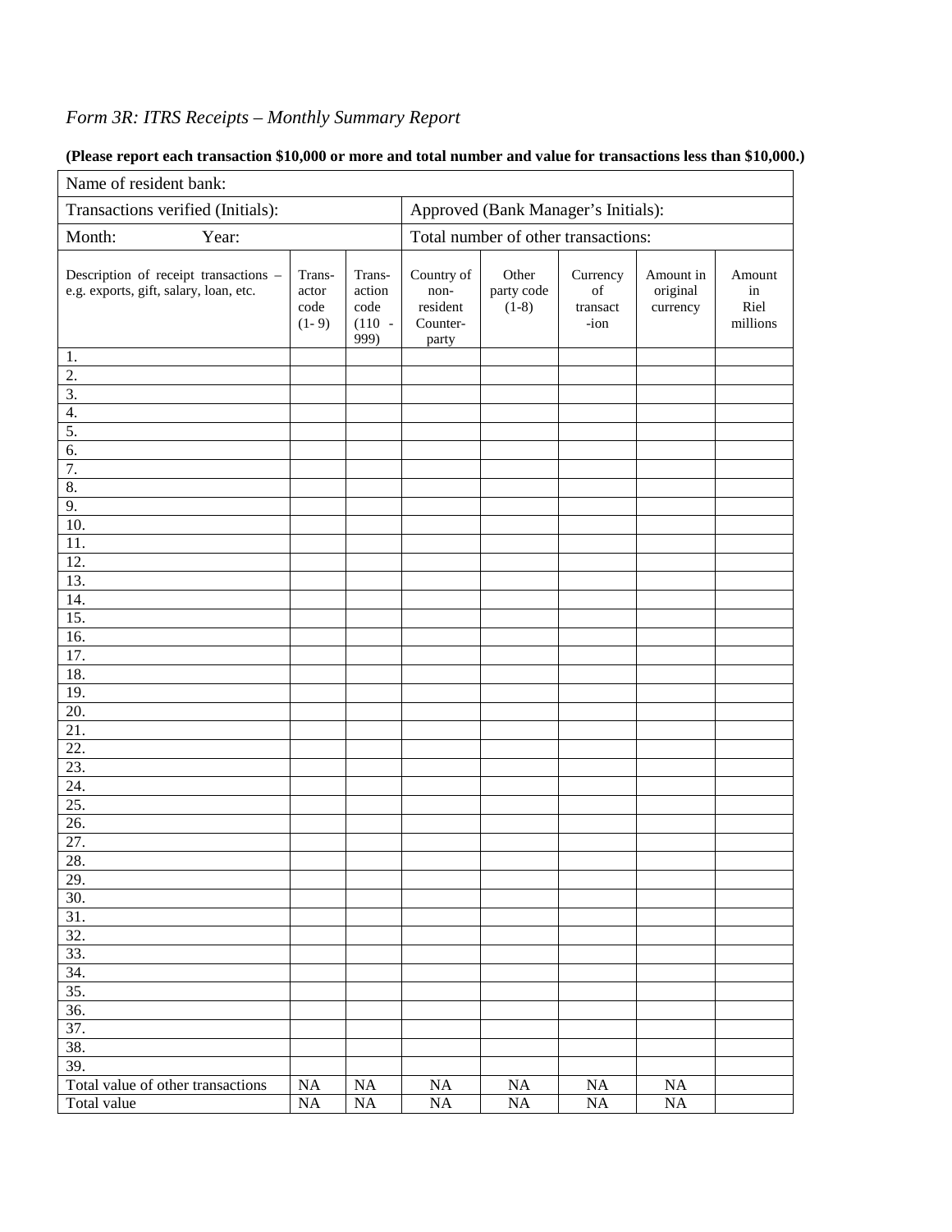*Form 3R: ITRS Receipts – Monthly Summary Report*

**(Please report each transaction $10,000 or more and total number and value for transactions less than $10,000.)**

| Name of resident bank: | | | | | | | |
|---|---|---|---|---|---|---|---|
| Transactions verified (Initials): | | | Approved (Bank Manager's Initials): | | | | |
| Month: Year: | | | Total number of other transactions: | | | | |
| Description of receipt transactions – e.g. exports, gift, salary, loan, etc. | Trans-actor code (1- 9) | Trans-action code (110 - 999) | Country of non-resident Counter-party | Other party code (1-8) | Currency of transact-ion | Amount in original currency | Amount in Riel millions |
| 1. | | | | | | | |
| 2. | | | | | | | |
| 3. | | | | | | | |
| 4. | | | | | | | |
| 5. | | | | | | | |
| 6. | | | | | | | |
| 7. | | | | | | | |
| 8. | | | | | | | |
| 9. | | | | | | | |
| 10. | | | | | | | |
| 11. | | | | | | | |
| 12. | | | | | | | |
| 13. | | | | | | | |
| 14. | | | | | | | |
| 15. | | | | | | | |
| 16. | | | | | | | |
| 17. | | | | | | | |
| 18. | | | | | | | |
| 19. | | | | | | | |
| 20. | | | | | | | |
| 21. | | | | | | | |
| 22. | | | | | | | |
| 23. | | | | | | | |
| 24. | | | | | | | |
| 25. | | | | | | | |
| 26. | | | | | | | |
| 27. | | | | | | | |
| 28. | | | | | | | |
| 29. | | | | | | | |
| 30. | | | | | | | |
| 31. | | | | | | | |
| 32. | | | | | | | |
| 33. | | | | | | | |
| 34. | | | | | | | |
| 35. | | | | | | | |
| 36. | | | | | | | |
| 37. | | | | | | | |
| 38. | | | | | | | |
| 39. | | | | | | | |
| Total value of other transactions | NA | NA | NA | NA | NA | NA | |
| Total value | NA | NA | NA | NA | NA | NA | |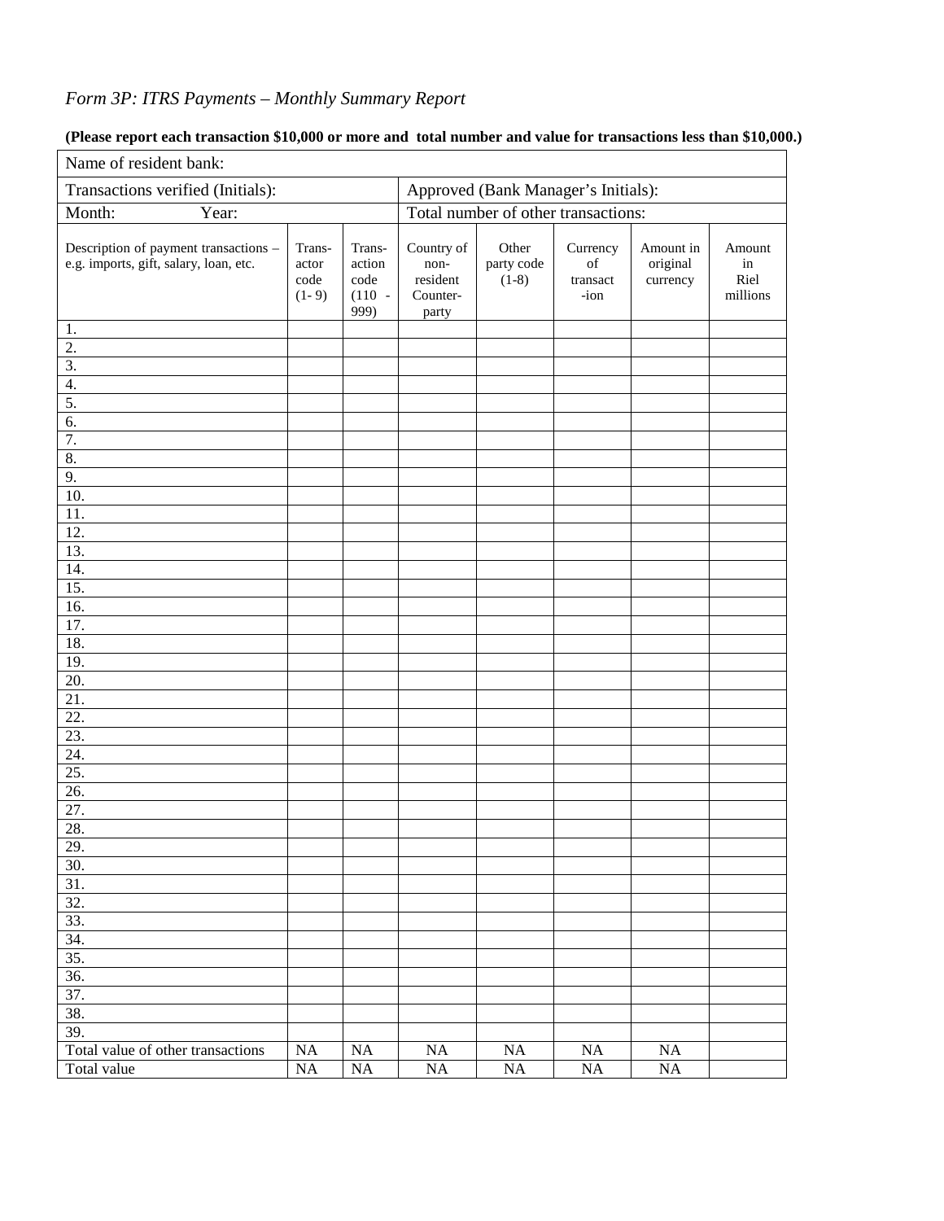*Form 3P: ITRS Payments – Monthly Summary Report*

**(Please report each transaction $10,000 or more and total number and value for transactions less than $10,000.)**

| Name of resident bank: | | | | | | | |
|---|---|---|---|---|---|---|---|
| Transactions verified (Initials): | | | Approved (Bank Manager's Initials): | | | | |
| Month: Year: | | | Total number of other transactions: | | | | |
| Description of payment transactions – e.g. imports, gift, salary, loan, etc. | Trans-actor code (1- 9) | Trans-action code (110 - 999) | Country of non-resident Counter-party | Other party code (1-8) | Currency of transact-ion | Amount in original currency | Amount in Riel millions |
| 1. | | | | | | | |
| 2. | | | | | | | |
| 3. | | | | | | | |
| 4. | | | | | | | |
| 5. | | | | | | | |
| 6. | | | | | | | |
| 7. | | | | | | | |
| 8. | | | | | | | |
| 9. | | | | | | | |
| 10. | | | | | | | |
| 11. | | | | | | | |
| 12. | | | | | | | |
| 13. | | | | | | | |
| 14. | | | | | | | |
| 15. | | | | | | | |
| 16. | | | | | | | |
| 17. | | | | | | | |
| 18. | | | | | | | |
| 19. | | | | | | | |
| 20. | | | | | | | |
| 21. | | | | | | | |
| 22. | | | | | | | |
| 23. | | | | | | | |
| 24. | | | | | | | |
| 25. | | | | | | | |
| 26. | | | | | | | |
| 27. | | | | | | | |
| 28. | | | | | | | |
| 29. | | | | | | | |
| 30. | | | | | | | |
| 31. | | | | | | | |
| 32. | | | | | | | |
| 33. | | | | | | | |
| 34. | | | | | | | |
| 35. | | | | | | | |
| 36. | | | | | | | |
| 37. | | | | | | | |
| 38. | | | | | | | |
| 39. | | | | | | | |
| Total value of other transactions | NA | NA | NA | NA | NA | NA | |
| Total value | NA | NA | NA | NA | NA | NA | |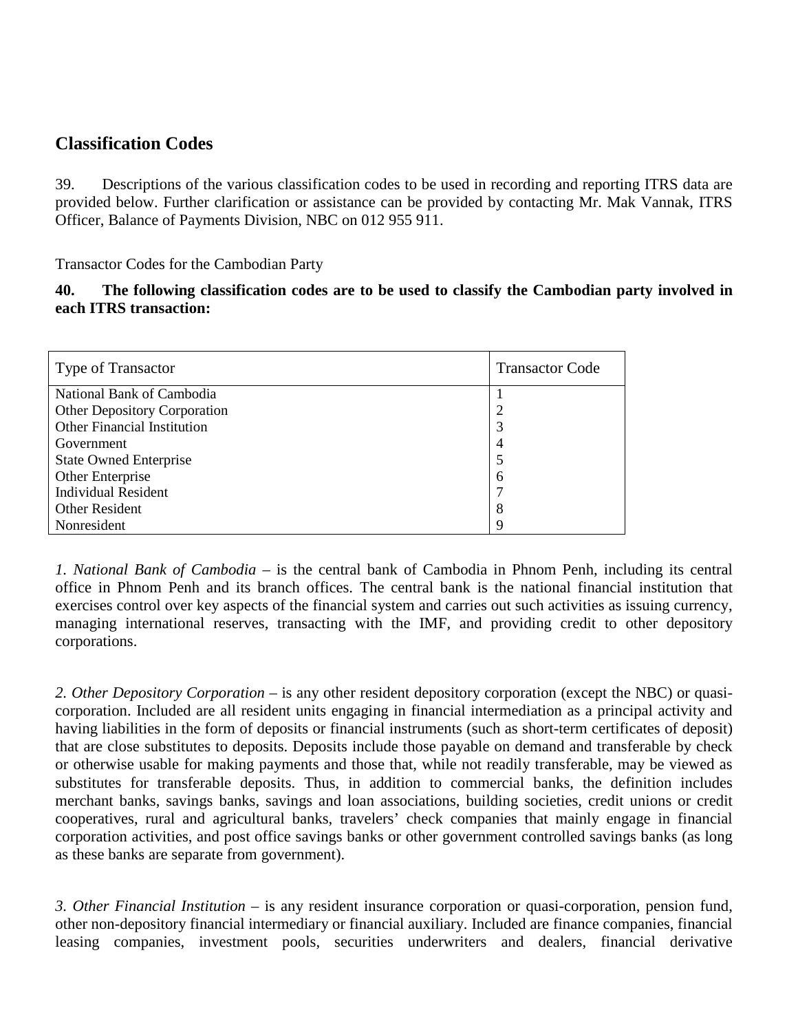## Classification Codes

39. Descriptions of the various classification codes to be used in recording and reporting ITRS data are provided below. Further clarification or assistance can be provided by contacting Mr. Mak Vannak, ITRS Officer, Balance of Payments Division, NBC on 012 955 911.

Transactor Codes for the Cambodian Party

**40. The following classification codes are to be used to classify the Cambodian party involved in each ITRS transaction:**

| Type of Transactor | Transactor Code |
|---|---|
| National Bank of Cambodia | 1 |
| Other Depository Corporation | 2 |
| Other Financial Institution | 3 |
| Government | 4 |
| State Owned Enterprise | 5 |
| Other Enterprise | 6 |
| Individual Resident | 7 |
| Other Resident | 8 |
| Nonresident | 9 |

*1. National Bank of Cambodia* – is the central bank of Cambodia in Phnom Penh, including its central office in Phnom Penh and its branch offices. The central bank is the national financial institution that exercises control over key aspects of the financial system and carries out such activities as issuing currency, managing international reserves, transacting with the IMF, and providing credit to other depository corporations.

*2. Other Depository Corporation* – is any other resident depository corporation (except the NBC) or quasi-corporation. Included are all resident units engaging in financial intermediation as a principal activity and having liabilities in the form of deposits or financial instruments (such as short-term certificates of deposit) that are close substitutes to deposits. Deposits include those payable on demand and transferable by check or otherwise usable for making payments and those that, while not readily transferable, may be viewed as substitutes for transferable deposits. Thus, in addition to commercial banks, the definition includes merchant banks, savings banks, savings and loan associations, building societies, credit unions or credit cooperatives, rural and agricultural banks, travelers' check companies that mainly engage in financial corporation activities, and post office savings banks or other government controlled savings banks (as long as these banks are separate from government).

*3. Other Financial Institution* – is any resident insurance corporation or quasi-corporation, pension fund, other non-depository financial intermediary or financial auxiliary. Included are finance companies, financial leasing companies, investment pools, securities underwriters and dealers, financial derivative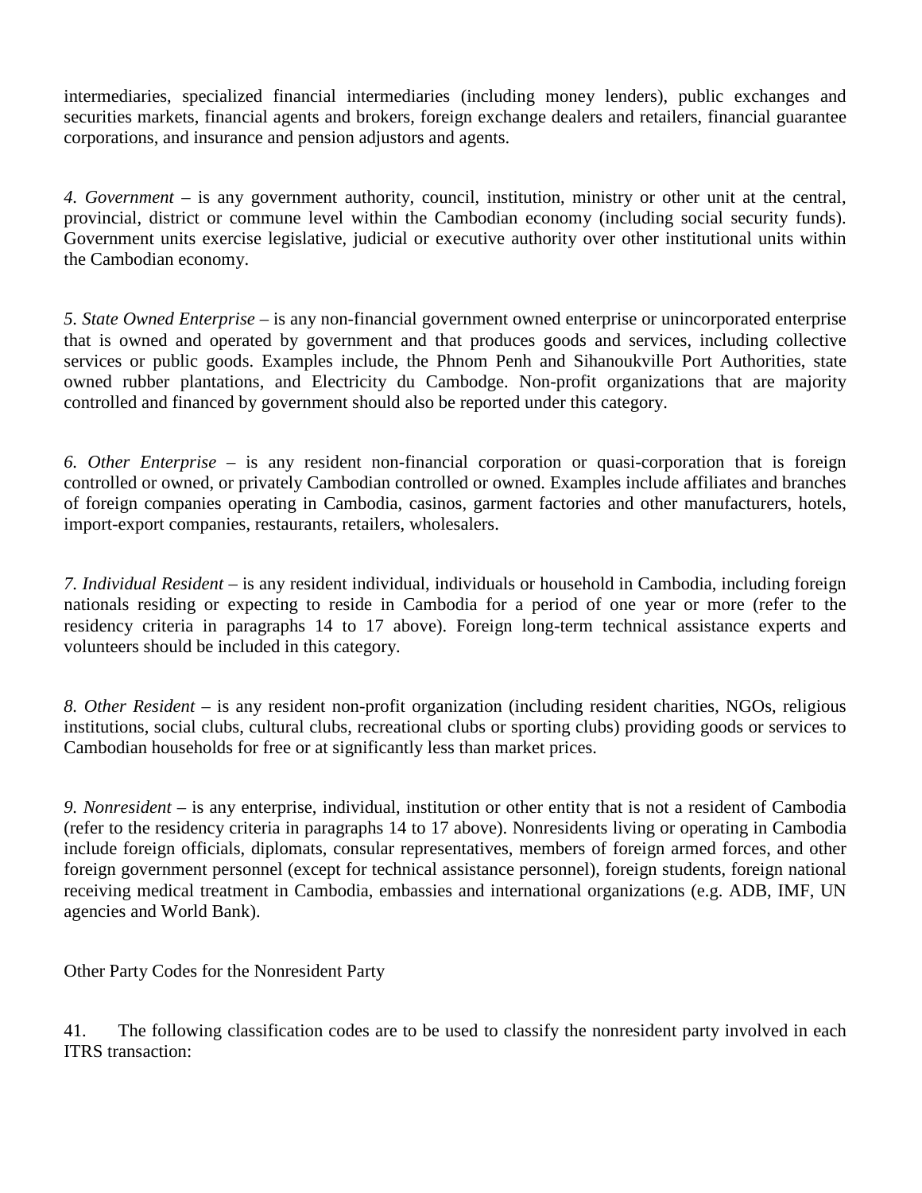intermediaries, specialized financial intermediaries (including money lenders), public exchanges and securities markets, financial agents and brokers, foreign exchange dealers and retailers, financial guarantee corporations, and insurance and pension adjustors and agents.

*4. Government* – is any government authority, council, institution, ministry or other unit at the central, provincial, district or commune level within the Cambodian economy (including social security funds). Government units exercise legislative, judicial or executive authority over other institutional units within the Cambodian economy.

*5. State Owned Enterprise* – is any non-financial government owned enterprise or unincorporated enterprise that is owned and operated by government and that produces goods and services, including collective services or public goods. Examples include, the Phnom Penh and Sihanoukville Port Authorities, state owned rubber plantations, and Electricity du Cambodge. Non-profit organizations that are majority controlled and financed by government should also be reported under this category.

*6. Other Enterprise* – is any resident non-financial corporation or quasi-corporation that is foreign controlled or owned, or privately Cambodian controlled or owned. Examples include affiliates and branches of foreign companies operating in Cambodia, casinos, garment factories and other manufacturers, hotels, import-export companies, restaurants, retailers, wholesalers.

*7. Individual Resident* – is any resident individual, individuals or household in Cambodia, including foreign nationals residing or expecting to reside in Cambodia for a period of one year or more (refer to the residency criteria in paragraphs 14 to 17 above). Foreign long-term technical assistance experts and volunteers should be included in this category.

*8. Other Resident* – is any resident non-profit organization (including resident charities, NGOs, religious institutions, social clubs, cultural clubs, recreational clubs or sporting clubs) providing goods or services to Cambodian households for free or at significantly less than market prices.

*9. Nonresident* – is any enterprise, individual, institution or other entity that is not a resident of Cambodia (refer to the residency criteria in paragraphs 14 to 17 above). Nonresidents living or operating in Cambodia include foreign officials, diplomats, consular representatives, members of foreign armed forces, and other foreign government personnel (except for technical assistance personnel), foreign students, foreign national receiving medical treatment in Cambodia, embassies and international organizations (e.g. ADB, IMF, UN agencies and World Bank).

Other Party Codes for the Nonresident Party

41. The following classification codes are to be used to classify the nonresident party involved in each ITRS transaction: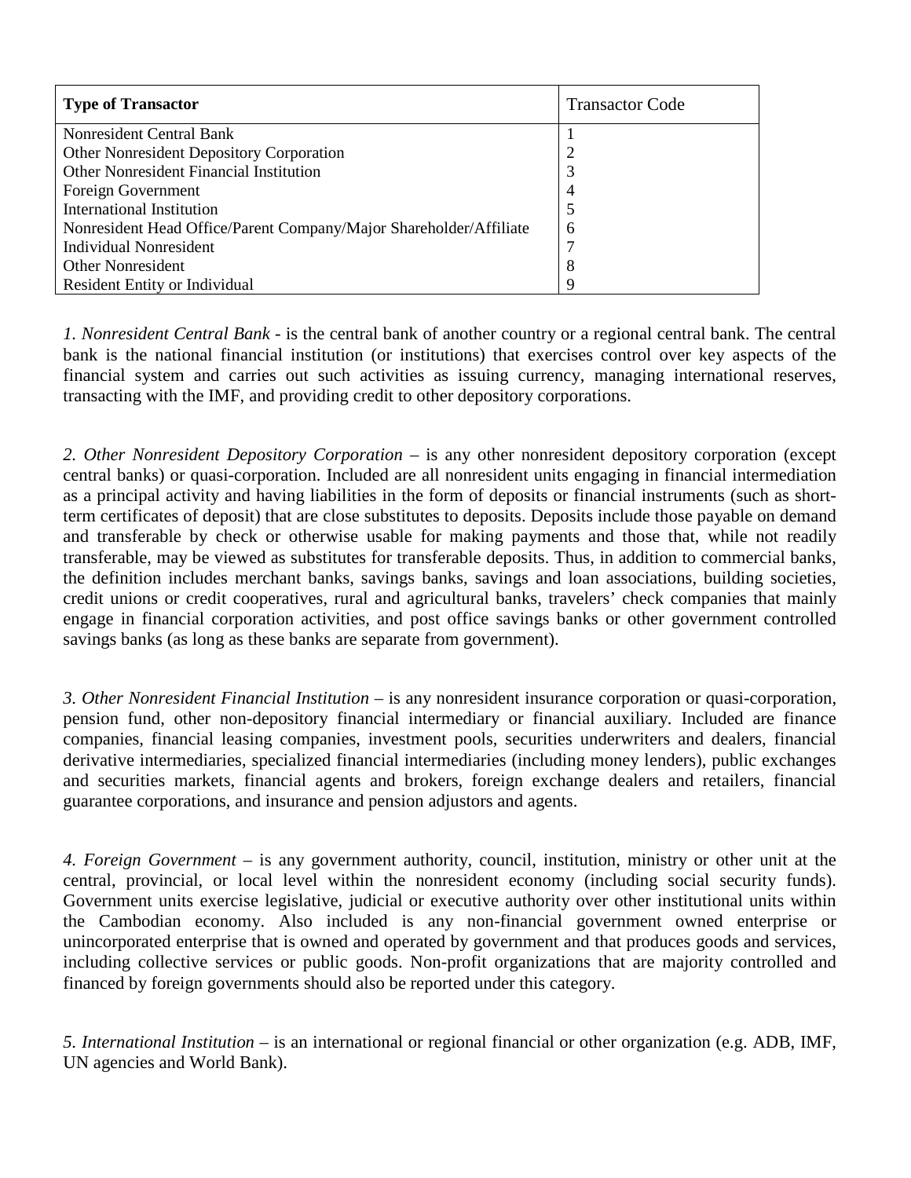| Type of Transactor | Transactor Code |
|---|---|
| Nonresident Central Bank | 1 |
| Other Nonresident Depository Corporation | 2 |
| Other Nonresident Financial Institution | 3 |
| Foreign Government | 4 |
| International Institution | 5 |
| Nonresident Head Office/Parent Company/Major Shareholder/Affiliate | 6 |
| Individual Nonresident | 7 |
| Other Nonresident | 8 |
| Resident Entity or Individual | 9 |

*1. Nonresident Central Bank* - is the central bank of another country or a regional central bank. The central bank is the national financial institution (or institutions) that exercises control over key aspects of the financial system and carries out such activities as issuing currency, managing international reserves, transacting with the IMF, and providing credit to other depository corporations.

*2. Other Nonresident Depository Corporation* – is any other nonresident depository corporation (except central banks) or quasi-corporation. Included are all nonresident units engaging in financial intermediation as a principal activity and having liabilities in the form of deposits or financial instruments (such as short-term certificates of deposit) that are close substitutes to deposits. Deposits include those payable on demand and transferable by check or otherwise usable for making payments and those that, while not readily transferable, may be viewed as substitutes for transferable deposits. Thus, in addition to commercial banks, the definition includes merchant banks, savings banks, savings and loan associations, building societies, credit unions or credit cooperatives, rural and agricultural banks, travelers' check companies that mainly engage in financial corporation activities, and post office savings banks or other government controlled savings banks (as long as these banks are separate from government).

*3. Other Nonresident Financial Institution* – is any nonresident insurance corporation or quasi-corporation, pension fund, other non-depository financial intermediary or financial auxiliary. Included are finance companies, financial leasing companies, investment pools, securities underwriters and dealers, financial derivative intermediaries, specialized financial intermediaries (including money lenders), public exchanges and securities markets, financial agents and brokers, foreign exchange dealers and retailers, financial guarantee corporations, and insurance and pension adjustors and agents.

*4. Foreign Government* – is any government authority, council, institution, ministry or other unit at the central, provincial, or local level within the nonresident economy (including social security funds). Government units exercise legislative, judicial or executive authority over other institutional units within the Cambodian economy. Also included is any non-financial government owned enterprise or unincorporated enterprise that is owned and operated by government and that produces goods and services, including collective services or public goods. Non-profit organizations that are majority controlled and financed by foreign governments should also be reported under this category.

*5. International Institution* – is an international or regional financial or other organization (e.g. ADB, IMF, UN agencies and World Bank).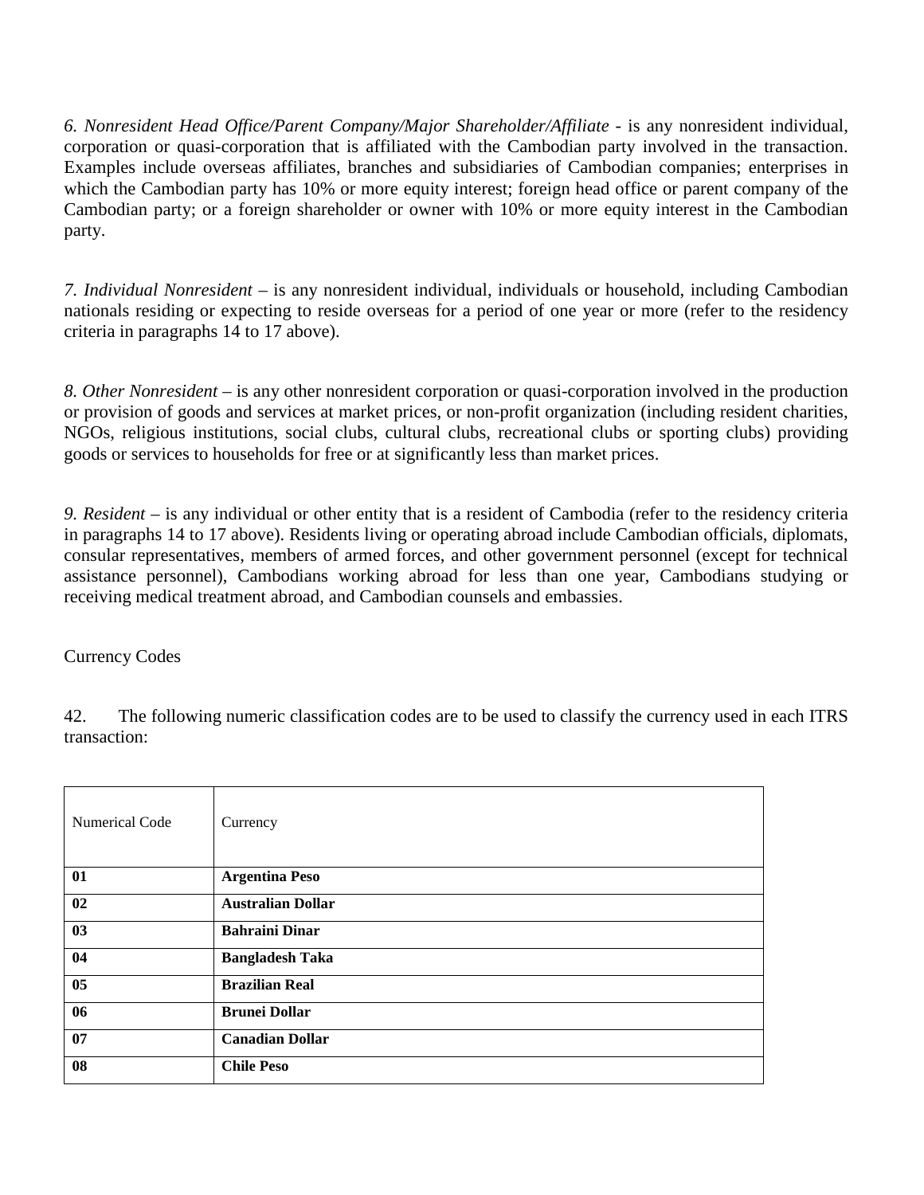*6. Nonresident Head Office/Parent Company/Major Shareholder/Affiliate* - is any nonresident individual, corporation or quasi-corporation that is affiliated with the Cambodian party involved in the transaction. Examples include overseas affiliates, branches and subsidiaries of Cambodian companies; enterprises in which the Cambodian party has 10% or more equity interest; foreign head office or parent company of the Cambodian party; or a foreign shareholder or owner with 10% or more equity interest in the Cambodian party.

*7. Individual Nonresident* – is any nonresident individual, individuals or household, including Cambodian nationals residing or expecting to reside overseas for a period of one year or more (refer to the residency criteria in paragraphs 14 to 17 above).

*8. Other Nonresident* – is any other nonresident corporation or quasi-corporation involved in the production or provision of goods and services at market prices, or non-profit organization (including resident charities, NGOs, religious institutions, social clubs, cultural clubs, recreational clubs or sporting clubs) providing goods or services to households for free or at significantly less than market prices.

*9. Resident* – is any individual or other entity that is a resident of Cambodia (refer to the residency criteria in paragraphs 14 to 17 above). Residents living or operating abroad include Cambodian officials, diplomats, consular representatives, members of armed forces, and other government personnel (except for technical assistance personnel), Cambodians working abroad for less than one year, Cambodians studying or receiving medical treatment abroad, and Cambodian counsels and embassies.

Currency Codes

42. The following numeric classification codes are to be used to classify the currency used in each ITRS transaction:

| Numerical Code | Currency |
|---|---|
| **01** | **Argentina Peso** |
| **02** | **Australian Dollar** |
| **03** | **Bahraini Dinar** |
| **04** | **Bangladesh Taka** |
| **05** | **Brazilian Real** |
| **06** | **Brunei Dollar** |
| **07** | **Canadian Dollar** |
| **08** | **Chile Peso** |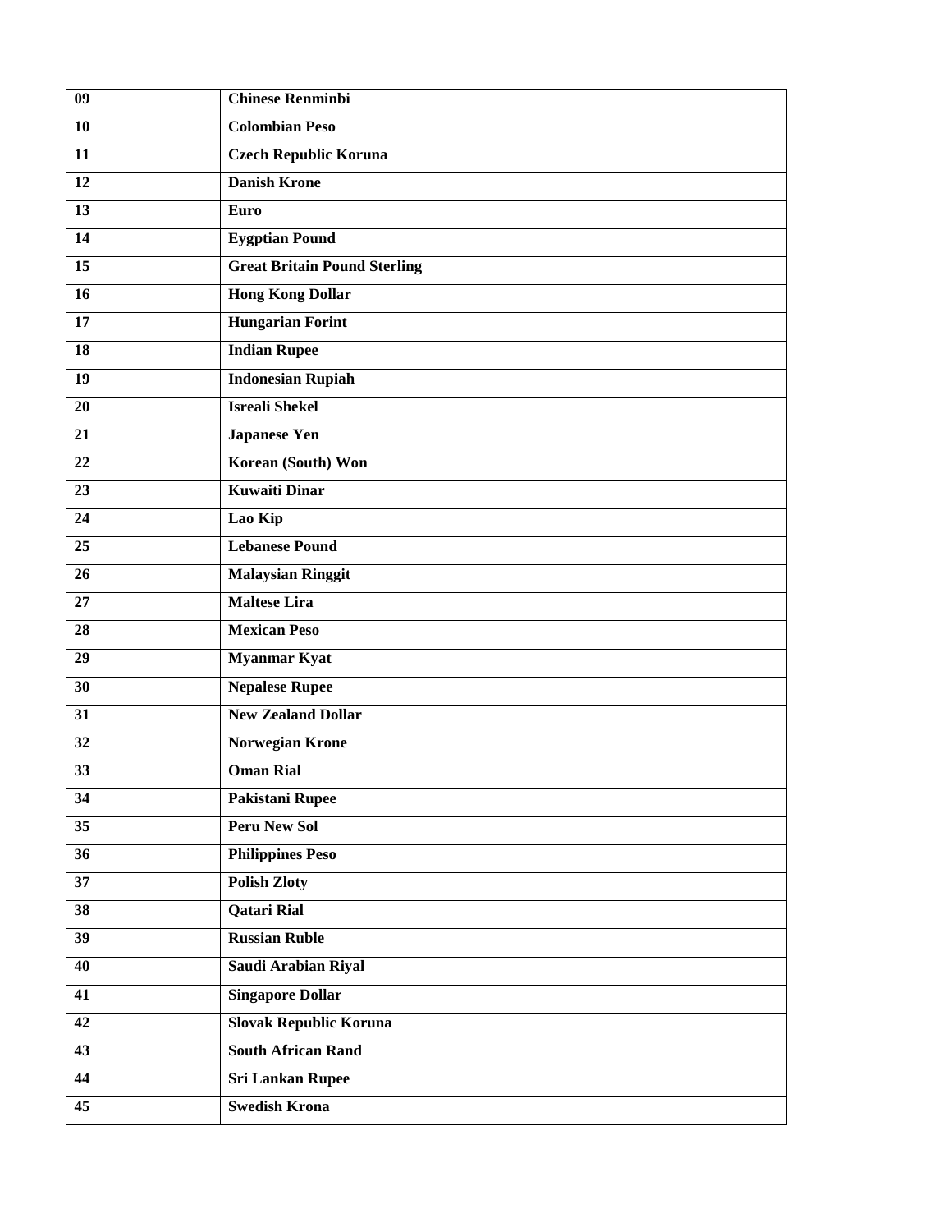| 09 | **Chinese Renminbi** |
|---|---|
| 10 | **Colombian Peso** |
| 11 | **Czech Republic Koruna** |
| 12 | **Danish Krone** |
| 13 | **Euro** |
| 14 | **Eygptian Pound** |
| 15 | **Great Britain Pound Sterling** |
| 16 | **Hong Kong Dollar** |
| 17 | **Hungarian Forint** |
| 18 | **Indian Rupee** |
| 19 | **Indonesian Rupiah** |
| 20 | **Isreali Shekel** |
| 21 | **Japanese Yen** |
| 22 | **Korean (South) Won** |
| 23 | **Kuwaiti Dinar** |
| 24 | **Lao Kip** |
| 25 | **Lebanese Pound** |
| 26 | **Malaysian Ringgit** |
| 27 | **Maltese Lira** |
| 28 | **Mexican Peso** |
| 29 | **Myanmar Kyat** |
| 30 | **Nepalese Rupee** |
| 31 | **New Zealand Dollar** |
| 32 | **Norwegian Krone** |
| 33 | **Oman Rial** |
| 34 | **Pakistani Rupee** |
| 35 | **Peru New Sol** |
| 36 | **Philippines Peso** |
| 37 | **Polish Zloty** |
| 38 | **Qatari Rial** |
| 39 | **Russian Ruble** |
| 40 | **Saudi Arabian Riyal** |
| 41 | **Singapore Dollar** |
| 42 | **Slovak Republic Koruna** |
| 43 | **South African Rand** |
| 44 | **Sri Lankan Rupee** |
| 45 | **Swedish Krona** |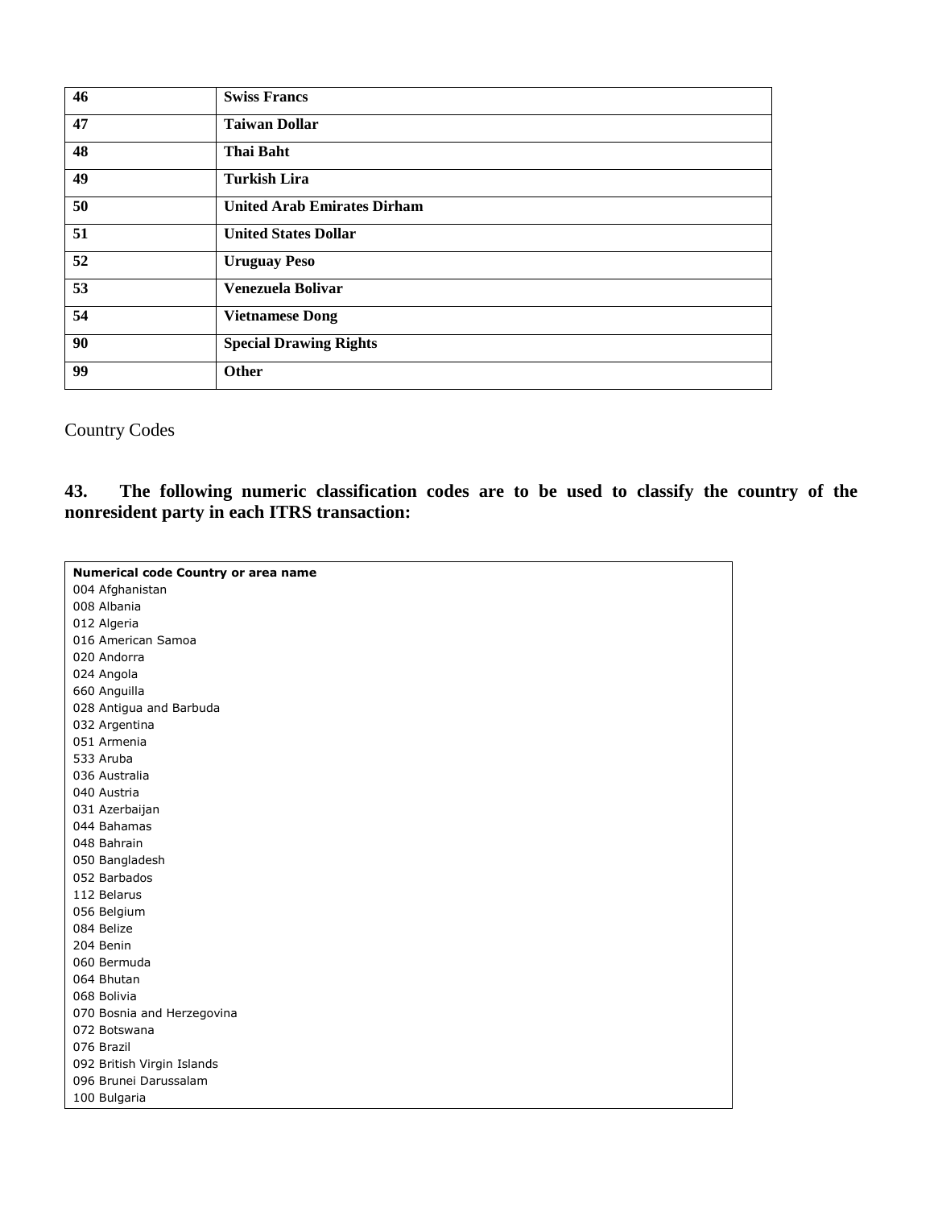| 46 | **Swiss Francs** |
|---|---|
| **47** | **Taiwan Dollar** |
| **48** | **Thai Baht** |
| **49** | **Turkish Lira** |
| **50** | **United Arab Emirates Dirham** |
| **51** | **United States Dollar** |
| **52** | **Uruguay Peso** |
| **53** | **Venezuela Bolivar** |
| **54** | **Vietnamese Dong** |
| **90** | **Special Drawing Rights** |
| **99** | **Other** |

Country Codes

**43. The following numeric classification codes are to be used to classify the country of the nonresident party in each ITRS transaction:**

| Numerical code | Country or area name |
|---|---|
| 004 | Afghanistan |
| 008 | Albania |
| 012 | Algeria |
| 016 | American Samoa |
| 020 | Andorra |
| 024 | Angola |
| 660 | Anguilla |
| 028 | Antigua and Barbuda |
| 032 | Argentina |
| 051 | Armenia |
| 533 | Aruba |
| 036 | Australia |
| 040 | Austria |
| 031 | Azerbaijan |
| 044 | Bahamas |
| 048 | Bahrain |
| 050 | Bangladesh |
| 052 | Barbados |
| 112 | Belarus |
| 056 | Belgium |
| 084 | Belize |
| 204 | Benin |
| 060 | Bermuda |
| 064 | Bhutan |
| 068 | Bolivia |
| 070 | Bosnia and Herzegovina |
| 072 | Botswana |
| 076 | Brazil |
| 092 | British Virgin Islands |
| 096 | Brunei Darussalam |
| 100 | Bulgaria |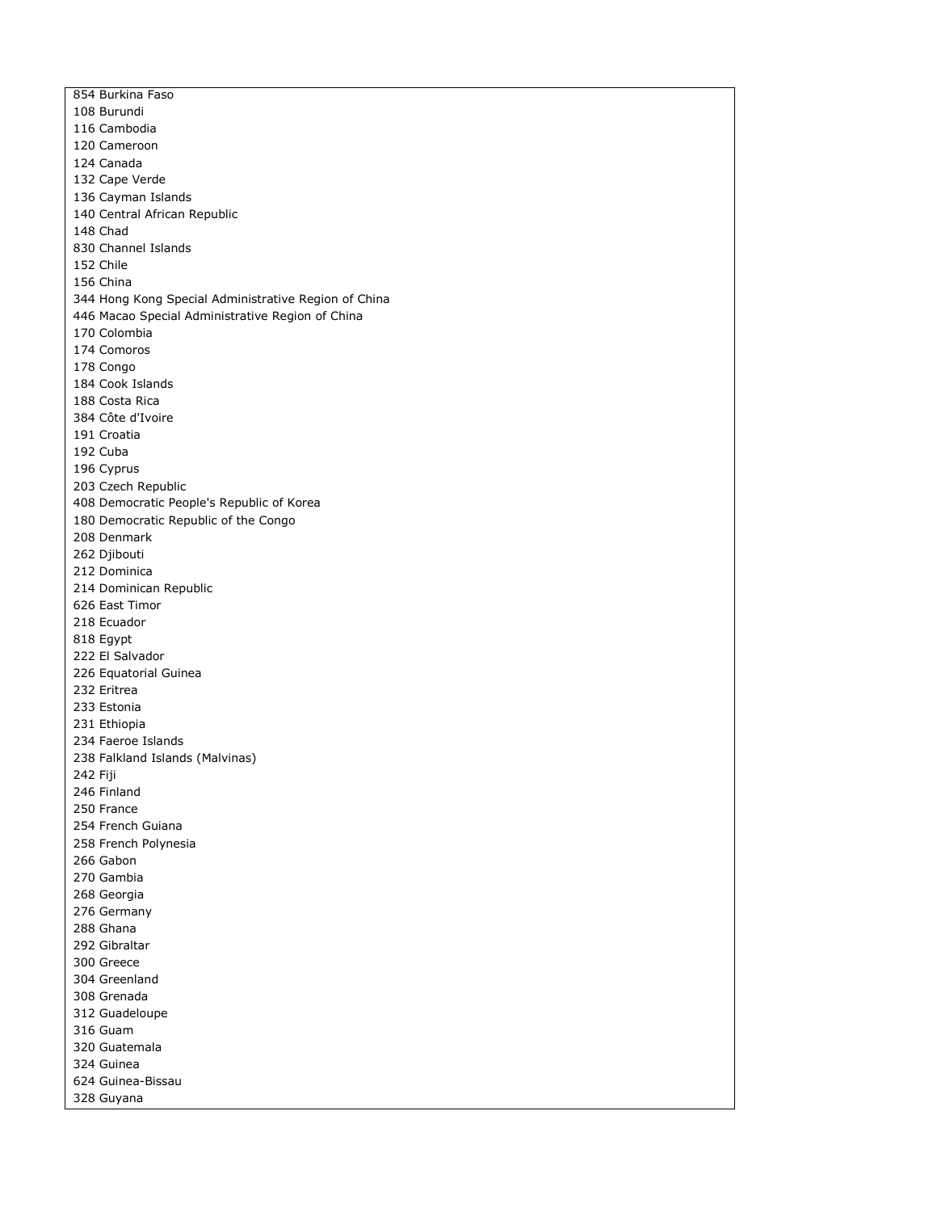854 Burkina Faso
108 Burundi
116 Cambodia
120 Cameroon
124 Canada
132 Cape Verde
136 Cayman Islands
140 Central African Republic
148 Chad
830 Channel Islands
152 Chile
156 China
344 Hong Kong Special Administrative Region of China
446 Macao Special Administrative Region of China
170 Colombia
174 Comoros
178 Congo
184 Cook Islands
188 Costa Rica
384 Côte d'Ivoire
191 Croatia
192 Cuba
196 Cyprus
203 Czech Republic
408 Democratic People's Republic of Korea
180 Democratic Republic of the Congo
208 Denmark
262 Djibouti
212 Dominica
214 Dominican Republic
626 East Timor
218 Ecuador
818 Egypt
222 El Salvador
226 Equatorial Guinea
232 Eritrea
233 Estonia
231 Ethiopia
234 Faeroe Islands
238 Falkland Islands (Malvinas)
242 Fiji
246 Finland
250 France
254 French Guiana
258 French Polynesia
266 Gabon
270 Gambia
268 Georgia
276 Germany
288 Ghana
292 Gibraltar
300 Greece
304 Greenland
308 Grenada
312 Guadeloupe
316 Guam
320 Guatemala
324 Guinea
624 Guinea-Bissau
328 Guyana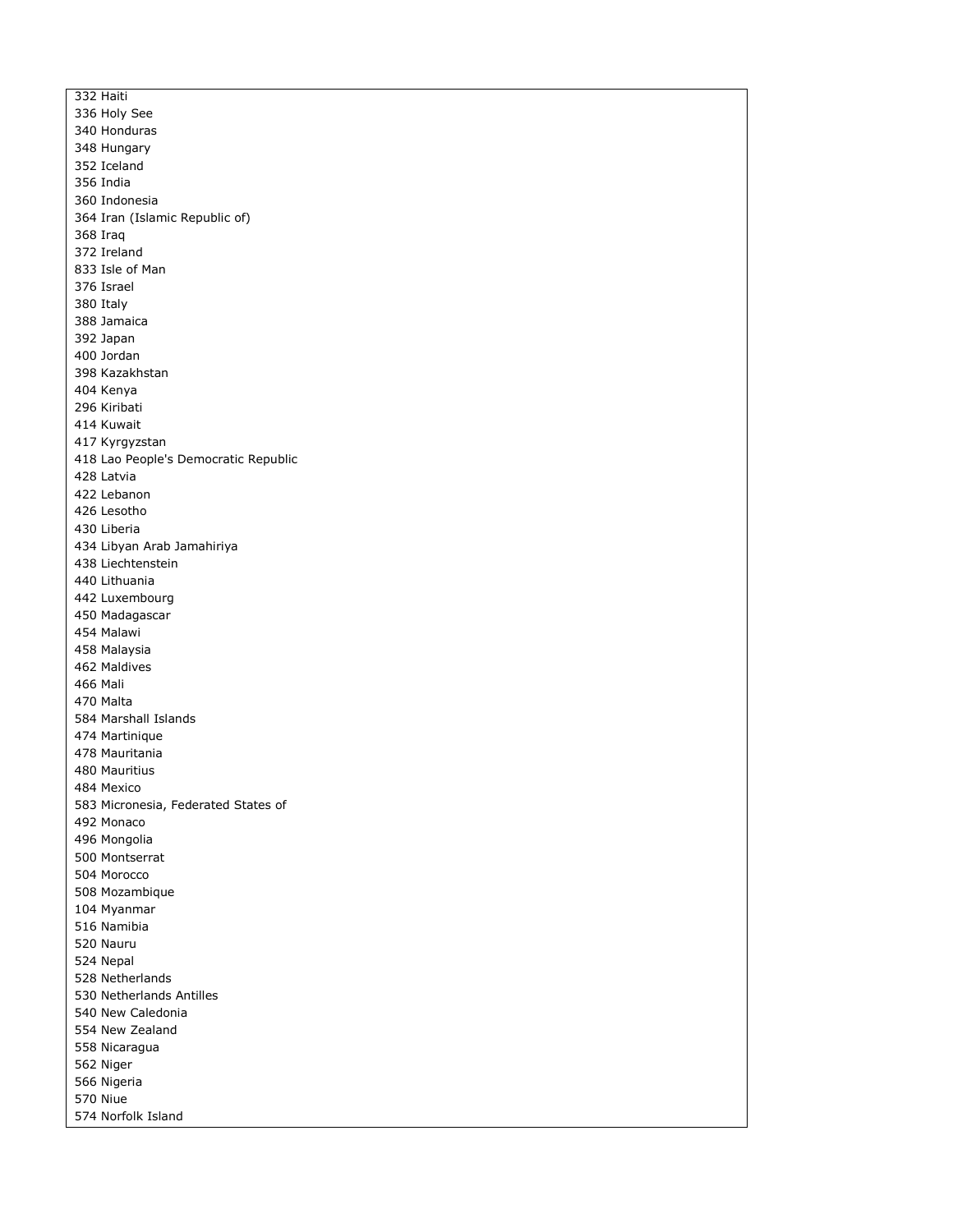332 Haiti
336 Holy See
340 Honduras
348 Hungary
352 Iceland
356 India
360 Indonesia
364 Iran (Islamic Republic of)
368 Iraq
372 Ireland
833 Isle of Man
376 Israel
380 Italy
388 Jamaica
392 Japan
400 Jordan
398 Kazakhstan
404 Kenya
296 Kiribati
414 Kuwait
417 Kyrgyzstan
418 Lao People's Democratic Republic
428 Latvia
422 Lebanon
426 Lesotho
430 Liberia
434 Libyan Arab Jamahiriya
438 Liechtenstein
440 Lithuania
442 Luxembourg
450 Madagascar
454 Malawi
458 Malaysia
462 Maldives
466 Mali
470 Malta
584 Marshall Islands
474 Martinique
478 Mauritania
480 Mauritius
484 Mexico
583 Micronesia, Federated States of
492 Monaco
496 Mongolia
500 Montserrat
504 Morocco
508 Mozambique
104 Myanmar
516 Namibia
520 Nauru
524 Nepal
528 Netherlands
530 Netherlands Antilles
540 New Caledonia
554 New Zealand
558 Nicaragua
562 Niger
566 Nigeria
570 Niue
574 Norfolk Island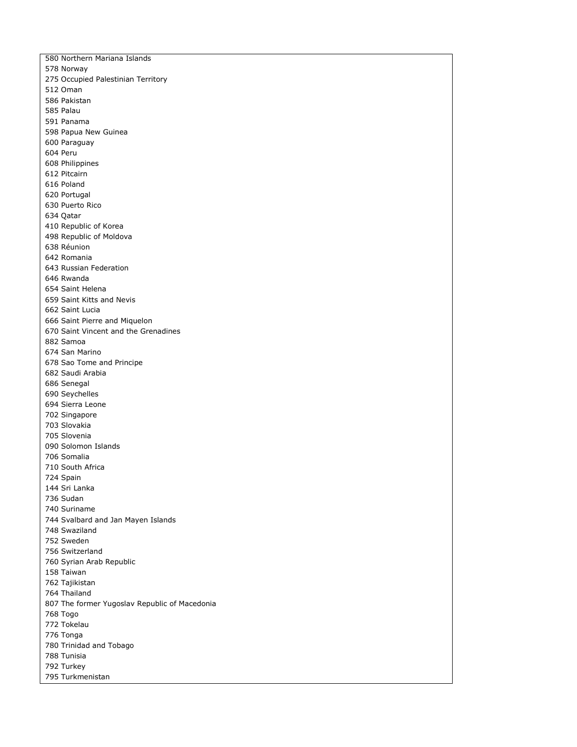580 Northern Mariana Islands
578 Norway
275 Occupied Palestinian Territory
512 Oman
586 Pakistan
585 Palau
591 Panama
598 Papua New Guinea
600 Paraguay
604 Peru
608 Philippines
612 Pitcairn
616 Poland
620 Portugal
630 Puerto Rico
634 Qatar
410 Republic of Korea
498 Republic of Moldova
638 Réunion
642 Romania
643 Russian Federation
646 Rwanda
654 Saint Helena
659 Saint Kitts and Nevis
662 Saint Lucia
666 Saint Pierre and Miquelon
670 Saint Vincent and the Grenadines
882 Samoa
674 San Marino
678 Sao Tome and Principe
682 Saudi Arabia
686 Senegal
690 Seychelles
694 Sierra Leone
702 Singapore
703 Slovakia
705 Slovenia
090 Solomon Islands
706 Somalia
710 South Africa
724 Spain
144 Sri Lanka
736 Sudan
740 Suriname
744 Svalbard and Jan Mayen Islands
748 Swaziland
752 Sweden
756 Switzerland
760 Syrian Arab Republic
158 Taiwan
762 Tajikistan
764 Thailand
807 The former Yugoslav Republic of Macedonia
768 Togo
772 Tokelau
776 Tonga
780 Trinidad and Tobago
788 Tunisia
792 Turkey
795 Turkmenistan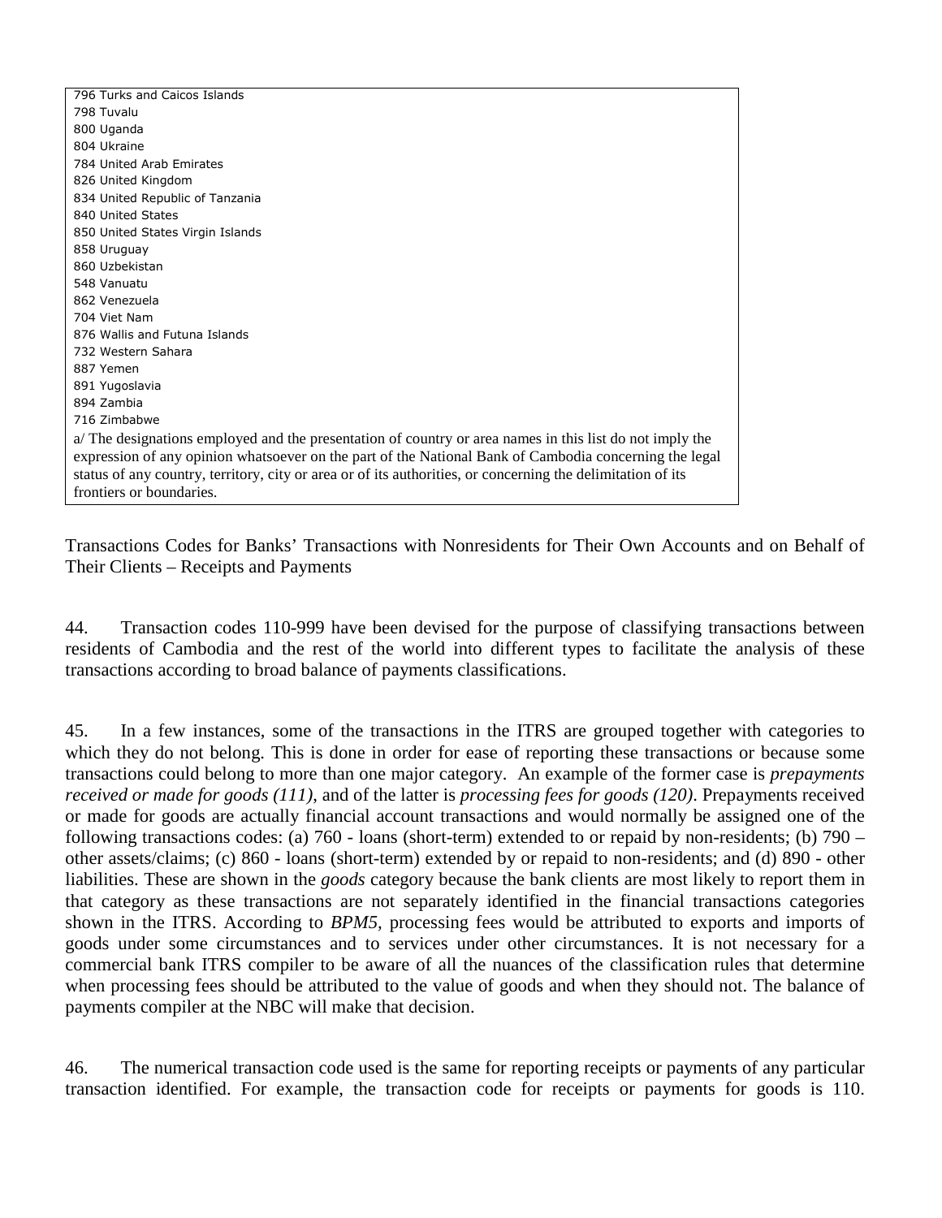796 Turks and Caicos Islands
798 Tuvalu
800 Uganda
804 Ukraine
784 United Arab Emirates
826 United Kingdom
834 United Republic of Tanzania
840 United States
850 United States Virgin Islands
858 Uruguay
860 Uzbekistan
548 Vanuatu
862 Venezuela
704 Viet Nam
876 Wallis and Futuna Islands
732 Western Sahara
887 Yemen
891 Yugoslavia
894 Zambia
716 Zimbabwe

a/ The designations employed and the presentation of country or area names in this list do not imply the expression of any opinion whatsoever on the part of the National Bank of Cambodia concerning the legal status of any country, territory, city or area or of its authorities, or concerning the delimitation of its frontiers or boundaries.

Transactions Codes for Banks' Transactions with Nonresidents for Their Own Accounts and on Behalf of Their Clients – Receipts and Payments

44. Transaction codes 110-999 have been devised for the purpose of classifying transactions between residents of Cambodia and the rest of the world into different types to facilitate the analysis of these transactions according to broad balance of payments classifications.

45. In a few instances, some of the transactions in the ITRS are grouped together with categories to which they do not belong. This is done in order for ease of reporting these transactions or because some transactions could belong to more than one major category. An example of the former case is *prepayments received or made for goods (111)*, and of the latter is *processing fees for goods (120)*. Prepayments received or made for goods are actually financial account transactions and would normally be assigned one of the following transactions codes: (a) 760 - loans (short-term) extended to or repaid by non-residents; (b) 790 – other assets/claims; (c) 860 - loans (short-term) extended by or repaid to non-residents; and (d) 890 - other liabilities. These are shown in the *goods* category because the bank clients are most likely to report them in that category as these transactions are not separately identified in the financial transactions categories shown in the ITRS. According to *BPM5*, processing fees would be attributed to exports and imports of goods under some circumstances and to services under other circumstances. It is not necessary for a commercial bank ITRS compiler to be aware of all the nuances of the classification rules that determine when processing fees should be attributed to the value of goods and when they should not. The balance of payments compiler at the NBC will make that decision.

46. The numerical transaction code used is the same for reporting receipts or payments of any particular transaction identified. For example, the transaction code for receipts or payments for goods is 110.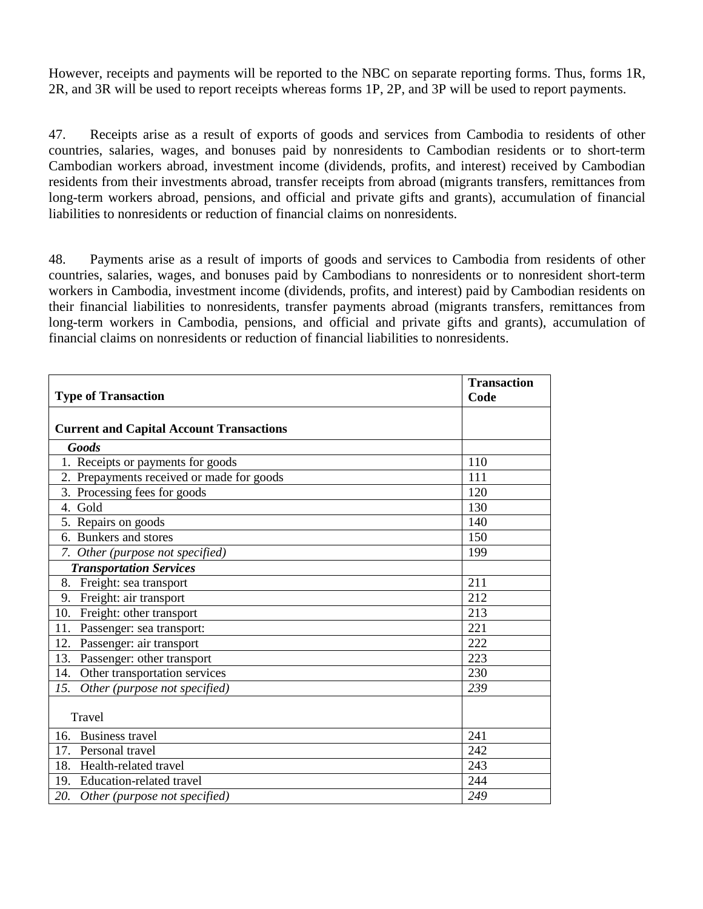However, receipts and payments will be reported to the NBC on separate reporting forms. Thus, forms 1R, 2R, and 3R will be used to report receipts whereas forms 1P, 2P, and 3P will be used to report payments.

47. Receipts arise as a result of exports of goods and services from Cambodia to residents of other countries, salaries, wages, and bonuses paid by nonresidents to Cambodian residents or to short-term Cambodian workers abroad, investment income (dividends, profits, and interest) received by Cambodian residents from their investments abroad, transfer receipts from abroad (migrants transfers, remittances from long-term workers abroad, pensions, and official and private gifts and grants), accumulation of financial liabilities to nonresidents or reduction of financial claims on nonresidents.

48. Payments arise as a result of imports of goods and services to Cambodia from residents of other countries, salaries, wages, and bonuses paid by Cambodians to nonresidents or to nonresident short-term workers in Cambodia, investment income (dividends, profits, and interest) paid by Cambodian residents on their financial liabilities to nonresidents, transfer payments abroad (migrants transfers, remittances from long-term workers in Cambodia, pensions, and official and private gifts and grants), accumulation of financial claims on nonresidents or reduction of financial liabilities to nonresidents.

| **Type of Transaction** | **Transaction Code** |
|---|---|
| **Current and Capital Account Transactions** | |
| ***Goods*** | |
| 1. Receipts or payments for goods | 110 |
| 2. Prepayments received or made for goods | 111 |
| 3. Processing fees for goods | 120 |
| 4. Gold | 130 |
| 5. Repairs on goods | 140 |
| 6. Bunkers and stores | 150 |
| *7. Other (purpose not specified)* | 199 |
| ***Transportation Services*** | |
| 8. Freight: sea transport | 211 |
| 9. Freight: air transport | 212 |
| 10. Freight: other transport | 213 |
| 11. Passenger: sea transport: | 221 |
| 12. Passenger: air transport | 222 |
| 13. Passenger: other transport | 223 |
| 14. Other transportation services | 230 |
| *15. Other (purpose not specified)* | *239* |
| Travel | |
| 16. Business travel | 241 |
| 17. Personal travel | 242 |
| 18. Health-related travel | 243 |
| 19. Education-related travel | 244 |
| *20. Other (purpose not specified)* | *249* |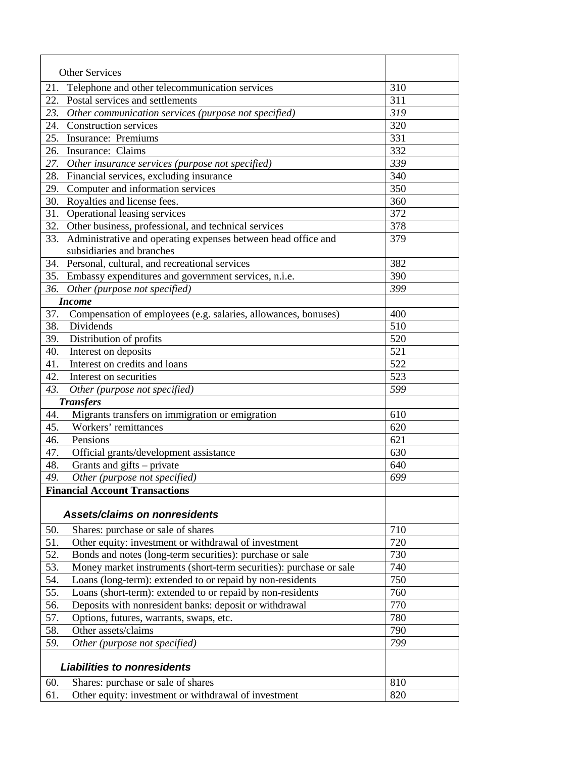| Other Services | |
|---|---|
| 21. Telephone and other telecommunication services | 310 |
| 22. Postal services and settlements | 311 |
| *23. Other communication services (purpose not specified)* | *319* |
| 24. Construction services | 320 |
| 25. Insurance: Premiums | 331 |
| 26. Insurance: Claims | 332 |
| *27. Other insurance services (purpose not specified)* | *339* |
| 28. Financial services, excluding insurance | 340 |
| 29. Computer and information services | 350 |
| 30. Royalties and license fees. | 360 |
| 31. Operational leasing services | 372 |
| 32. Other business, professional, and technical services | 378 |
| 33. Administrative and operating expenses between head office and subsidiaries and branches | 379 |
| 34. Personal, cultural, and recreational services | 382 |
| 35. Embassy expenditures and government services, n.i.e. | 390 |
| *36. Other (purpose not specified)* | *399* |
| ***Income*** | |
| 37. Compensation of employees (e.g. salaries, allowances, bonuses) | 400 |
| 38. Dividends | 510 |
| 39. Distribution of profits | 520 |
| 40. Interest on deposits | 521 |
| 41. Interest on credits and loans | 522 |
| 42. Interest on securities | 523 |
| *43. Other (purpose not specified)* | *599* |
| ***Transfers*** | |
| 44. Migrants transfers on immigration or emigration | 610 |
| 45. Workers' remittances | 620 |
| 46. Pensions | 621 |
| 47. Official grants/development assistance | 630 |
| 48. Grants and gifts – private | 640 |
| *49. Other (purpose not specified)* | *699* |
| **Financial Account Transactions** | |
| ***Assets/claims on nonresidents*** | |
| 50. Shares: purchase or sale of shares | 710 |
| 51. Other equity: investment or withdrawal of investment | 720 |
| 52. Bonds and notes (long-term securities): purchase or sale | 730 |
| 53. Money market instruments (short-term securities): purchase or sale | 740 |
| 54. Loans (long-term): extended to or repaid by non-residents | 750 |
| 55. Loans (short-term): extended to or repaid by non-residents | 760 |
| 56. Deposits with nonresident banks: deposit or withdrawal | 770 |
| 57. Options, futures, warrants, swaps, etc. | 780 |
| 58. Other assets/claims | 790 |
| *59. Other (purpose not specified)* | *799* |
| ***Liabilities to nonresidents*** | |
| 60. Shares: purchase or sale of shares | 810 |
| 61. Other equity: investment or withdrawal of investment | 820 |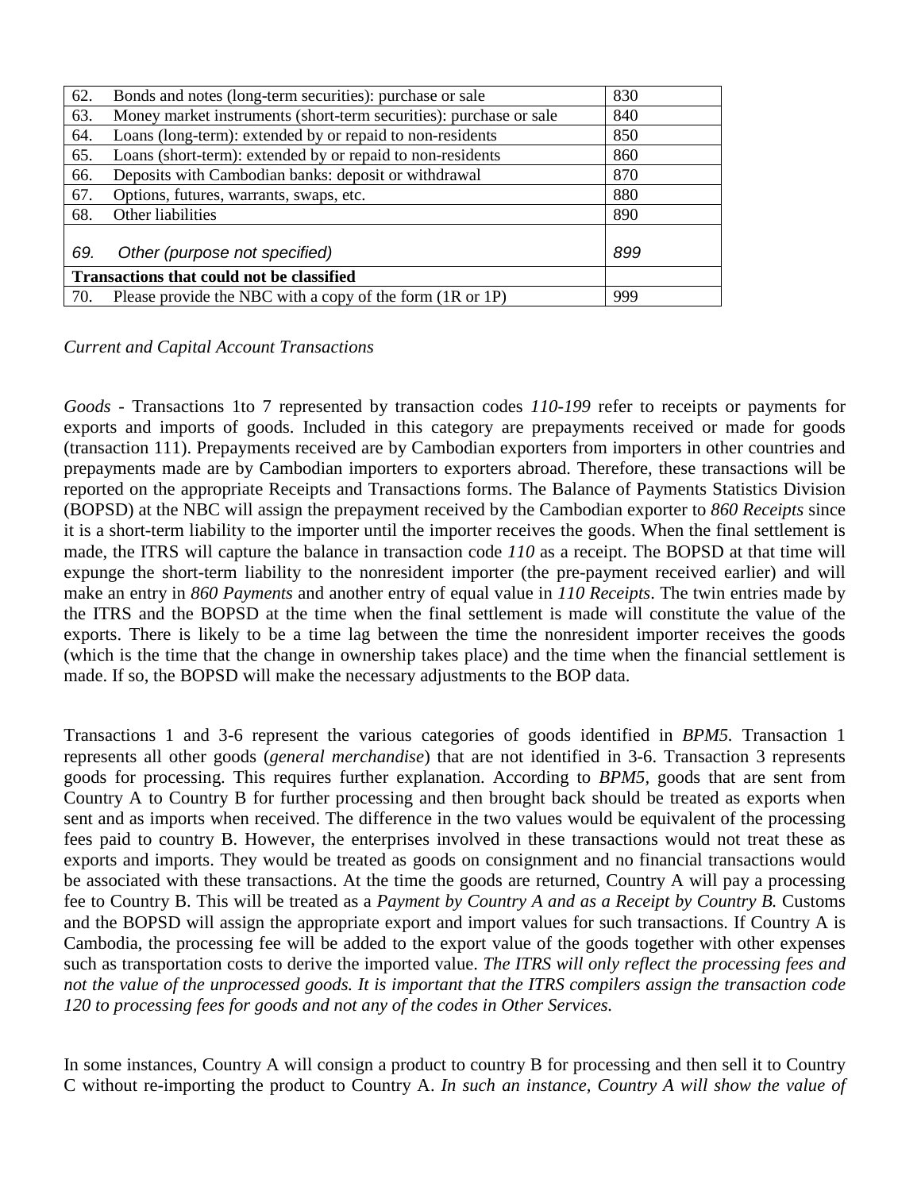| | | |
|---|---|---|
| 62. | Bonds and notes (long-term securities): purchase or sale | 830 |
| 63. | Money market instruments (short-term securities): purchase or sale | 840 |
| 64. | Loans (long-term): extended by or repaid to non-residents | 850 |
| 65. | Loans (short-term): extended by or repaid to non-residents | 860 |
| 66. | Deposits with Cambodian banks: deposit or withdrawal | 870 |
| 67. | Options, futures, warrants, swaps, etc. | 880 |
| 68. | Other liabilities | 890 |
| *69.* | *Other (purpose not specified)* | *899* |
| **Transactions that could not be classified** | | |
| 70. | Please provide the NBC with a copy of the form (1R or 1P) | 999 |

*Current and Capital Account Transactions*

*Goods* - Transactions 1to 7 represented by transaction codes *110-199* refer to receipts or payments for exports and imports of goods. Included in this category are prepayments received or made for goods (transaction 111). Prepayments received are by Cambodian exporters from importers in other countries and prepayments made are by Cambodian importers to exporters abroad. Therefore, these transactions will be reported on the appropriate Receipts and Transactions forms. The Balance of Payments Statistics Division (BOPSD) at the NBC will assign the prepayment received by the Cambodian exporter to *860 Receipts* since it is a short-term liability to the importer until the importer receives the goods. When the final settlement is made, the ITRS will capture the balance in transaction code *110* as a receipt. The BOPSD at that time will expunge the short-term liability to the nonresident importer (the pre-payment received earlier) and will make an entry in *860 Payments* and another entry of equal value in *110 Receipts*. The twin entries made by the ITRS and the BOPSD at the time when the final settlement is made will constitute the value of the exports. There is likely to be a time lag between the time the nonresident importer receives the goods (which is the time that the change in ownership takes place) and the time when the financial settlement is made. If so, the BOPSD will make the necessary adjustments to the BOP data.

Transactions 1 and 3-6 represent the various categories of goods identified in *BPM5*. Transaction 1 represents all other goods (*general merchandise*) that are not identified in 3-6. Transaction 3 represents goods for processing. This requires further explanation. According to *BPM5*, goods that are sent from Country A to Country B for further processing and then brought back should be treated as exports when sent and as imports when received. The difference in the two values would be equivalent of the processing fees paid to country B. However, the enterprises involved in these transactions would not treat these as exports and imports. They would be treated as goods on consignment and no financial transactions would be associated with these transactions. At the time the goods are returned, Country A will pay a processing fee to Country B. This will be treated as a *Payment by Country A and as a Receipt by Country B.* Customs and the BOPSD will assign the appropriate export and import values for such transactions. If Country A is Cambodia, the processing fee will be added to the export value of the goods together with other expenses such as transportation costs to derive the imported value. *The ITRS will only reflect the processing fees and not the value of the unprocessed goods. It is important that the ITRS compilers assign the transaction code 120 to processing fees for goods and not any of the codes in Other Services.*

In some instances, Country A will consign a product to country B for processing and then sell it to Country C without re-importing the product to Country A. *In such an instance, Country A will show the value of*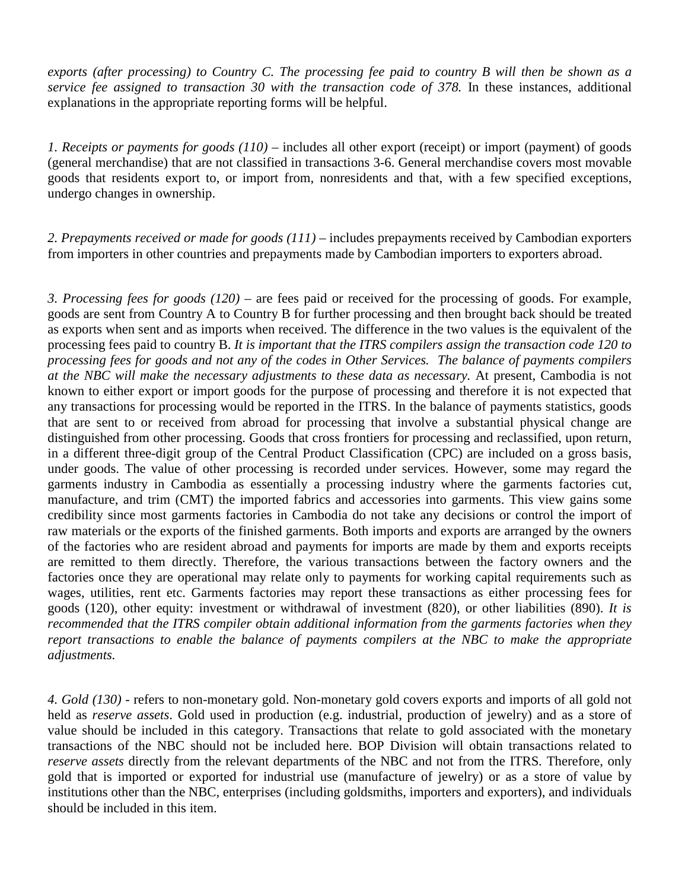*exports (after processing) to Country C. The processing fee paid to country B will then be shown as a service fee assigned to transaction 30 with the transaction code of 378.* In these instances, additional explanations in the appropriate reporting forms will be helpful.

*1. Receipts or payments for goods (110)* – includes all other export (receipt) or import (payment) of goods (general merchandise) that are not classified in transactions 3-6. General merchandise covers most movable goods that residents export to, or import from, nonresidents and that, with a few specified exceptions, undergo changes in ownership.

*2. Prepayments received or made for goods (111)* – includes prepayments received by Cambodian exporters from importers in other countries and prepayments made by Cambodian importers to exporters abroad.

*3. Processing fees for goods (120)* – are fees paid or received for the processing of goods. For example, goods are sent from Country A to Country B for further processing and then brought back should be treated as exports when sent and as imports when received. The difference in the two values is the equivalent of the processing fees paid to country B. *It is important that the ITRS compilers assign the transaction code 120 to processing fees for goods and not any of the codes in Other Services. The balance of payments compilers at the NBC will make the necessary adjustments to these data as necessary.* At present, Cambodia is not known to either export or import goods for the purpose of processing and therefore it is not expected that any transactions for processing would be reported in the ITRS. In the balance of payments statistics, goods that are sent to or received from abroad for processing that involve a substantial physical change are distinguished from other processing. Goods that cross frontiers for processing and reclassified, upon return, in a different three-digit group of the Central Product Classification (CPC) are included on a gross basis, under goods. The value of other processing is recorded under services. However, some may regard the garments industry in Cambodia as essentially a processing industry where the garments factories cut, manufacture, and trim (CMT) the imported fabrics and accessories into garments. This view gains some credibility since most garments factories in Cambodia do not take any decisions or control the import of raw materials or the exports of the finished garments. Both imports and exports are arranged by the owners of the factories who are resident abroad and payments for imports are made by them and exports receipts are remitted to them directly. Therefore, the various transactions between the factory owners and the factories once they are operational may relate only to payments for working capital requirements such as wages, utilities, rent etc. Garments factories may report these transactions as either processing fees for goods (120), other equity: investment or withdrawal of investment (820), or other liabilities (890). *It is recommended that the ITRS compiler obtain additional information from the garments factories when they report transactions to enable the balance of payments compilers at the NBC to make the appropriate adjustments.*

*4. Gold (130)* - refers to non-monetary gold. Non-monetary gold covers exports and imports of all gold not held as *reserve assets*. Gold used in production (e.g. industrial, production of jewelry) and as a store of value should be included in this category. Transactions that relate to gold associated with the monetary transactions of the NBC should not be included here. BOP Division will obtain transactions related to *reserve assets* directly from the relevant departments of the NBC and not from the ITRS. Therefore, only gold that is imported or exported for industrial use (manufacture of jewelry) or as a store of value by institutions other than the NBC, enterprises (including goldsmiths, importers and exporters), and individuals should be included in this item.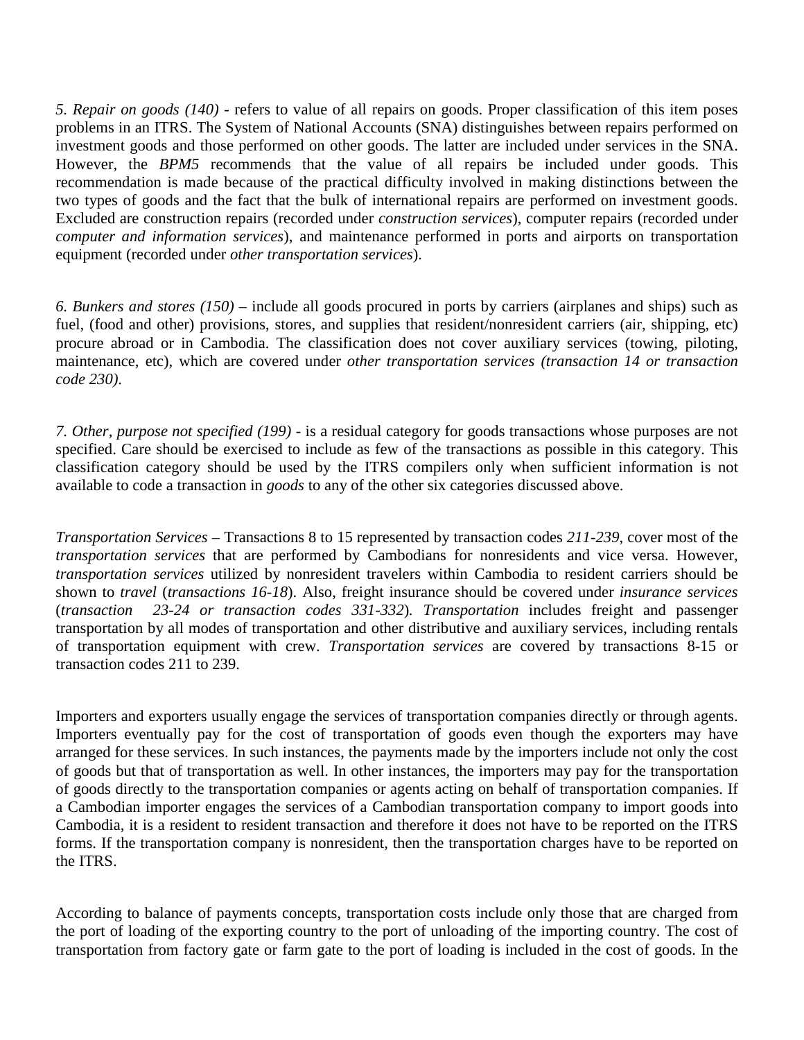*5. Repair on goods (140)* - refers to value of all repairs on goods. Proper classification of this item poses problems in an ITRS. The System of National Accounts (SNA) distinguishes between repairs performed on investment goods and those performed on other goods. The latter are included under services in the SNA. However, the *BPM5* recommends that the value of all repairs be included under goods. This recommendation is made because of the practical difficulty involved in making distinctions between the two types of goods and the fact that the bulk of international repairs are performed on investment goods. Excluded are construction repairs (recorded under *construction services*), computer repairs (recorded under *computer and information services*), and maintenance performed in ports and airports on transportation equipment (recorded under *other transportation services*).

*6. Bunkers and stores (150)* – include all goods procured in ports by carriers (airplanes and ships) such as fuel, (food and other) provisions, stores, and supplies that resident/nonresident carriers (air, shipping, etc) procure abroad or in Cambodia. The classification does not cover auxiliary services (towing, piloting, maintenance, etc), which are covered under *other transportation services (transaction 14 or transaction code 230).*

*7. Other, purpose not specified (199)* - is a residual category for goods transactions whose purposes are not specified. Care should be exercised to include as few of the transactions as possible in this category. This classification category should be used by the ITRS compilers only when sufficient information is not available to code a transaction in *goods* to any of the other six categories discussed above.

*Transportation Services* – Transactions 8 to 15 represented by transaction codes *211-239*, cover most of the *transportation services* that are performed by Cambodians for nonresidents and vice versa. However, *transportation services* utilized by nonresident travelers within Cambodia to resident carriers should be shown to *travel* (*transactions 16-18*). Also, freight insurance should be covered under *insurance services* (*transaction 23-24 or transaction codes 331-332*)*. Transportation* includes freight and passenger transportation by all modes of transportation and other distributive and auxiliary services, including rentals of transportation equipment with crew. *Transportation services* are covered by transactions 8-15 or transaction codes 211 to 239.

Importers and exporters usually engage the services of transportation companies directly or through agents. Importers eventually pay for the cost of transportation of goods even though the exporters may have arranged for these services. In such instances, the payments made by the importers include not only the cost of goods but that of transportation as well. In other instances, the importers may pay for the transportation of goods directly to the transportation companies or agents acting on behalf of transportation companies. If a Cambodian importer engages the services of a Cambodian transportation company to import goods into Cambodia, it is a resident to resident transaction and therefore it does not have to be reported on the ITRS forms. If the transportation company is nonresident, then the transportation charges have to be reported on the ITRS.

According to balance of payments concepts, transportation costs include only those that are charged from the port of loading of the exporting country to the port of unloading of the importing country. The cost of transportation from factory gate or farm gate to the port of loading is included in the cost of goods. In the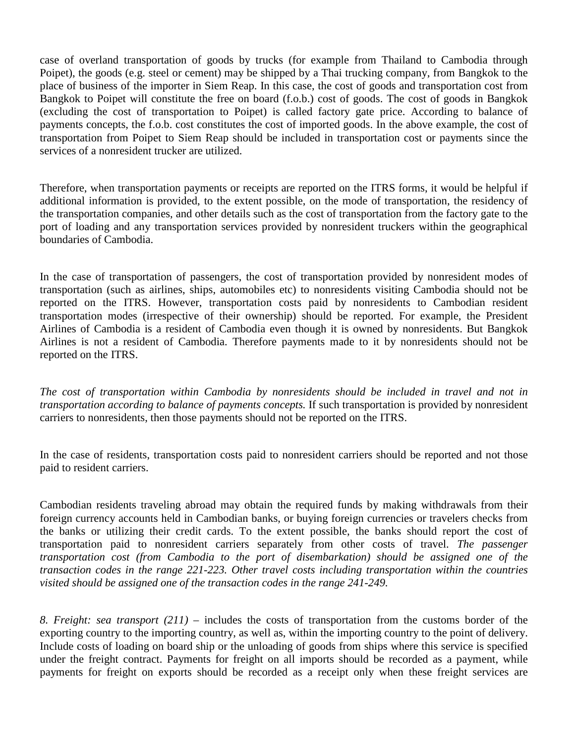case of overland transportation of goods by trucks (for example from Thailand to Cambodia through Poipet), the goods (e.g. steel or cement) may be shipped by a Thai trucking company, from Bangkok to the place of business of the importer in Siem Reap. In this case, the cost of goods and transportation cost from Bangkok to Poipet will constitute the free on board (f.o.b.) cost of goods. The cost of goods in Bangkok (excluding the cost of transportation to Poipet) is called factory gate price. According to balance of payments concepts, the f.o.b. cost constitutes the cost of imported goods. In the above example, the cost of transportation from Poipet to Siem Reap should be included in transportation cost or payments since the services of a nonresident trucker are utilized.

Therefore, when transportation payments or receipts are reported on the ITRS forms, it would be helpful if additional information is provided, to the extent possible, on the mode of transportation, the residency of the transportation companies, and other details such as the cost of transportation from the factory gate to the port of loading and any transportation services provided by nonresident truckers within the geographical boundaries of Cambodia.

In the case of transportation of passengers, the cost of transportation provided by nonresident modes of transportation (such as airlines, ships, automobiles etc) to nonresidents visiting Cambodia should not be reported on the ITRS. However, transportation costs paid by nonresidents to Cambodian resident transportation modes (irrespective of their ownership) should be reported. For example, the President Airlines of Cambodia is a resident of Cambodia even though it is owned by nonresidents. But Bangkok Airlines is not a resident of Cambodia. Therefore payments made to it by nonresidents should not be reported on the ITRS.

*The cost of transportation within Cambodia by nonresidents should be included in travel and not in transportation according to balance of payments concepts.* If such transportation is provided by nonresident carriers to nonresidents, then those payments should not be reported on the ITRS.

In the case of residents, transportation costs paid to nonresident carriers should be reported and not those paid to resident carriers.

Cambodian residents traveling abroad may obtain the required funds by making withdrawals from their foreign currency accounts held in Cambodian banks, or buying foreign currencies or travelers checks from the banks or utilizing their credit cards. To the extent possible, the banks should report the cost of transportation paid to nonresident carriers separately from other costs of travel. *The passenger transportation cost (from Cambodia to the port of disembarkation) should be assigned one of the transaction codes in the range 221-223. Other travel costs including transportation within the countries visited should be assigned one of the transaction codes in the range 241-249.*

*8. Freight: sea transport (211)* – includes the costs of transportation from the customs border of the exporting country to the importing country, as well as, within the importing country to the point of delivery. Include costs of loading on board ship or the unloading of goods from ships where this service is specified under the freight contract. Payments for freight on all imports should be recorded as a payment, while payments for freight on exports should be recorded as a receipt only when these freight services are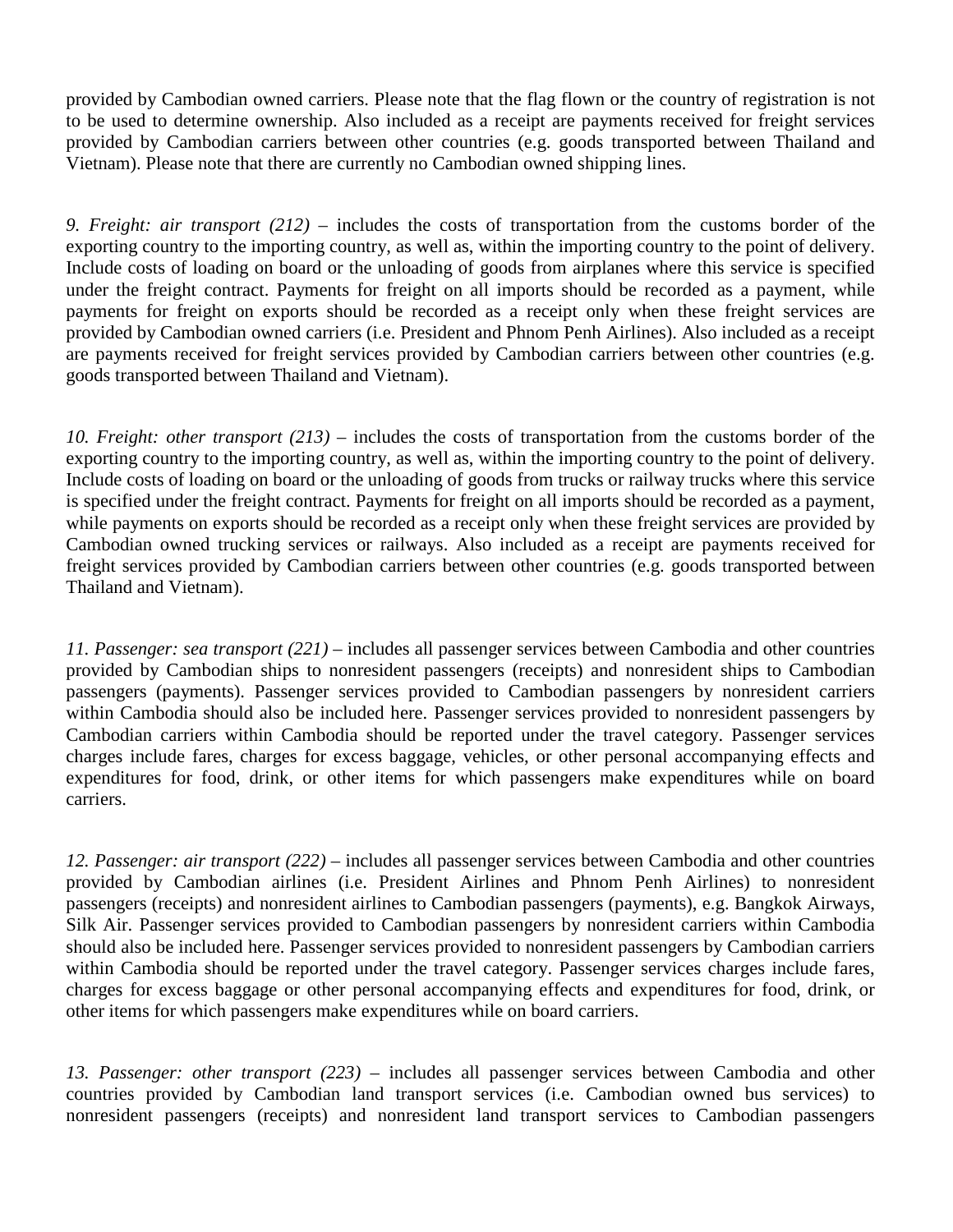provided by Cambodian owned carriers. Please note that the flag flown or the country of registration is not to be used to determine ownership. Also included as a receipt are payments received for freight services provided by Cambodian carriers between other countries (e.g. goods transported between Thailand and Vietnam). Please note that there are currently no Cambodian owned shipping lines.

*9. Freight: air transport (212)* – includes the costs of transportation from the customs border of the exporting country to the importing country, as well as, within the importing country to the point of delivery. Include costs of loading on board or the unloading of goods from airplanes where this service is specified under the freight contract. Payments for freight on all imports should be recorded as a payment, while payments for freight on exports should be recorded as a receipt only when these freight services are provided by Cambodian owned carriers (i.e. President and Phnom Penh Airlines). Also included as a receipt are payments received for freight services provided by Cambodian carriers between other countries (e.g. goods transported between Thailand and Vietnam).

*10. Freight: other transport (213)* – includes the costs of transportation from the customs border of the exporting country to the importing country, as well as, within the importing country to the point of delivery. Include costs of loading on board or the unloading of goods from trucks or railway trucks where this service is specified under the freight contract. Payments for freight on all imports should be recorded as a payment, while payments on exports should be recorded as a receipt only when these freight services are provided by Cambodian owned trucking services or railways. Also included as a receipt are payments received for freight services provided by Cambodian carriers between other countries (e.g. goods transported between Thailand and Vietnam).

*11. Passenger: sea transport (221)* – includes all passenger services between Cambodia and other countries provided by Cambodian ships to nonresident passengers (receipts) and nonresident ships to Cambodian passengers (payments). Passenger services provided to Cambodian passengers by nonresident carriers within Cambodia should also be included here. Passenger services provided to nonresident passengers by Cambodian carriers within Cambodia should be reported under the travel category. Passenger services charges include fares, charges for excess baggage, vehicles, or other personal accompanying effects and expenditures for food, drink, or other items for which passengers make expenditures while on board carriers.

*12. Passenger: air transport (222)* – includes all passenger services between Cambodia and other countries provided by Cambodian airlines (i.e. President Airlines and Phnom Penh Airlines) to nonresident passengers (receipts) and nonresident airlines to Cambodian passengers (payments), e.g. Bangkok Airways, Silk Air. Passenger services provided to Cambodian passengers by nonresident carriers within Cambodia should also be included here. Passenger services provided to nonresident passengers by Cambodian carriers within Cambodia should be reported under the travel category. Passenger services charges include fares, charges for excess baggage or other personal accompanying effects and expenditures for food, drink, or other items for which passengers make expenditures while on board carriers.

*13. Passenger: other transport (223)* – includes all passenger services between Cambodia and other countries provided by Cambodian land transport services (i.e. Cambodian owned bus services) to nonresident passengers (receipts) and nonresident land transport services to Cambodian passengers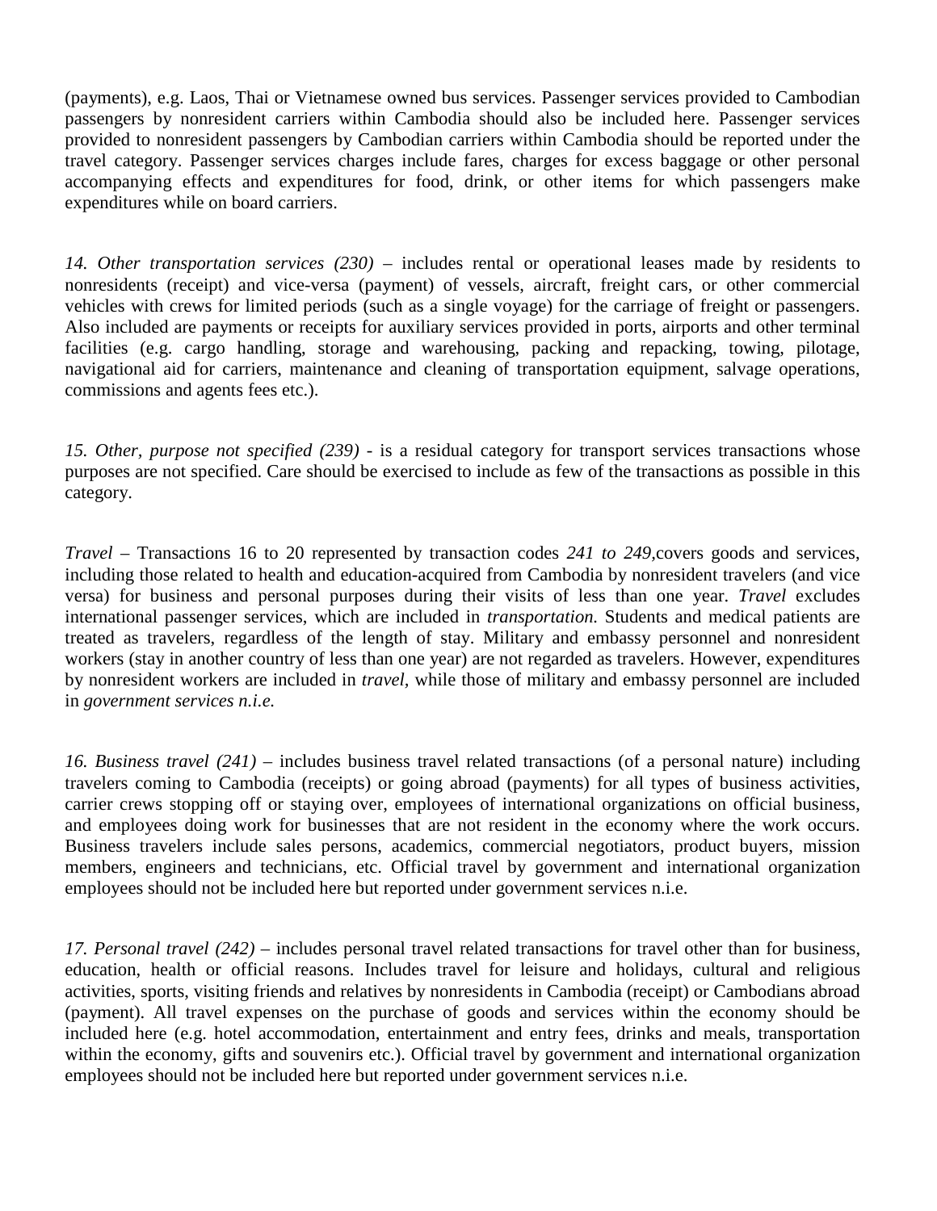(payments), e.g. Laos, Thai or Vietnamese owned bus services. Passenger services provided to Cambodian passengers by nonresident carriers within Cambodia should also be included here. Passenger services provided to nonresident passengers by Cambodian carriers within Cambodia should be reported under the travel category. Passenger services charges include fares, charges for excess baggage or other personal accompanying effects and expenditures for food, drink, or other items for which passengers make expenditures while on board carriers.

*14. Other transportation services (230)* – includes rental or operational leases made by residents to nonresidents (receipt) and vice-versa (payment) of vessels, aircraft, freight cars, or other commercial vehicles with crews for limited periods (such as a single voyage) for the carriage of freight or passengers. Also included are payments or receipts for auxiliary services provided in ports, airports and other terminal facilities (e.g. cargo handling, storage and warehousing, packing and repacking, towing, pilotage, navigational aid for carriers, maintenance and cleaning of transportation equipment, salvage operations, commissions and agents fees etc.).

*15. Other, purpose not specified (239)* - is a residual category for transport services transactions whose purposes are not specified. Care should be exercised to include as few of the transactions as possible in this category.

*Travel* – Transactions 16 to 20 represented by transaction codes *241 to 249,*covers goods and services, including those related to health and education-acquired from Cambodia by nonresident travelers (and vice versa) for business and personal purposes during their visits of less than one year. *Travel* excludes international passenger services, which are included in *transportation.* Students and medical patients are treated as travelers, regardless of the length of stay. Military and embassy personnel and nonresident workers (stay in another country of less than one year) are not regarded as travelers. However, expenditures by nonresident workers are included in *travel,* while those of military and embassy personnel are included in *government services n.i.e.*

*16. Business travel (241)* – includes business travel related transactions (of a personal nature) including travelers coming to Cambodia (receipts) or going abroad (payments) for all types of business activities, carrier crews stopping off or staying over, employees of international organizations on official business, and employees doing work for businesses that are not resident in the economy where the work occurs. Business travelers include sales persons, academics, commercial negotiators, product buyers, mission members, engineers and technicians, etc. Official travel by government and international organization employees should not be included here but reported under government services n.i.e.

*17. Personal travel (242)* – includes personal travel related transactions for travel other than for business, education, health or official reasons. Includes travel for leisure and holidays, cultural and religious activities, sports, visiting friends and relatives by nonresidents in Cambodia (receipt) or Cambodians abroad (payment). All travel expenses on the purchase of goods and services within the economy should be included here (e.g. hotel accommodation, entertainment and entry fees, drinks and meals, transportation within the economy, gifts and souvenirs etc.). Official travel by government and international organization employees should not be included here but reported under government services n.i.e.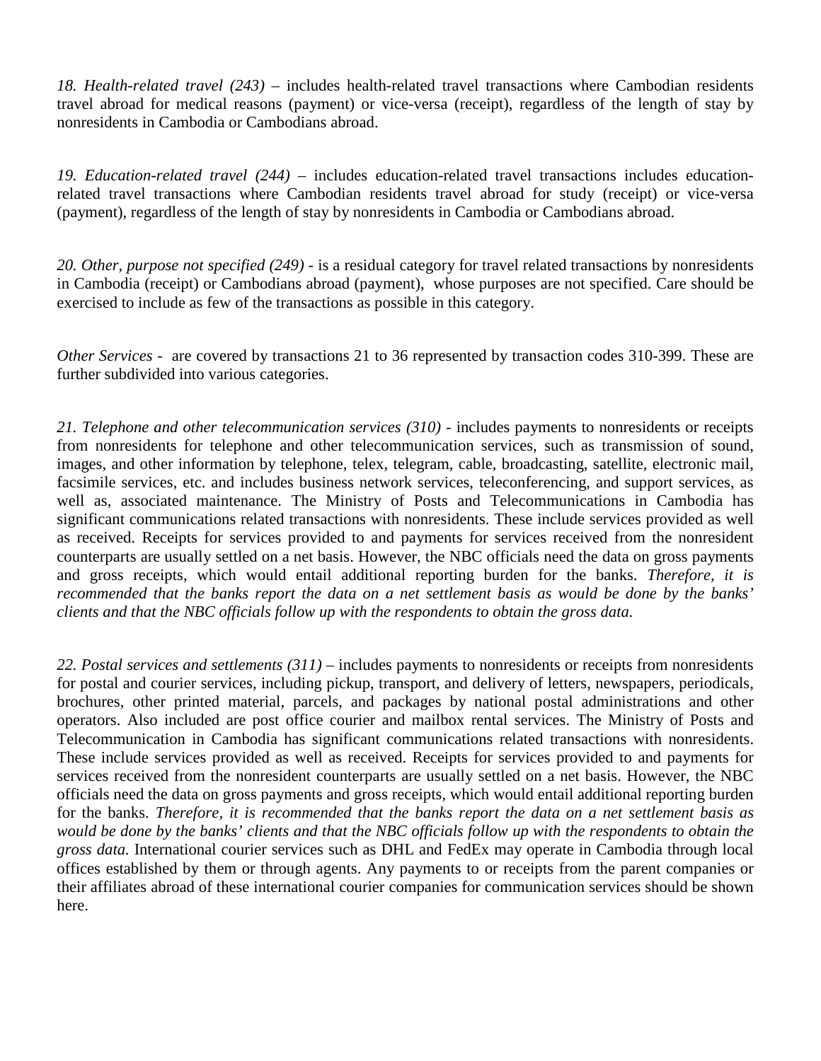*18. Health-related travel (243)* – includes health-related travel transactions where Cambodian residents travel abroad for medical reasons (payment) or vice-versa (receipt), regardless of the length of stay by nonresidents in Cambodia or Cambodians abroad.

*19. Education-related travel (244)* – includes education-related travel transactions includes education-related travel transactions where Cambodian residents travel abroad for study (receipt) or vice-versa (payment), regardless of the length of stay by nonresidents in Cambodia or Cambodians abroad.

*20. Other, purpose not specified (249)* - is a residual category for travel related transactions by nonresidents in Cambodia (receipt) or Cambodians abroad (payment), whose purposes are not specified. Care should be exercised to include as few of the transactions as possible in this category.

*Other Services* - are covered by transactions 21 to 36 represented by transaction codes 310-399. These are further subdivided into various categories.

*21. Telephone and other telecommunication services (310)* - includes payments to nonresidents or receipts from nonresidents for telephone and other telecommunication services, such as transmission of sound, images, and other information by telephone, telex, telegram, cable, broadcasting, satellite, electronic mail, facsimile services, etc. and includes business network services, teleconferencing, and support services, as well as, associated maintenance. The Ministry of Posts and Telecommunications in Cambodia has significant communications related transactions with nonresidents. These include services provided as well as received. Receipts for services provided to and payments for services received from the nonresident counterparts are usually settled on a net basis. However, the NBC officials need the data on gross payments and gross receipts, which would entail additional reporting burden for the banks. *Therefore, it is recommended that the banks report the data on a net settlement basis as would be done by the banks' clients and that the NBC officials follow up with the respondents to obtain the gross data.*

*22. Postal services and settlements (311)* – includes payments to nonresidents or receipts from nonresidents for postal and courier services, including pickup, transport, and delivery of letters, newspapers, periodicals, brochures, other printed material, parcels, and packages by national postal administrations and other operators. Also included are post office courier and mailbox rental services. The Ministry of Posts and Telecommunication in Cambodia has significant communications related transactions with nonresidents. These include services provided as well as received. Receipts for services provided to and payments for services received from the nonresident counterparts are usually settled on a net basis. However, the NBC officials need the data on gross payments and gross receipts, which would entail additional reporting burden for the banks. *Therefore, it is recommended that the banks report the data on a net settlement basis as would be done by the banks' clients and that the NBC officials follow up with the respondents to obtain the gross data.* International courier services such as DHL and FedEx may operate in Cambodia through local offices established by them or through agents. Any payments to or receipts from the parent companies or their affiliates abroad of these international courier companies for communication services should be shown here.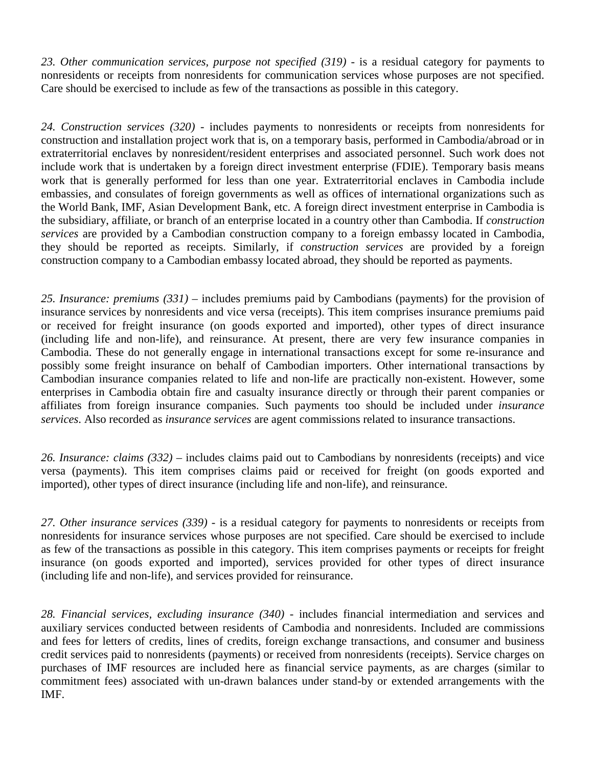*23. Other communication services, purpose not specified (319)* - is a residual category for payments to nonresidents or receipts from nonresidents for communication services whose purposes are not specified. Care should be exercised to include as few of the transactions as possible in this category.

*24. Construction services (320)* - includes payments to nonresidents or receipts from nonresidents for construction and installation project work that is, on a temporary basis, performed in Cambodia/abroad or in extraterritorial enclaves by nonresident/resident enterprises and associated personnel. Such work does not include work that is undertaken by a foreign direct investment enterprise (FDIE). Temporary basis means work that is generally performed for less than one year. Extraterritorial enclaves in Cambodia include embassies, and consulates of foreign governments as well as offices of international organizations such as the World Bank, IMF, Asian Development Bank, etc. A foreign direct investment enterprise in Cambodia is the subsidiary, affiliate, or branch of an enterprise located in a country other than Cambodia. If *construction services* are provided by a Cambodian construction company to a foreign embassy located in Cambodia, they should be reported as receipts. Similarly, if *construction services* are provided by a foreign construction company to a Cambodian embassy located abroad, they should be reported as payments.

*25. Insurance: premiums (331)* – includes premiums paid by Cambodians (payments) for the provision of insurance services by nonresidents and vice versa (receipts). This item comprises insurance premiums paid or received for freight insurance (on goods exported and imported), other types of direct insurance (including life and non-life), and reinsurance. At present, there are very few insurance companies in Cambodia. These do not generally engage in international transactions except for some re-insurance and possibly some freight insurance on behalf of Cambodian importers. Other international transactions by Cambodian insurance companies related to life and non-life are practically non-existent. However, some enterprises in Cambodia obtain fire and casualty insurance directly or through their parent companies or affiliates from foreign insurance companies. Such payments too should be included under *insurance services*. Also recorded as *insurance services* are agent commissions related to insurance transactions.

*26. Insurance: claims (332)* – includes claims paid out to Cambodians by nonresidents (receipts) and vice versa (payments). This item comprises claims paid or received for freight (on goods exported and imported), other types of direct insurance (including life and non-life), and reinsurance.

*27. Other insurance services (339)* - is a residual category for payments to nonresidents or receipts from nonresidents for insurance services whose purposes are not specified. Care should be exercised to include as few of the transactions as possible in this category. This item comprises payments or receipts for freight insurance (on goods exported and imported), services provided for other types of direct insurance (including life and non-life), and services provided for reinsurance.

*28. Financial services, excluding insurance (340)* - includes financial intermediation and services and auxiliary services conducted between residents of Cambodia and nonresidents. Included are commissions and fees for letters of credits, lines of credits, foreign exchange transactions, and consumer and business credit services paid to nonresidents (payments) or received from nonresidents (receipts). Service charges on purchases of IMF resources are included here as financial service payments, as are charges (similar to commitment fees) associated with un-drawn balances under stand-by or extended arrangements with the IMF.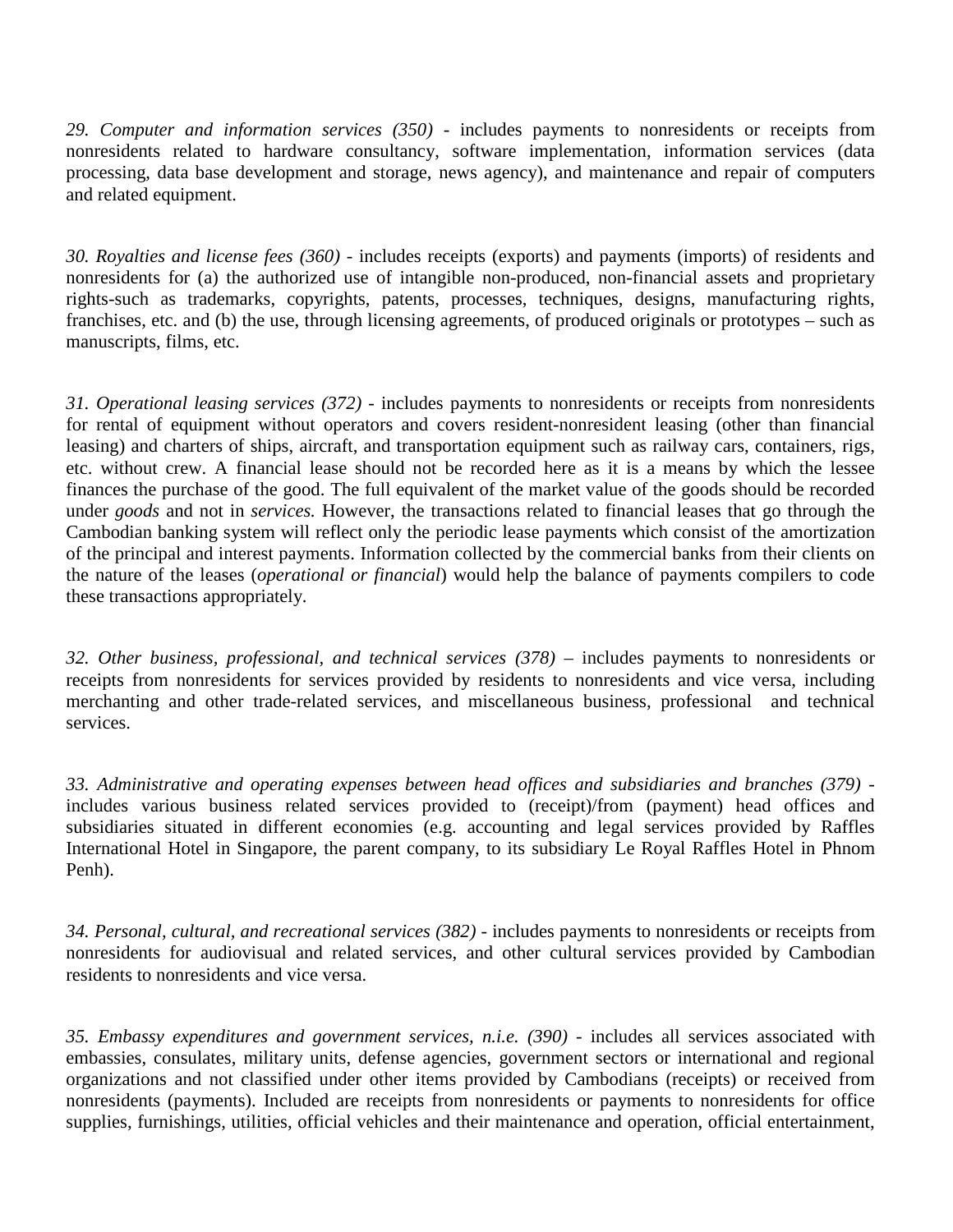*29. Computer and information services (350)* - includes payments to nonresidents or receipts from nonresidents related to hardware consultancy, software implementation, information services (data processing, data base development and storage, news agency), and maintenance and repair of computers and related equipment.

*30. Royalties and license fees (360)* - includes receipts (exports) and payments (imports) of residents and nonresidents for (a) the authorized use of intangible non-produced, non-financial assets and proprietary rights-such as trademarks, copyrights, patents, processes, techniques, designs, manufacturing rights, franchises, etc. and (b) the use, through licensing agreements, of produced originals or prototypes – such as manuscripts, films, etc.

*31. Operational leasing services (372)* - includes payments to nonresidents or receipts from nonresidents for rental of equipment without operators and covers resident-nonresident leasing (other than financial leasing) and charters of ships, aircraft, and transportation equipment such as railway cars, containers, rigs, etc. without crew. A financial lease should not be recorded here as it is a means by which the lessee finances the purchase of the good. The full equivalent of the market value of the goods should be recorded under *goods* and not in *services.* However, the transactions related to financial leases that go through the Cambodian banking system will reflect only the periodic lease payments which consist of the amortization of the principal and interest payments. Information collected by the commercial banks from their clients on the nature of the leases (*operational or financial*) would help the balance of payments compilers to code these transactions appropriately.

*32. Other business, professional, and technical services (378)* – includes payments to nonresidents or receipts from nonresidents for services provided by residents to nonresidents and vice versa, including merchanting and other trade-related services, and miscellaneous business, professional and technical services.

*33. Administrative and operating expenses between head offices and subsidiaries and branches (379)* - includes various business related services provided to (receipt)/from (payment) head offices and subsidiaries situated in different economies (e.g. accounting and legal services provided by Raffles International Hotel in Singapore, the parent company, to its subsidiary Le Royal Raffles Hotel in Phnom Penh).

*34. Personal, cultural, and recreational services (382)* - includes payments to nonresidents or receipts from nonresidents for audiovisual and related services, and other cultural services provided by Cambodian residents to nonresidents and vice versa.

*35. Embassy expenditures and government services, n.i.e. (390)* - includes all services associated with embassies, consulates, military units, defense agencies, government sectors or international and regional organizations and not classified under other items provided by Cambodians (receipts) or received from nonresidents (payments). Included are receipts from nonresidents or payments to nonresidents for office supplies, furnishings, utilities, official vehicles and their maintenance and operation, official entertainment,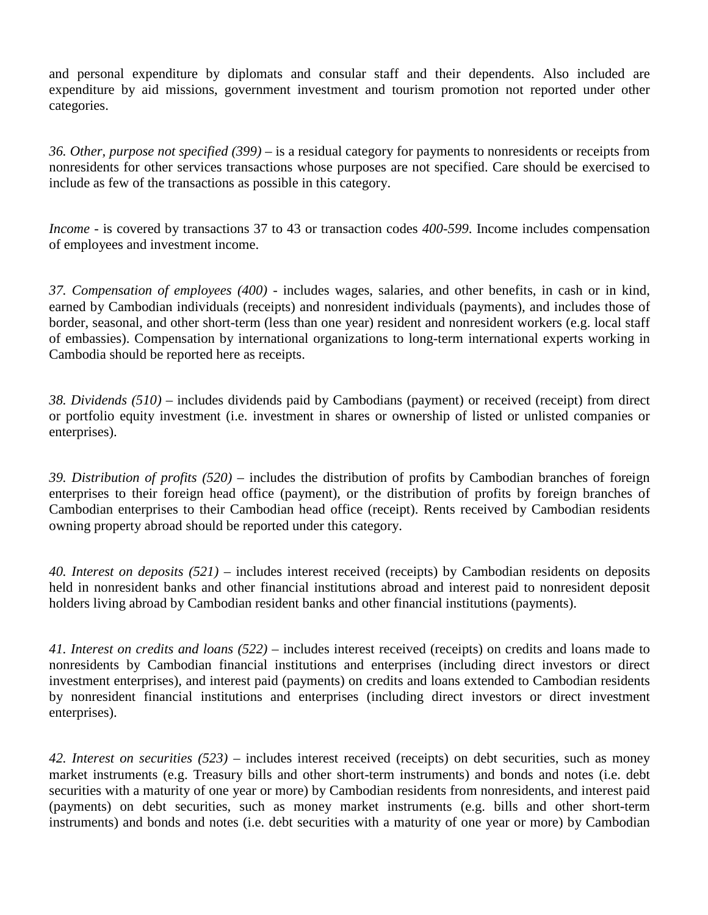and personal expenditure by diplomats and consular staff and their dependents. Also included are expenditure by aid missions, government investment and tourism promotion not reported under other categories.

*36. Other, purpose not specified (399)* – is a residual category for payments to nonresidents or receipts from nonresidents for other services transactions whose purposes are not specified. Care should be exercised to include as few of the transactions as possible in this category.

*Income* - is covered by transactions 37 to 43 or transaction codes *400-599*. Income includes compensation of employees and investment income.

*37. Compensation of employees (400)* - includes wages, salaries, and other benefits, in cash or in kind, earned by Cambodian individuals (receipts) and nonresident individuals (payments), and includes those of border, seasonal, and other short-term (less than one year) resident and nonresident workers (e.g. local staff of embassies). Compensation by international organizations to long-term international experts working in Cambodia should be reported here as receipts.

*38. Dividends (510)* – includes dividends paid by Cambodians (payment) or received (receipt) from direct or portfolio equity investment (i.e. investment in shares or ownership of listed or unlisted companies or enterprises).

*39. Distribution of profits (520)* – includes the distribution of profits by Cambodian branches of foreign enterprises to their foreign head office (payment), or the distribution of profits by foreign branches of Cambodian enterprises to their Cambodian head office (receipt). Rents received by Cambodian residents owning property abroad should be reported under this category.

*40. Interest on deposits (521)* – includes interest received (receipts) by Cambodian residents on deposits held in nonresident banks and other financial institutions abroad and interest paid to nonresident deposit holders living abroad by Cambodian resident banks and other financial institutions (payments).

*41. Interest on credits and loans (522)* – includes interest received (receipts) on credits and loans made to nonresidents by Cambodian financial institutions and enterprises (including direct investors or direct investment enterprises), and interest paid (payments) on credits and loans extended to Cambodian residents by nonresident financial institutions and enterprises (including direct investors or direct investment enterprises).

*42. Interest on securities (523)* – includes interest received (receipts) on debt securities, such as money market instruments (e.g. Treasury bills and other short-term instruments) and bonds and notes (i.e. debt securities with a maturity of one year or more) by Cambodian residents from nonresidents, and interest paid (payments) on debt securities, such as money market instruments (e.g. bills and other short-term instruments) and bonds and notes (i.e. debt securities with a maturity of one year or more) by Cambodian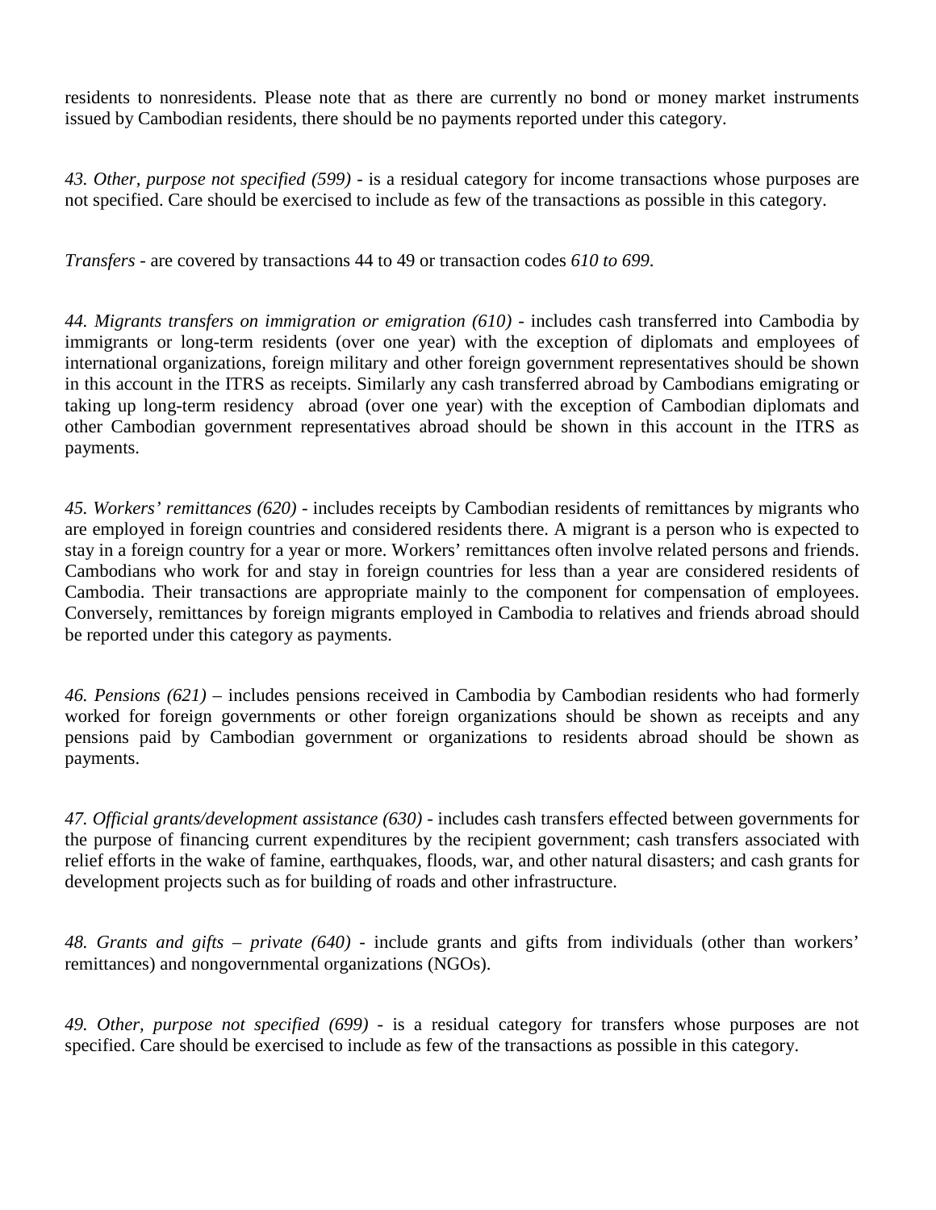residents to nonresidents. Please note that as there are currently no bond or money market instruments issued by Cambodian residents, there should be no payments reported under this category.

*43. Other, purpose not specified (599)* - is a residual category for income transactions whose purposes are not specified. Care should be exercised to include as few of the transactions as possible in this category.

*Transfers* - are covered by transactions 44 to 49 or transaction codes *610 to 699.*

*44. Migrants transfers on immigration or emigration (610)* - includes cash transferred into Cambodia by immigrants or long-term residents (over one year) with the exception of diplomats and employees of international organizations, foreign military and other foreign government representatives should be shown in this account in the ITRS as receipts. Similarly any cash transferred abroad by Cambodians emigrating or taking up long-term residency abroad (over one year) with the exception of Cambodian diplomats and other Cambodian government representatives abroad should be shown in this account in the ITRS as payments.

*45. Workers' remittances (620)* - includes receipts by Cambodian residents of remittances by migrants who are employed in foreign countries and considered residents there. A migrant is a person who is expected to stay in a foreign country for a year or more. Workers' remittances often involve related persons and friends. Cambodians who work for and stay in foreign countries for less than a year are considered residents of Cambodia. Their transactions are appropriate mainly to the component for compensation of employees. Conversely, remittances by foreign migrants employed in Cambodia to relatives and friends abroad should be reported under this category as payments.

*46. Pensions (621)* – includes pensions received in Cambodia by Cambodian residents who had formerly worked for foreign governments or other foreign organizations should be shown as receipts and any pensions paid by Cambodian government or organizations to residents abroad should be shown as payments.

*47. Official grants/development assistance (630)* - includes cash transfers effected between governments for the purpose of financing current expenditures by the recipient government; cash transfers associated with relief efforts in the wake of famine, earthquakes, floods, war, and other natural disasters; and cash grants for development projects such as for building of roads and other infrastructure.

*48. Grants and gifts – private (640)* - include grants and gifts from individuals (other than workers' remittances) and nongovernmental organizations (NGOs).

*49. Other, purpose not specified (699)* - is a residual category for transfers whose purposes are not specified. Care should be exercised to include as few of the transactions as possible in this category.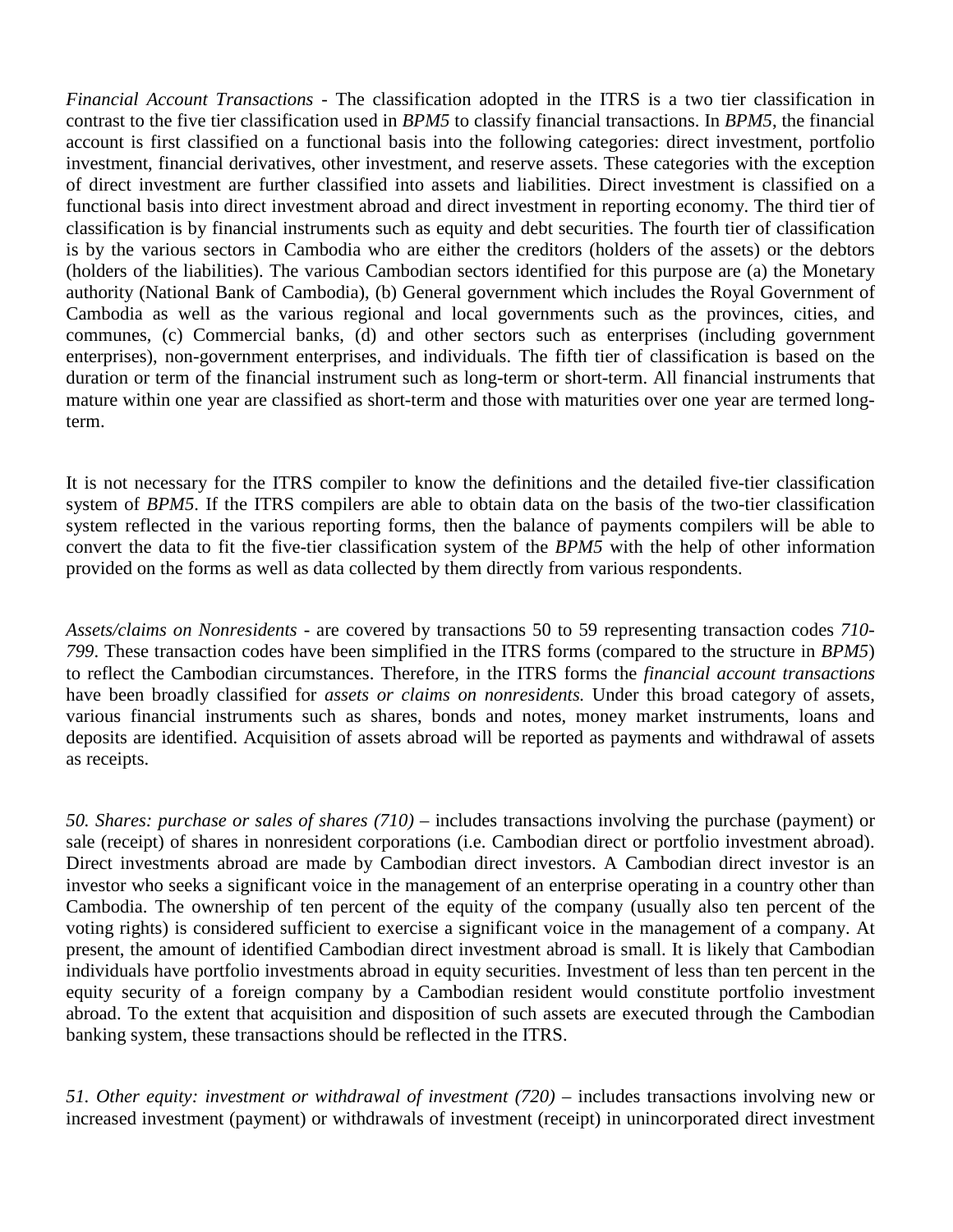*Financial Account Transactions* - The classification adopted in the ITRS is a two tier classification in contrast to the five tier classification used in *BPM5* to classify financial transactions. In *BPM5*, the financial account is first classified on a functional basis into the following categories: direct investment, portfolio investment, financial derivatives, other investment, and reserve assets. These categories with the exception of direct investment are further classified into assets and liabilities. Direct investment is classified on a functional basis into direct investment abroad and direct investment in reporting economy. The third tier of classification is by financial instruments such as equity and debt securities. The fourth tier of classification is by the various sectors in Cambodia who are either the creditors (holders of the assets) or the debtors (holders of the liabilities). The various Cambodian sectors identified for this purpose are (a) the Monetary authority (National Bank of Cambodia), (b) General government which includes the Royal Government of Cambodia as well as the various regional and local governments such as the provinces, cities, and communes, (c) Commercial banks, (d) and other sectors such as enterprises (including government enterprises), non-government enterprises, and individuals. The fifth tier of classification is based on the duration or term of the financial instrument such as long-term or short-term. All financial instruments that mature within one year are classified as short-term and those with maturities over one year are termed long-term.

It is not necessary for the ITRS compiler to know the definitions and the detailed five-tier classification system of *BPM5*. If the ITRS compilers are able to obtain data on the basis of the two-tier classification system reflected in the various reporting forms, then the balance of payments compilers will be able to convert the data to fit the five-tier classification system of the *BPM5* with the help of other information provided on the forms as well as data collected by them directly from various respondents.

*Assets/claims on Nonresidents* - are covered by transactions 50 to 59 representing transaction codes *710-799*. These transaction codes have been simplified in the ITRS forms (compared to the structure in *BPM5*) to reflect the Cambodian circumstances. Therefore, in the ITRS forms the *financial account transactions* have been broadly classified for *assets or claims on nonresidents.* Under this broad category of assets, various financial instruments such as shares, bonds and notes, money market instruments, loans and deposits are identified. Acquisition of assets abroad will be reported as payments and withdrawal of assets as receipts.

*50. Shares: purchase or sales of shares (710)* – includes transactions involving the purchase (payment) or sale (receipt) of shares in nonresident corporations (i.e. Cambodian direct or portfolio investment abroad). Direct investments abroad are made by Cambodian direct investors. A Cambodian direct investor is an investor who seeks a significant voice in the management of an enterprise operating in a country other than Cambodia. The ownership of ten percent of the equity of the company (usually also ten percent of the voting rights) is considered sufficient to exercise a significant voice in the management of a company. At present, the amount of identified Cambodian direct investment abroad is small. It is likely that Cambodian individuals have portfolio investments abroad in equity securities. Investment of less than ten percent in the equity security of a foreign company by a Cambodian resident would constitute portfolio investment abroad. To the extent that acquisition and disposition of such assets are executed through the Cambodian banking system, these transactions should be reflected in the ITRS.

*51. Other equity: investment or withdrawal of investment (720)* – includes transactions involving new or increased investment (payment) or withdrawals of investment (receipt) in unincorporated direct investment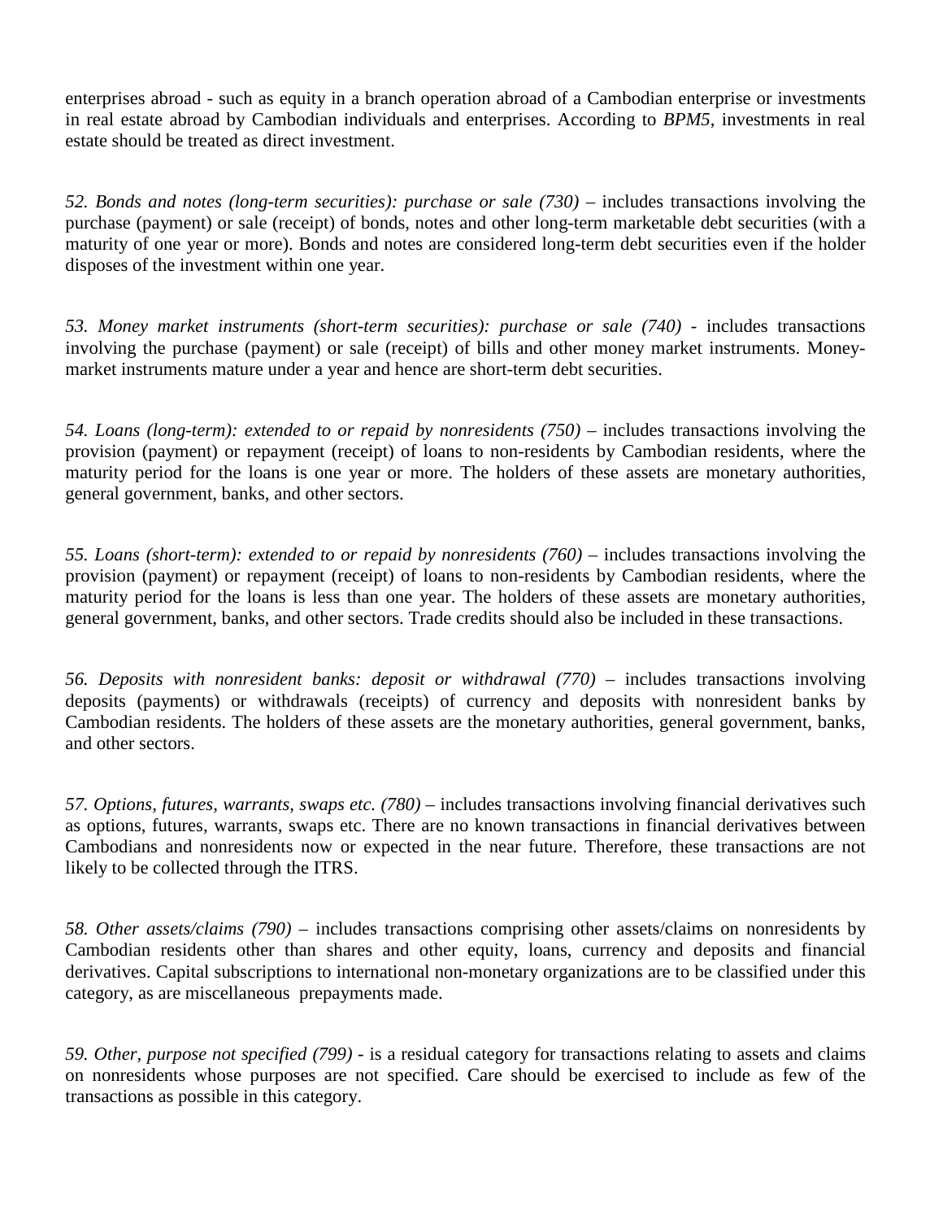enterprises abroad - such as equity in a branch operation abroad of a Cambodian enterprise or investments in real estate abroad by Cambodian individuals and enterprises. According to *BPM5*, investments in real estate should be treated as direct investment.

*52. Bonds and notes (long-term securities): purchase or sale (730)* – includes transactions involving the purchase (payment) or sale (receipt) of bonds, notes and other long-term marketable debt securities (with a maturity of one year or more). Bonds and notes are considered long-term debt securities even if the holder disposes of the investment within one year.

*53. Money market instruments (short-term securities): purchase or sale (740)* - includes transactions involving the purchase (payment) or sale (receipt) of bills and other money market instruments. Money-market instruments mature under a year and hence are short-term debt securities.

*54. Loans (long-term): extended to or repaid by nonresidents (750)* – includes transactions involving the provision (payment) or repayment (receipt) of loans to non-residents by Cambodian residents, where the maturity period for the loans is one year or more. The holders of these assets are monetary authorities, general government, banks, and other sectors.

*55. Loans (short-term): extended to or repaid by nonresidents (760)* – includes transactions involving the provision (payment) or repayment (receipt) of loans to non-residents by Cambodian residents, where the maturity period for the loans is less than one year. The holders of these assets are monetary authorities, general government, banks, and other sectors. Trade credits should also be included in these transactions.

*56. Deposits with nonresident banks: deposit or withdrawal (770)* – includes transactions involving deposits (payments) or withdrawals (receipts) of currency and deposits with nonresident banks by Cambodian residents. The holders of these assets are the monetary authorities, general government, banks, and other sectors.

*57. Options, futures, warrants, swaps etc. (780)* – includes transactions involving financial derivatives such as options, futures, warrants, swaps etc. There are no known transactions in financial derivatives between Cambodians and nonresidents now or expected in the near future. Therefore, these transactions are not likely to be collected through the ITRS.

*58. Other assets/claims (790)* – includes transactions comprising other assets/claims on nonresidents by Cambodian residents other than shares and other equity, loans, currency and deposits and financial derivatives. Capital subscriptions to international non-monetary organizations are to be classified under this category, as are miscellaneous prepayments made.

*59. Other, purpose not specified (799)* - is a residual category for transactions relating to assets and claims on nonresidents whose purposes are not specified. Care should be exercised to include as few of the transactions as possible in this category.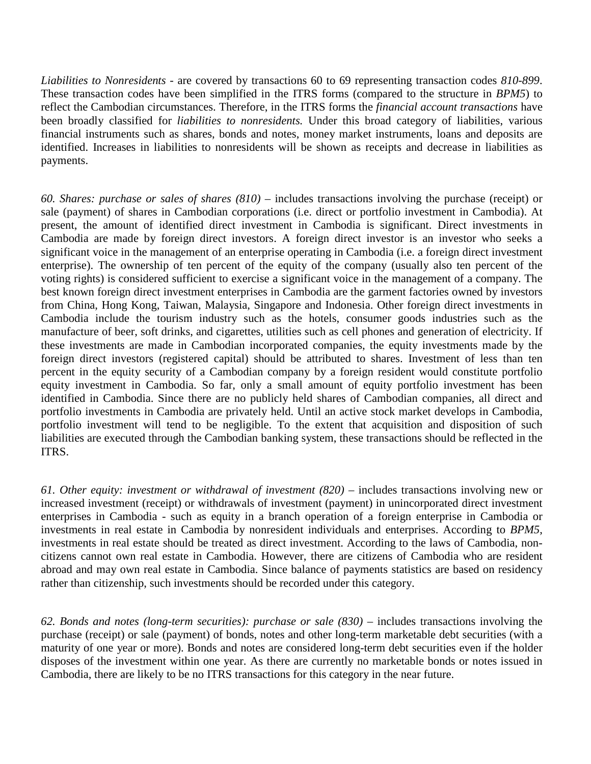*Liabilities to Nonresidents* - are covered by transactions 60 to 69 representing transaction codes *810-899*. These transaction codes have been simplified in the ITRS forms (compared to the structure in *BPM5*) to reflect the Cambodian circumstances. Therefore, in the ITRS forms the *financial account transactions* have been broadly classified for *liabilities to nonresidents.* Under this broad category of liabilities, various financial instruments such as shares, bonds and notes, money market instruments, loans and deposits are identified. Increases in liabilities to nonresidents will be shown as receipts and decrease in liabilities as payments.

*60. Shares: purchase or sales of shares (810)* – includes transactions involving the purchase (receipt) or sale (payment) of shares in Cambodian corporations (i.e. direct or portfolio investment in Cambodia). At present, the amount of identified direct investment in Cambodia is significant. Direct investments in Cambodia are made by foreign direct investors. A foreign direct investor is an investor who seeks a significant voice in the management of an enterprise operating in Cambodia (i.e. a foreign direct investment enterprise). The ownership of ten percent of the equity of the company (usually also ten percent of the voting rights) is considered sufficient to exercise a significant voice in the management of a company. The best known foreign direct investment enterprises in Cambodia are the garment factories owned by investors from China, Hong Kong, Taiwan, Malaysia, Singapore and Indonesia. Other foreign direct investments in Cambodia include the tourism industry such as the hotels, consumer goods industries such as the manufacture of beer, soft drinks, and cigarettes, utilities such as cell phones and generation of electricity. If these investments are made in Cambodian incorporated companies, the equity investments made by the foreign direct investors (registered capital) should be attributed to shares. Investment of less than ten percent in the equity security of a Cambodian company by a foreign resident would constitute portfolio equity investment in Cambodia. So far, only a small amount of equity portfolio investment has been identified in Cambodia. Since there are no publicly held shares of Cambodian companies, all direct and portfolio investments in Cambodia are privately held. Until an active stock market develops in Cambodia, portfolio investment will tend to be negligible. To the extent that acquisition and disposition of such liabilities are executed through the Cambodian banking system, these transactions should be reflected in the ITRS.

*61. Other equity: investment or withdrawal of investment (820)* – includes transactions involving new or increased investment (receipt) or withdrawals of investment (payment) in unincorporated direct investment enterprises in Cambodia - such as equity in a branch operation of a foreign enterprise in Cambodia or investments in real estate in Cambodia by nonresident individuals and enterprises. According to *BPM5*, investments in real estate should be treated as direct investment. According to the laws of Cambodia, non-citizens cannot own real estate in Cambodia. However, there are citizens of Cambodia who are resident abroad and may own real estate in Cambodia. Since balance of payments statistics are based on residency rather than citizenship, such investments should be recorded under this category.

*62. Bonds and notes (long-term securities): purchase or sale (830)* – includes transactions involving the purchase (receipt) or sale (payment) of bonds, notes and other long-term marketable debt securities (with a maturity of one year or more). Bonds and notes are considered long-term debt securities even if the holder disposes of the investment within one year. As there are currently no marketable bonds or notes issued in Cambodia, there are likely to be no ITRS transactions for this category in the near future.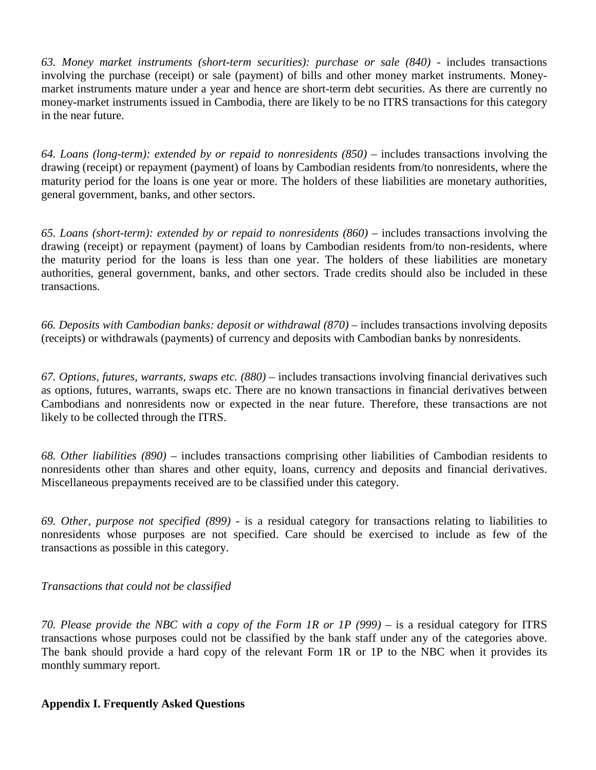*63. Money market instruments (short-term securities): purchase or sale (840)* - includes transactions involving the purchase (receipt) or sale (payment) of bills and other money market instruments. Money-market instruments mature under a year and hence are short-term debt securities. As there are currently no money-market instruments issued in Cambodia, there are likely to be no ITRS transactions for this category in the near future.

*64. Loans (long-term): extended by or repaid to nonresidents (850)* – includes transactions involving the drawing (receipt) or repayment (payment) of loans by Cambodian residents from/to nonresidents, where the maturity period for the loans is one year or more. The holders of these liabilities are monetary authorities, general government, banks, and other sectors.

*65. Loans (short-term): extended by or repaid to nonresidents (860)* – includes transactions involving the drawing (receipt) or repayment (payment) of loans by Cambodian residents from/to non-residents, where the maturity period for the loans is less than one year. The holders of these liabilities are monetary authorities, general government, banks, and other sectors. Trade credits should also be included in these transactions.

*66. Deposits with Cambodian banks: deposit or withdrawal (870)* – includes transactions involving deposits (receipts) or withdrawals (payments) of currency and deposits with Cambodian banks by nonresidents.

*67. Options, futures, warrants, swaps etc. (880)* – includes transactions involving financial derivatives such as options, futures, warrants, swaps etc. There are no known transactions in financial derivatives between Cambodians and nonresidents now or expected in the near future. Therefore, these transactions are not likely to be collected through the ITRS.

*68. Other liabilities (890)* – includes transactions comprising other liabilities of Cambodian residents to nonresidents other than shares and other equity, loans, currency and deposits and financial derivatives. Miscellaneous prepayments received are to be classified under this category.

*69. Other, purpose not specified (899)* - is a residual category for transactions relating to liabilities to nonresidents whose purposes are not specified. Care should be exercised to include as few of the transactions as possible in this category.

*Transactions that could not be classified*

*70. Please provide the NBC with a copy of the Form 1R or 1P (999)* – is a residual category for ITRS transactions whose purposes could not be classified by the bank staff under any of the categories above. The bank should provide a hard copy of the relevant Form 1R or 1P to the NBC when it provides its monthly summary report.

**Appendix I. Frequently Asked Questions**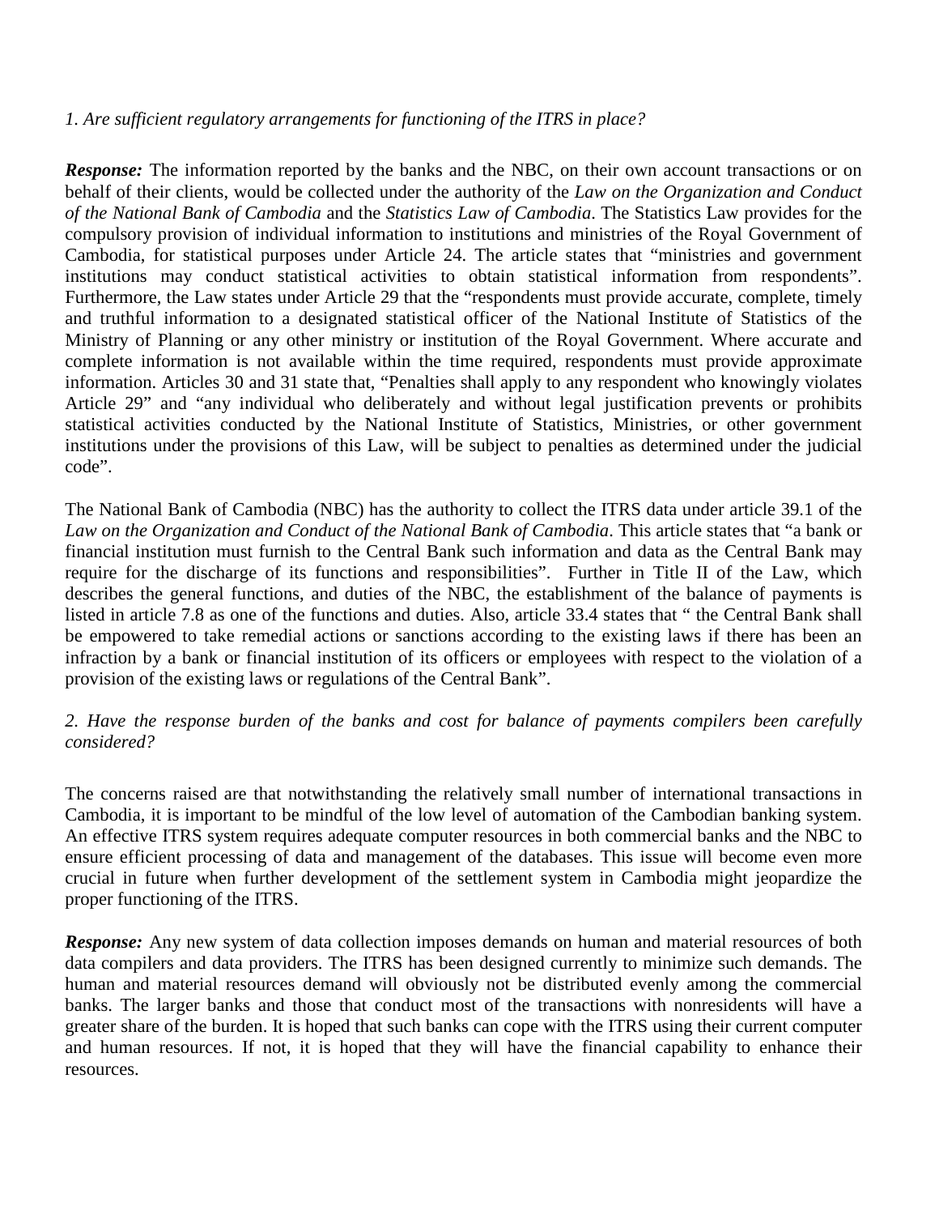*1. Are sufficient regulatory arrangements for functioning of the ITRS in place?*

***Response:*** The information reported by the banks and the NBC, on their own account transactions or on behalf of their clients, would be collected under the authority of the *Law on the Organization and Conduct of the National Bank of Cambodia* and the *Statistics Law of Cambodia*. The Statistics Law provides for the compulsory provision of individual information to institutions and ministries of the Royal Government of Cambodia, for statistical purposes under Article 24. The article states that "ministries and government institutions may conduct statistical activities to obtain statistical information from respondents". Furthermore, the Law states under Article 29 that the "respondents must provide accurate, complete, timely and truthful information to a designated statistical officer of the National Institute of Statistics of the Ministry of Planning or any other ministry or institution of the Royal Government. Where accurate and complete information is not available within the time required, respondents must provide approximate information. Articles 30 and 31 state that, "Penalties shall apply to any respondent who knowingly violates Article 29" and "any individual who deliberately and without legal justification prevents or prohibits statistical activities conducted by the National Institute of Statistics, Ministries, or other government institutions under the provisions of this Law, will be subject to penalties as determined under the judicial code".

The National Bank of Cambodia (NBC) has the authority to collect the ITRS data under article 39.1 of the *Law on the Organization and Conduct of the National Bank of Cambodia*. This article states that "a bank or financial institution must furnish to the Central Bank such information and data as the Central Bank may require for the discharge of its functions and responsibilities". Further in Title II of the Law, which describes the general functions, and duties of the NBC, the establishment of the balance of payments is listed in article 7.8 as one of the functions and duties. Also, article 33.4 states that " the Central Bank shall be empowered to take remedial actions or sanctions according to the existing laws if there has been an infraction by a bank or financial institution of its officers or employees with respect to the violation of a provision of the existing laws or regulations of the Central Bank".

*2. Have the response burden of the banks and cost for balance of payments compilers been carefully considered?*

The concerns raised are that notwithstanding the relatively small number of international transactions in Cambodia, it is important to be mindful of the low level of automation of the Cambodian banking system. An effective ITRS system requires adequate computer resources in both commercial banks and the NBC to ensure efficient processing of data and management of the databases. This issue will become even more crucial in future when further development of the settlement system in Cambodia might jeopardize the proper functioning of the ITRS.

***Response:*** Any new system of data collection imposes demands on human and material resources of both data compilers and data providers. The ITRS has been designed currently to minimize such demands. The human and material resources demand will obviously not be distributed evenly among the commercial banks. The larger banks and those that conduct most of the transactions with nonresidents will have a greater share of the burden. It is hoped that such banks can cope with the ITRS using their current computer and human resources. If not, it is hoped that they will have the financial capability to enhance their resources.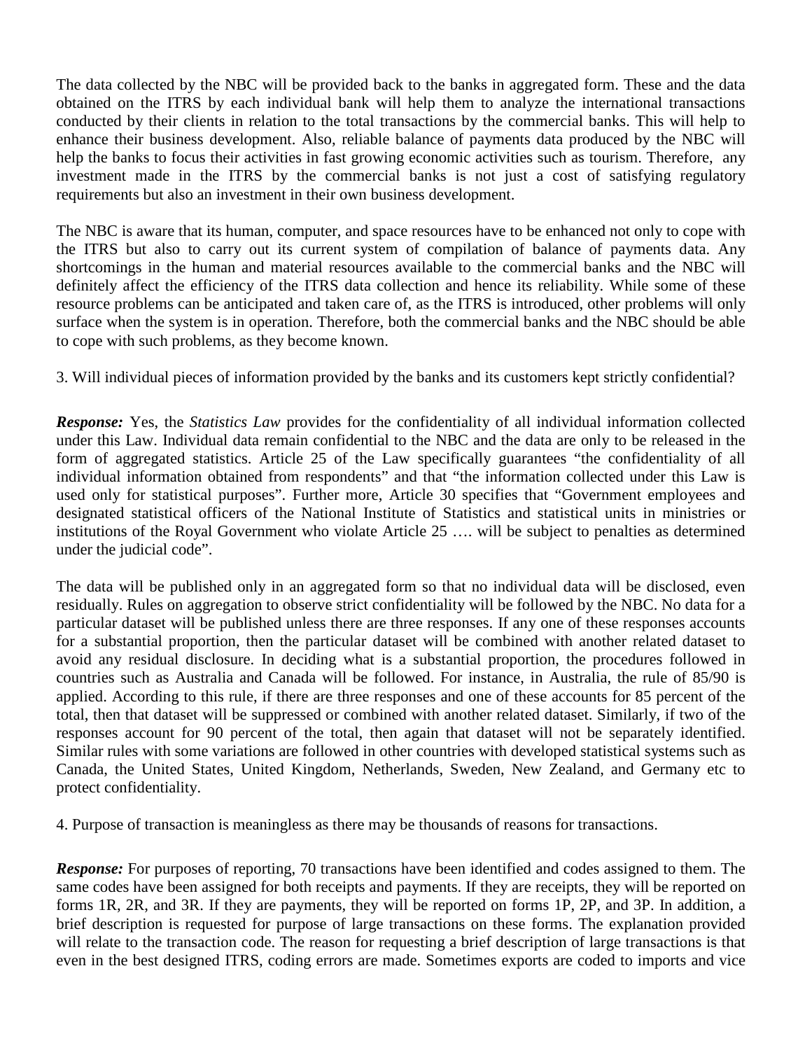The data collected by the NBC will be provided back to the banks in aggregated form. These and the data obtained on the ITRS by each individual bank will help them to analyze the international transactions conducted by their clients in relation to the total transactions by the commercial banks. This will help to enhance their business development. Also, reliable balance of payments data produced by the NBC will help the banks to focus their activities in fast growing economic activities such as tourism. Therefore, any investment made in the ITRS by the commercial banks is not just a cost of satisfying regulatory requirements but also an investment in their own business development.

The NBC is aware that its human, computer, and space resources have to be enhanced not only to cope with the ITRS but also to carry out its current system of compilation of balance of payments data. Any shortcomings in the human and material resources available to the commercial banks and the NBC will definitely affect the efficiency of the ITRS data collection and hence its reliability. While some of these resource problems can be anticipated and taken care of, as the ITRS is introduced, other problems will only surface when the system is in operation. Therefore, both the commercial banks and the NBC should be able to cope with such problems, as they become known.

3. Will individual pieces of information provided by the banks and its customers kept strictly confidential?

***Response:*** Yes, the *Statistics Law* provides for the confidentiality of all individual information collected under this Law. Individual data remain confidential to the NBC and the data are only to be released in the form of aggregated statistics. Article 25 of the Law specifically guarantees "the confidentiality of all individual information obtained from respondents" and that "the information collected under this Law is used only for statistical purposes". Further more, Article 30 specifies that "Government employees and designated statistical officers of the National Institute of Statistics and statistical units in ministries or institutions of the Royal Government who violate Article 25 …. will be subject to penalties as determined under the judicial code".

The data will be published only in an aggregated form so that no individual data will be disclosed, even residually. Rules on aggregation to observe strict confidentiality will be followed by the NBC. No data for a particular dataset will be published unless there are three responses. If any one of these responses accounts for a substantial proportion, then the particular dataset will be combined with another related dataset to avoid any residual disclosure. In deciding what is a substantial proportion, the procedures followed in countries such as Australia and Canada will be followed. For instance, in Australia, the rule of 85/90 is applied. According to this rule, if there are three responses and one of these accounts for 85 percent of the total, then that dataset will be suppressed or combined with another related dataset. Similarly, if two of the responses account for 90 percent of the total, then again that dataset will not be separately identified. Similar rules with some variations are followed in other countries with developed statistical systems such as Canada, the United States, United Kingdom, Netherlands, Sweden, New Zealand, and Germany etc to protect confidentiality.

4. Purpose of transaction is meaningless as there may be thousands of reasons for transactions.

***Response:*** For purposes of reporting, 70 transactions have been identified and codes assigned to them. The same codes have been assigned for both receipts and payments. If they are receipts, they will be reported on forms 1R, 2R, and 3R. If they are payments, they will be reported on forms 1P, 2P, and 3P. In addition, a brief description is requested for purpose of large transactions on these forms. The explanation provided will relate to the transaction code. The reason for requesting a brief description of large transactions is that even in the best designed ITRS, coding errors are made. Sometimes exports are coded to imports and vice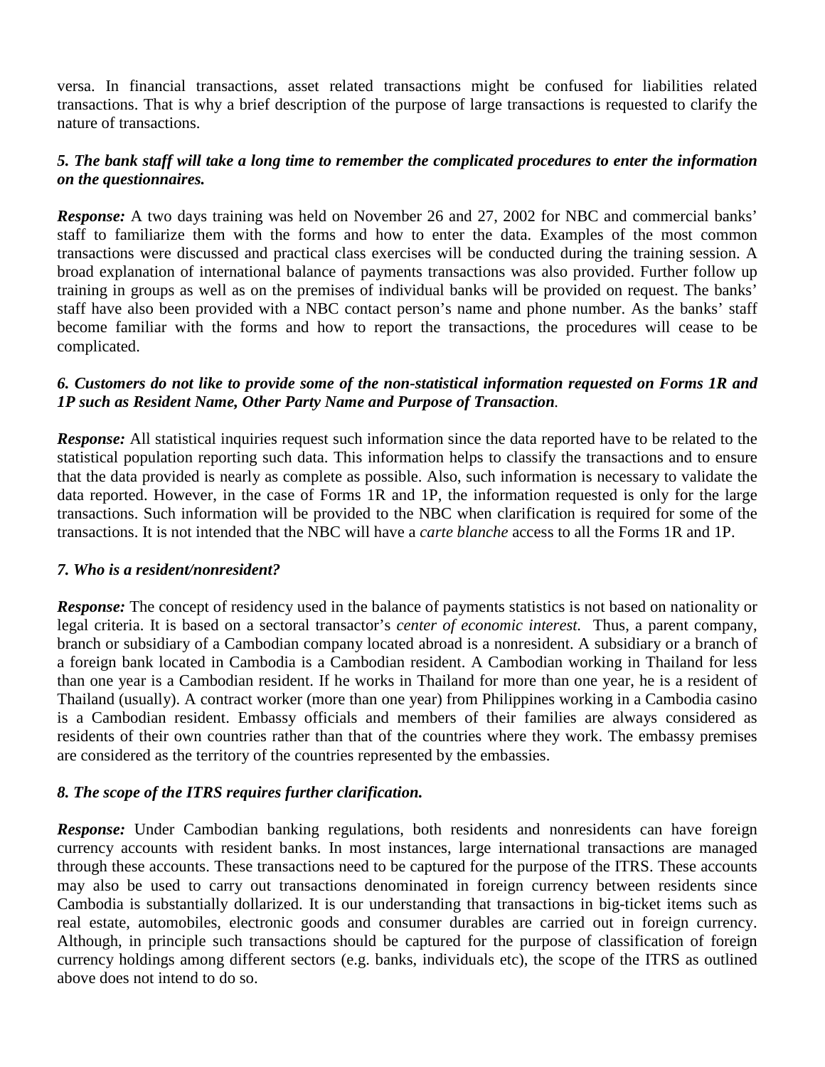versa. In financial transactions, asset related transactions might be confused for liabilities related transactions. That is why a brief description of the purpose of large transactions is requested to clarify the nature of transactions.

***5. The bank staff will take a long time to remember the complicated procedures to enter the information on the questionnaires.***

***Response:*** A two days training was held on November 26 and 27, 2002 for NBC and commercial banks' staff to familiarize them with the forms and how to enter the data. Examples of the most common transactions were discussed and practical class exercises will be conducted during the training session. A broad explanation of international balance of payments transactions was also provided. Further follow up training in groups as well as on the premises of individual banks will be provided on request. The banks' staff have also been provided with a NBC contact person's name and phone number. As the banks' staff become familiar with the forms and how to report the transactions, the procedures will cease to be complicated.

***6. Customers do not like to provide some of the non-statistical information requested on Forms 1R and 1P such as Resident Name, Other Party Name and Purpose of Transaction.***

***Response:*** All statistical inquiries request such information since the data reported have to be related to the statistical population reporting such data. This information helps to classify the transactions and to ensure that the data provided is nearly as complete as possible. Also, such information is necessary to validate the data reported. However, in the case of Forms 1R and 1P, the information requested is only for the large transactions. Such information will be provided to the NBC when clarification is required for some of the transactions. It is not intended that the NBC will have a *carte blanche* access to all the Forms 1R and 1P.

***7. Who is a resident/nonresident?***

***Response:*** The concept of residency used in the balance of payments statistics is not based on nationality or legal criteria. It is based on a sectoral transactor's *center of economic interest.* Thus, a parent company, branch or subsidiary of a Cambodian company located abroad is a nonresident. A subsidiary or a branch of a foreign bank located in Cambodia is a Cambodian resident. A Cambodian working in Thailand for less than one year is a Cambodian resident. If he works in Thailand for more than one year, he is a resident of Thailand (usually). A contract worker (more than one year) from Philippines working in a Cambodia casino is a Cambodian resident. Embassy officials and members of their families are always considered as residents of their own countries rather than that of the countries where they work. The embassy premises are considered as the territory of the countries represented by the embassies.

***8. The scope of the ITRS requires further clarification.***

***Response:*** Under Cambodian banking regulations, both residents and nonresidents can have foreign currency accounts with resident banks. In most instances, large international transactions are managed through these accounts. These transactions need to be captured for the purpose of the ITRS. These accounts may also be used to carry out transactions denominated in foreign currency between residents since Cambodia is substantially dollarized. It is our understanding that transactions in big-ticket items such as real estate, automobiles, electronic goods and consumer durables are carried out in foreign currency. Although, in principle such transactions should be captured for the purpose of classification of foreign currency holdings among different sectors (e.g. banks, individuals etc), the scope of the ITRS as outlined above does not intend to do so.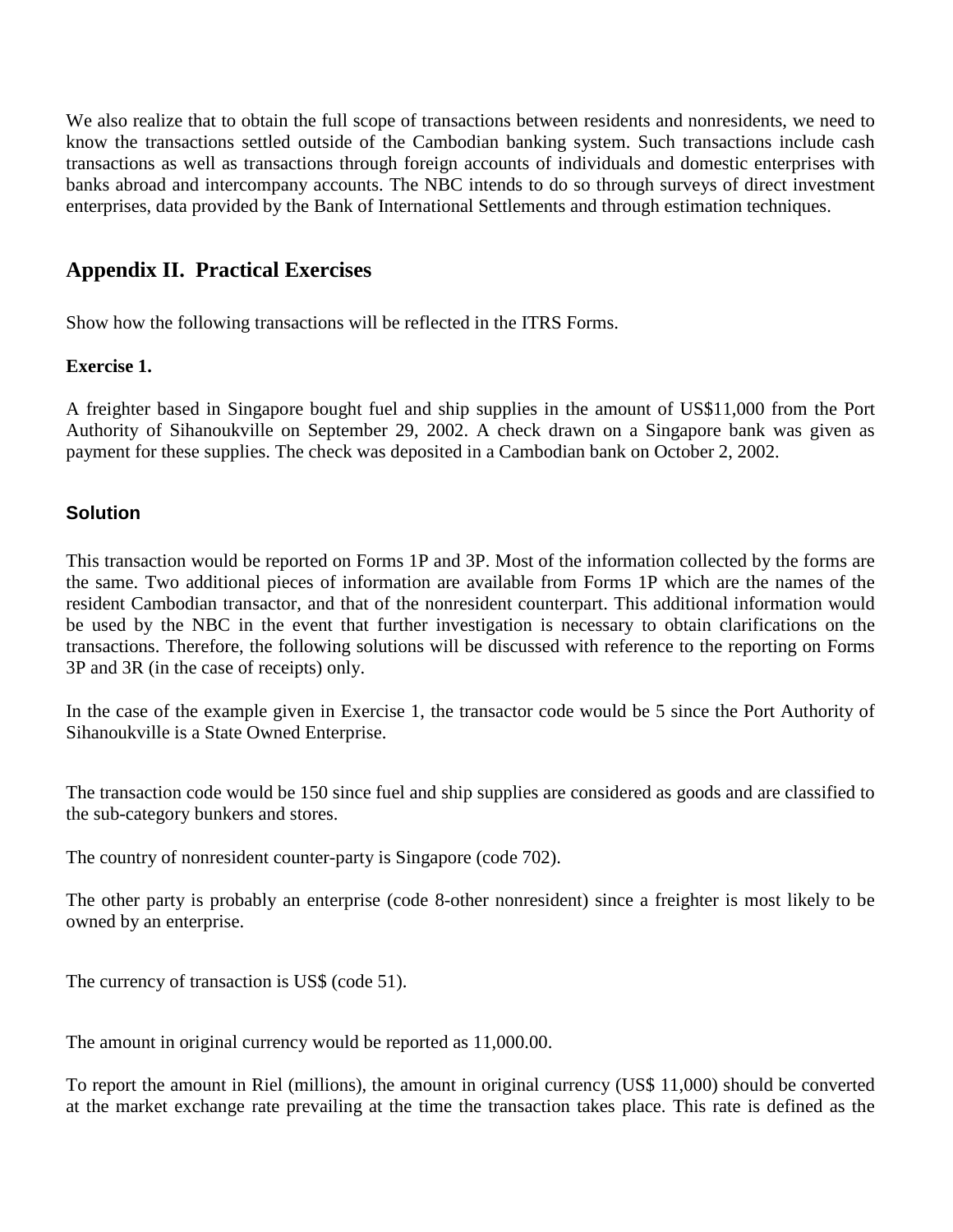We also realize that to obtain the full scope of transactions between residents and nonresidents, we need to know the transactions settled outside of the Cambodian banking system. Such transactions include cash transactions as well as transactions through foreign accounts of individuals and domestic enterprises with banks abroad and intercompany accounts. The NBC intends to do so through surveys of direct investment enterprises, data provided by the Bank of International Settlements and through estimation techniques.

## Appendix II. Practical Exercises

Show how the following transactions will be reflected in the ITRS Forms.

**Exercise 1.**

A freighter based in Singapore bought fuel and ship supplies in the amount of US$11,000 from the Port Authority of Sihanoukville on September 29, 2002. A check drawn on a Singapore bank was given as payment for these supplies. The check was deposited in a Cambodian bank on October 2, 2002.

### Solution

This transaction would be reported on Forms 1P and 3P. Most of the information collected by the forms are the same. Two additional pieces of information are available from Forms 1P which are the names of the resident Cambodian transactor, and that of the nonresident counterpart. This additional information would be used by the NBC in the event that further investigation is necessary to obtain clarifications on the transactions. Therefore, the following solutions will be discussed with reference to the reporting on Forms 3P and 3R (in the case of receipts) only.

In the case of the example given in Exercise 1, the transactor code would be 5 since the Port Authority of Sihanoukville is a State Owned Enterprise.

The transaction code would be 150 since fuel and ship supplies are considered as goods and are classified to the sub-category bunkers and stores.

The country of nonresident counter-party is Singapore (code 702).

The other party is probably an enterprise (code 8-other nonresident) since a freighter is most likely to be owned by an enterprise.

The currency of transaction is US$ (code 51).

The amount in original currency would be reported as 11,000.00.

To report the amount in Riel (millions), the amount in original currency (US$ 11,000) should be converted at the market exchange rate prevailing at the time the transaction takes place. This rate is defined as the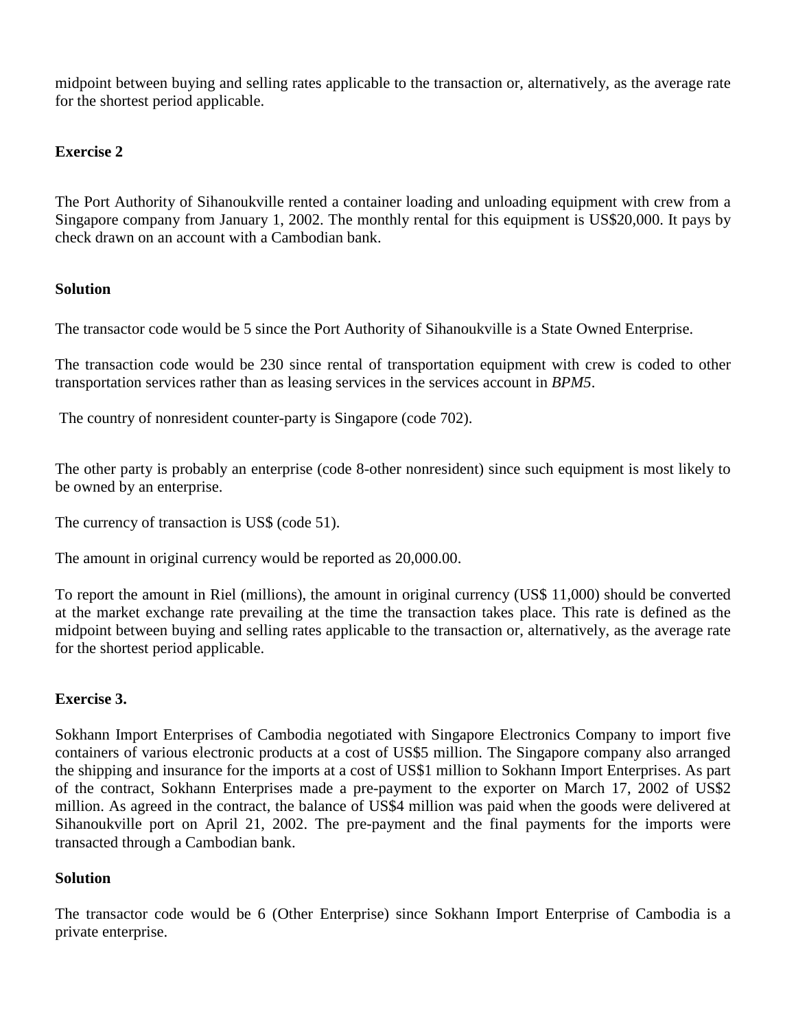midpoint between buying and selling rates applicable to the transaction or, alternatively, as the average rate for the shortest period applicable.

**Exercise 2**

The Port Authority of Sihanoukville rented a container loading and unloading equipment with crew from a Singapore company from January 1, 2002. The monthly rental for this equipment is US$20,000. It pays by check drawn on an account with a Cambodian bank.

**Solution**

The transactor code would be 5 since the Port Authority of Sihanoukville is a State Owned Enterprise.

The transaction code would be 230 since rental of transportation equipment with crew is coded to other transportation services rather than as leasing services in the services account in *BPM5*.

The country of nonresident counter-party is Singapore (code 702).

The other party is probably an enterprise (code 8-other nonresident) since such equipment is most likely to be owned by an enterprise.

The currency of transaction is US$ (code 51).

The amount in original currency would be reported as 20,000.00.

To report the amount in Riel (millions), the amount in original currency (US$ 11,000) should be converted at the market exchange rate prevailing at the time the transaction takes place. This rate is defined as the midpoint between buying and selling rates applicable to the transaction or, alternatively, as the average rate for the shortest period applicable.

**Exercise 3.**

Sokhann Import Enterprises of Cambodia negotiated with Singapore Electronics Company to import five containers of various electronic products at a cost of US$5 million. The Singapore company also arranged the shipping and insurance for the imports at a cost of US$1 million to Sokhann Import Enterprises. As part of the contract, Sokhann Enterprises made a pre-payment to the exporter on March 17, 2002 of US$2 million. As agreed in the contract, the balance of US$4 million was paid when the goods were delivered at Sihanoukville port on April 21, 2002. The pre-payment and the final payments for the imports were transacted through a Cambodian bank.

**Solution**

The transactor code would be 6 (Other Enterprise) since Sokhann Import Enterprise of Cambodia is a private enterprise.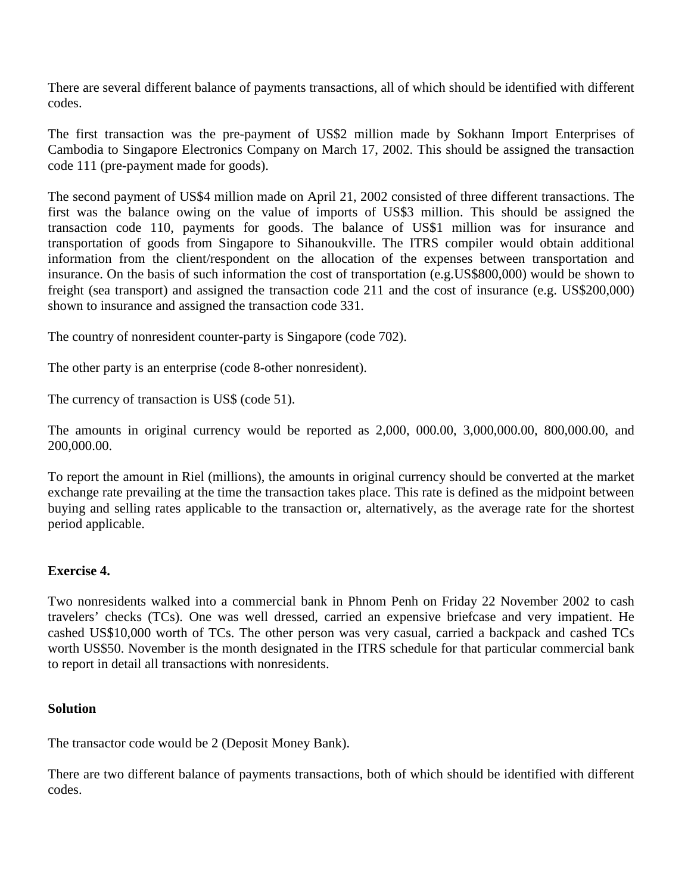There are several different balance of payments transactions, all of which should be identified with different codes.

The first transaction was the pre-payment of US$2 million made by Sokhann Import Enterprises of Cambodia to Singapore Electronics Company on March 17, 2002. This should be assigned the transaction code 111 (pre-payment made for goods).

The second payment of US$4 million made on April 21, 2002 consisted of three different transactions. The first was the balance owing on the value of imports of US$3 million. This should be assigned the transaction code 110, payments for goods. The balance of US$1 million was for insurance and transportation of goods from Singapore to Sihanoukville. The ITRS compiler would obtain additional information from the client/respondent on the allocation of the expenses between transportation and insurance. On the basis of such information the cost of transportation (e.g.US$800,000) would be shown to freight (sea transport) and assigned the transaction code 211 and the cost of insurance (e.g. US$200,000) shown to insurance and assigned the transaction code 331.

The country of nonresident counter-party is Singapore (code 702).

The other party is an enterprise (code 8-other nonresident).

The currency of transaction is US$ (code 51).

The amounts in original currency would be reported as 2,000, 000.00, 3,000,000.00, 800,000.00, and 200,000.00.

To report the amount in Riel (millions), the amounts in original currency should be converted at the market exchange rate prevailing at the time the transaction takes place. This rate is defined as the midpoint between buying and selling rates applicable to the transaction or, alternatively, as the average rate for the shortest period applicable.

**Exercise 4.**

Two nonresidents walked into a commercial bank in Phnom Penh on Friday 22 November 2002 to cash travelers' checks (TCs). One was well dressed, carried an expensive briefcase and very impatient. He cashed US$10,000 worth of TCs. The other person was very casual, carried a backpack and cashed TCs worth US$50. November is the month designated in the ITRS schedule for that particular commercial bank to report in detail all transactions with nonresidents.

**Solution**

The transactor code would be 2 (Deposit Money Bank).

There are two different balance of payments transactions, both of which should be identified with different codes.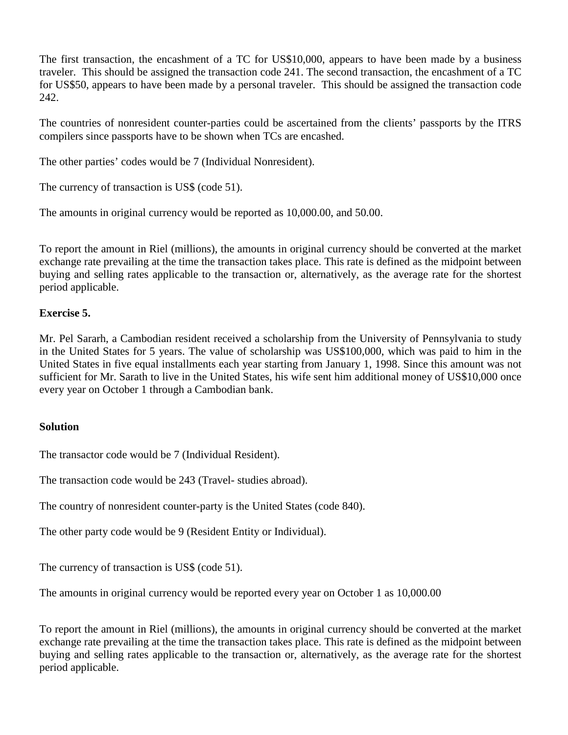The first transaction, the encashment of a TC for US$10,000, appears to have been made by a business traveler. This should be assigned the transaction code 241. The second transaction, the encashment of a TC for US$50, appears to have been made by a personal traveler. This should be assigned the transaction code 242.

The countries of nonresident counter-parties could be ascertained from the clients' passports by the ITRS compilers since passports have to be shown when TCs are encashed.

The other parties' codes would be 7 (Individual Nonresident).

The currency of transaction is US$ (code 51).

The amounts in original currency would be reported as 10,000.00, and 50.00.

To report the amount in Riel (millions), the amounts in original currency should be converted at the market exchange rate prevailing at the time the transaction takes place. This rate is defined as the midpoint between buying and selling rates applicable to the transaction or, alternatively, as the average rate for the shortest period applicable.

**Exercise 5.**

Mr. Pel Sararh, a Cambodian resident received a scholarship from the University of Pennsylvania to study in the United States for 5 years. The value of scholarship was US$100,000, which was paid to him in the United States in five equal installments each year starting from January 1, 1998. Since this amount was not sufficient for Mr. Sarath to live in the United States, his wife sent him additional money of US$10,000 once every year on October 1 through a Cambodian bank.

**Solution**

The transactor code would be 7 (Individual Resident).

The transaction code would be 243 (Travel- studies abroad).

The country of nonresident counter-party is the United States (code 840).

The other party code would be 9 (Resident Entity or Individual).

The currency of transaction is US$ (code 51).

The amounts in original currency would be reported every year on October 1 as 10,000.00

To report the amount in Riel (millions), the amounts in original currency should be converted at the market exchange rate prevailing at the time the transaction takes place. This rate is defined as the midpoint between buying and selling rates applicable to the transaction or, alternatively, as the average rate for the shortest period applicable.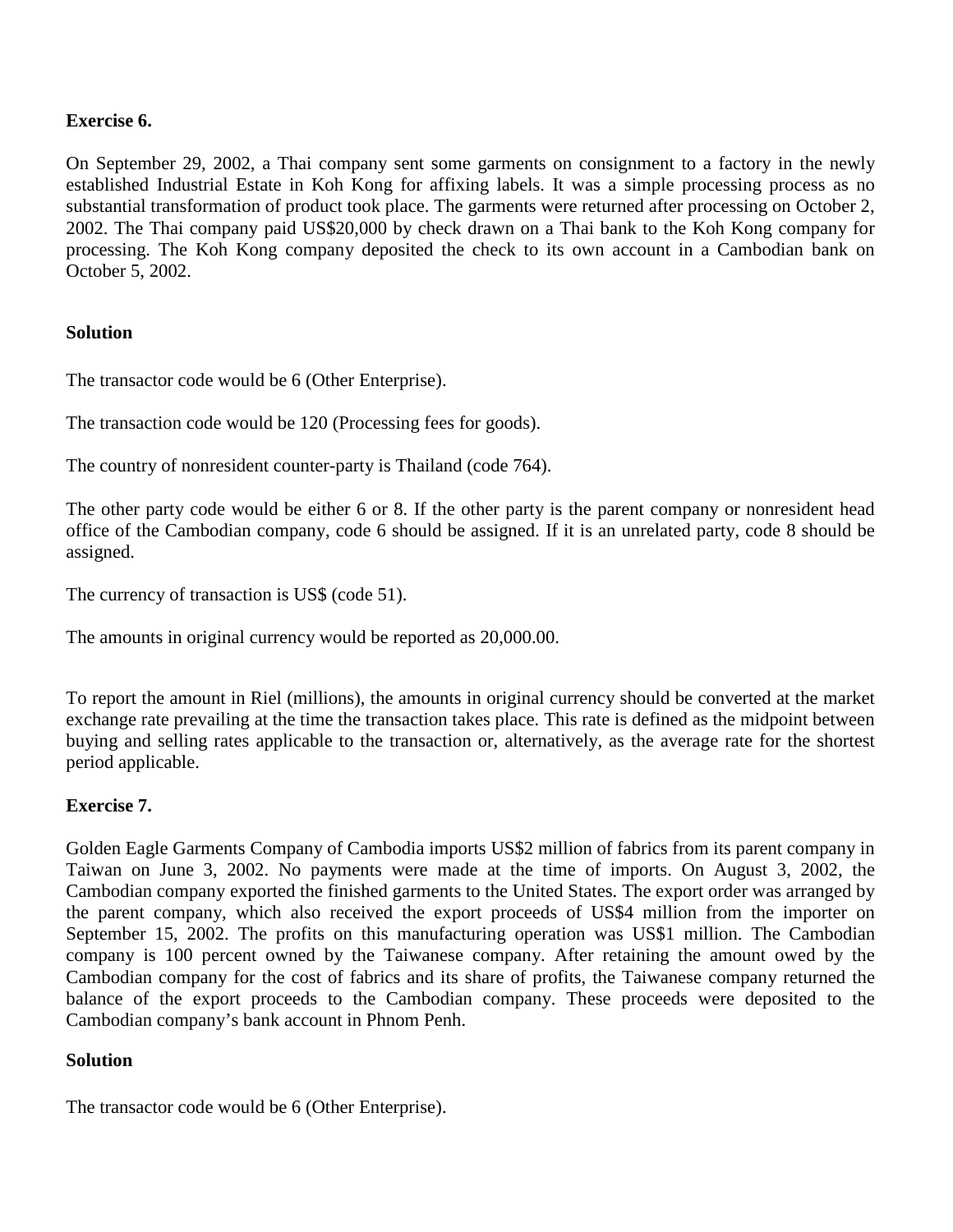**Exercise 6.**

On September 29, 2002, a Thai company sent some garments on consignment to a factory in the newly established Industrial Estate in Koh Kong for affixing labels. It was a simple processing process as no substantial transformation of product took place. The garments were returned after processing on October 2, 2002. The Thai company paid US$20,000 by check drawn on a Thai bank to the Koh Kong company for processing. The Koh Kong company deposited the check to its own account in a Cambodian bank on October 5, 2002.

**Solution**

The transactor code would be 6 (Other Enterprise).

The transaction code would be 120 (Processing fees for goods).

The country of nonresident counter-party is Thailand (code 764).

The other party code would be either 6 or 8. If the other party is the parent company or nonresident head office of the Cambodian company, code 6 should be assigned. If it is an unrelated party, code 8 should be assigned.

The currency of transaction is US$ (code 51).

The amounts in original currency would be reported as 20,000.00.

To report the amount in Riel (millions), the amounts in original currency should be converted at the market exchange rate prevailing at the time the transaction takes place. This rate is defined as the midpoint between buying and selling rates applicable to the transaction or, alternatively, as the average rate for the shortest period applicable.

**Exercise 7.**

Golden Eagle Garments Company of Cambodia imports US$2 million of fabrics from its parent company in Taiwan on June 3, 2002. No payments were made at the time of imports. On August 3, 2002, the Cambodian company exported the finished garments to the United States. The export order was arranged by the parent company, which also received the export proceeds of US$4 million from the importer on September 15, 2002. The profits on this manufacturing operation was US$1 million. The Cambodian company is 100 percent owned by the Taiwanese company. After retaining the amount owed by the Cambodian company for the cost of fabrics and its share of profits, the Taiwanese company returned the balance of the export proceeds to the Cambodian company. These proceeds were deposited to the Cambodian company's bank account in Phnom Penh.

**Solution**

The transactor code would be 6 (Other Enterprise).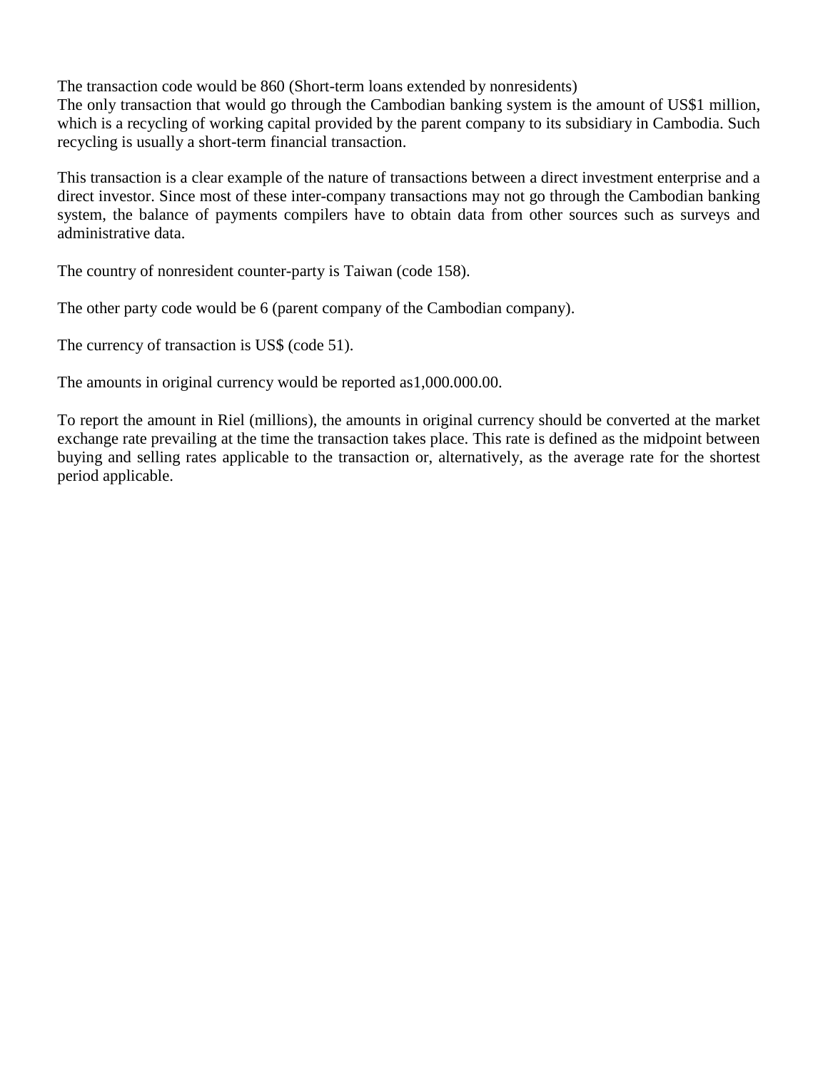The transaction code would be 860 (Short-term loans extended by nonresidents)
The only transaction that would go through the Cambodian banking system is the amount of US$1 million, which is a recycling of working capital provided by the parent company to its subsidiary in Cambodia. Such recycling is usually a short-term financial transaction.

This transaction is a clear example of the nature of transactions between a direct investment enterprise and a direct investor. Since most of these inter-company transactions may not go through the Cambodian banking system, the balance of payments compilers have to obtain data from other sources such as surveys and administrative data.

The country of nonresident counter-party is Taiwan (code 158).

The other party code would be 6 (parent company of the Cambodian company).

The currency of transaction is US$ (code 51).

The amounts in original currency would be reported as1,000.000.00.

To report the amount in Riel (millions), the amounts in original currency should be converted at the market exchange rate prevailing at the time the transaction takes place. This rate is defined as the midpoint between buying and selling rates applicable to the transaction or, alternatively, as the average rate for the shortest period applicable.